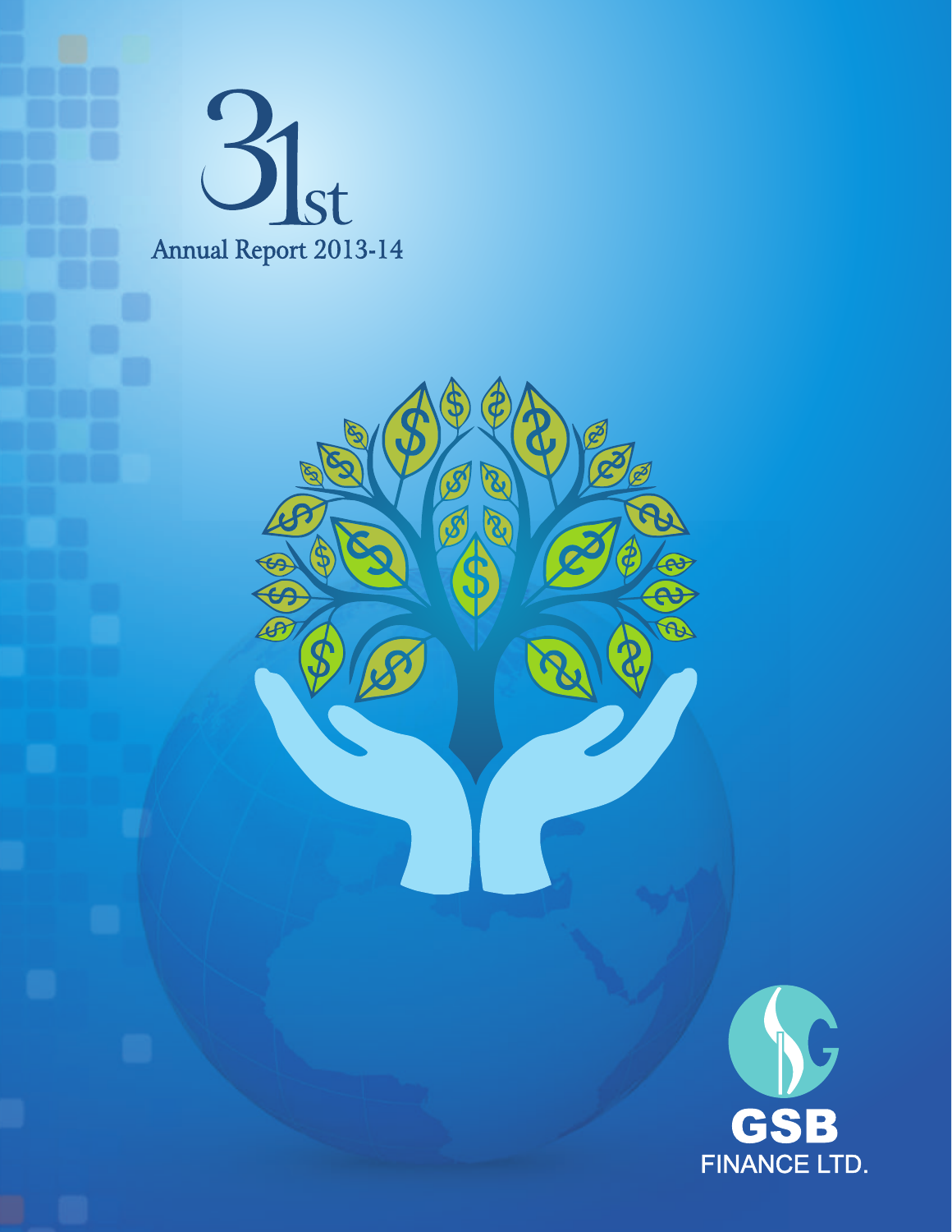# 31st

Annual Report 2013-14

GSB

FINANCE LTD.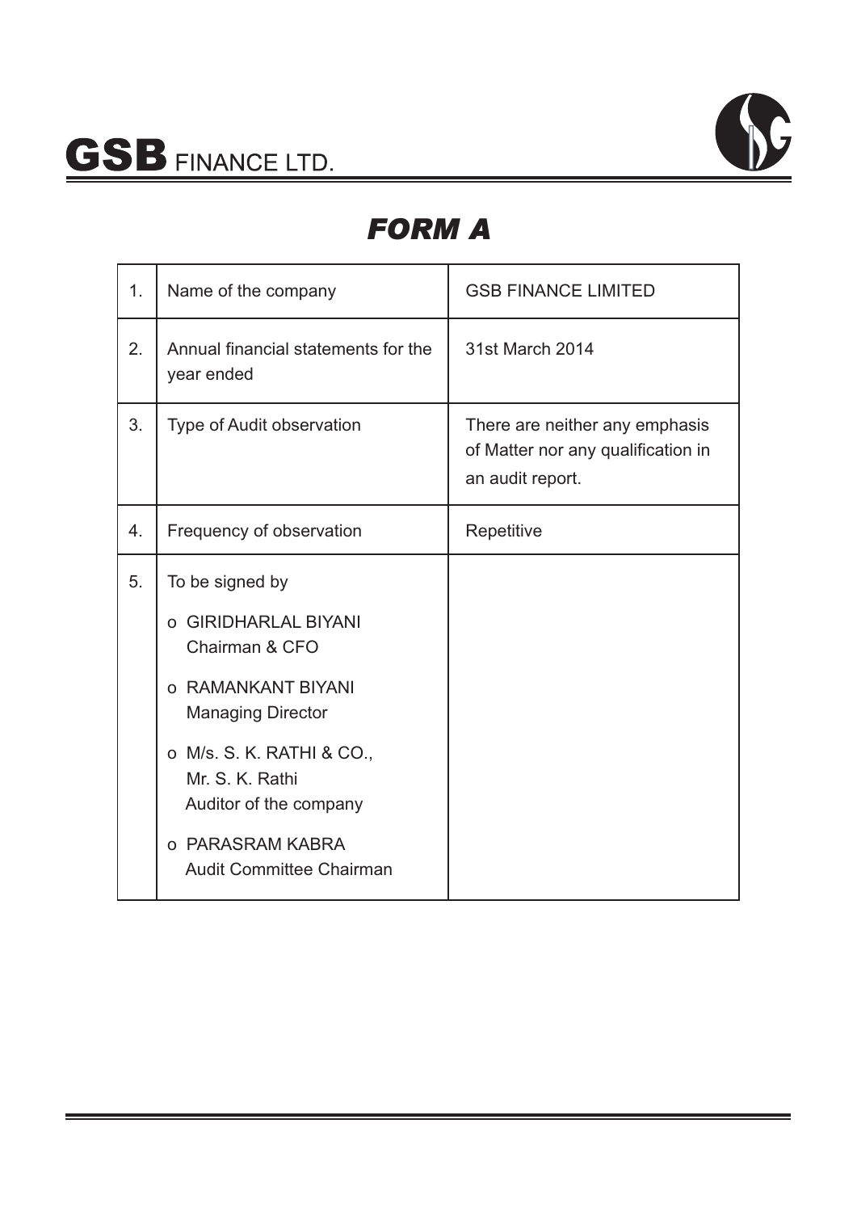# GSB FINANCE LTD.

## *FORM A*

| | | |
|---|---|---|
| 1. | Name of the company | GSB FINANCE LIMITED |
| 2. | Annual financial statements for the year ended | 31st March 2014 |
| 3. | Type of Audit observation | There are neither any emphasis of Matter nor any qualification in an audit report. |
| 4. | Frequency of observation | Repetitive |
| 5. | To be signed by<br>o GIRIDHARLAL BIYANI<br>Chairman & CFO<br>o RAMANKANT BIYANI<br>Managing Director<br>o M/s. S. K. RATHI & CO.,<br>Mr. S. K. Rathi<br>Auditor of the company<br>o PARASRAM KABRA<br>Audit Committee Chairman | |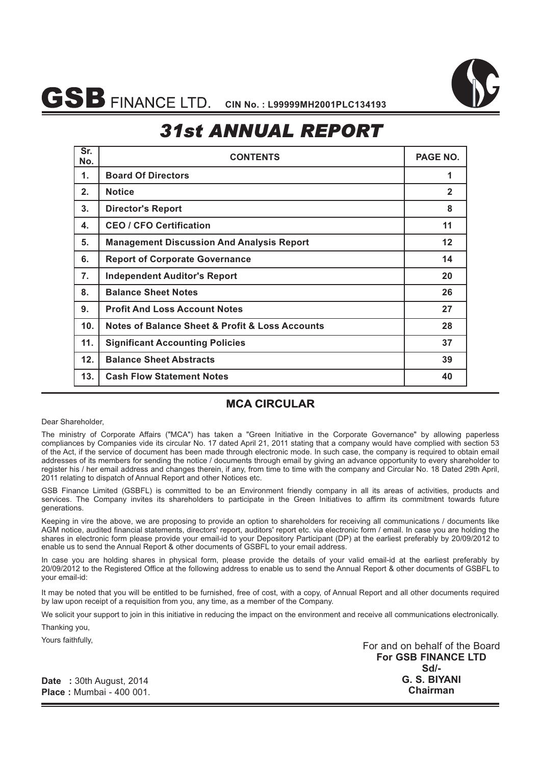# GSB FINANCE LTD. CIN No. : L99999MH2001PLC134193

# *31st ANNUAL REPORT*

| Sr. No. | CONTENTS | PAGE NO. |
|---|---|---|
| 1. | **Board Of Directors** | 1 |
| 2. | **Notice** | 2 |
| 3. | **Director's Report** | 8 |
| 4. | **CEO / CFO Certification** | 11 |
| 5. | **Management Discussion And Analysis Report** | 12 |
| 6. | **Report of Corporate Governance** | 14 |
| 7. | **Independent Auditor's Report** | 20 |
| 8. | **Balance Sheet Notes** | 26 |
| 9. | **Profit And Loss Account Notes** | 27 |
| 10. | **Notes of Balance Sheet & Profit & Loss Accounts** | 28 |
| 11. | **Significant Accounting Policies** | 37 |
| 12. | **Balance Sheet Abstracts** | 39 |
| 13. | **Cash Flow Statement Notes** | 40 |

## MCA CIRCULAR

Dear Shareholder,

The ministry of Corporate Affairs ("MCA") has taken a "Green Initiative in the Corporate Governance" by allowing paperless compliances by Companies vide its circular No. 17 dated April 21, 2011 stating that a company would have complied with section 53 of the Act, if the service of document has been made through electronic mode. In such case, the company is required to obtain email addresses of its members for sending the notice / documents through email by giving an advance opportunity to every shareholder to register his / her email address and changes therein, if any, from time to time with the company and Circular No. 18 Dated 29th April, 2011 relating to dispatch of Annual Report and other Notices etc.

GSB Finance Limited (GSBFL) is committed to be an Environment friendly company in all its areas of activities, products and services. The Company invites its shareholders to participate in the Green Initiatives to affirm its commitment towards future generations.

Keeping in vire the above, we are proposing to provide an option to shareholders for receiving all communications / documents like AGM notice, audited financial statements, directors' report, auditors' report etc. via electronic form / email. In case you are holding the shares in electronic form please provide your email-id to your Depository Participant (DP) at the earliest preferably by 20/09/2012 to enable us to send the Annual Report & other documents of GSBFL to your email address.

In case you are holding shares in physical form, please provide the details of your valid email-id at the earliest preferably by 20/09/2012 to the Registered Office at the following address to enable us to send the Annual Report & other documents of GSBFL to your email-id:

It may be noted that you will be entitled to be furnished, free of cost, with a copy, of Annual Report and all other documents required by law upon receipt of a requisition from you, any time, as a member of the Company.

We solicit your support to join in this initiative in reducing the impact on the environment and receive all communications electronically.

Thanking you,

Yours faithfully,

For and on behalf of the Board
**For GSB FINANCE LTD**
**Sd/-**
**G. S. BIYANI**
**Chairman**

**Date :** 30th August, 2014
**Place :** Mumbai - 400 001.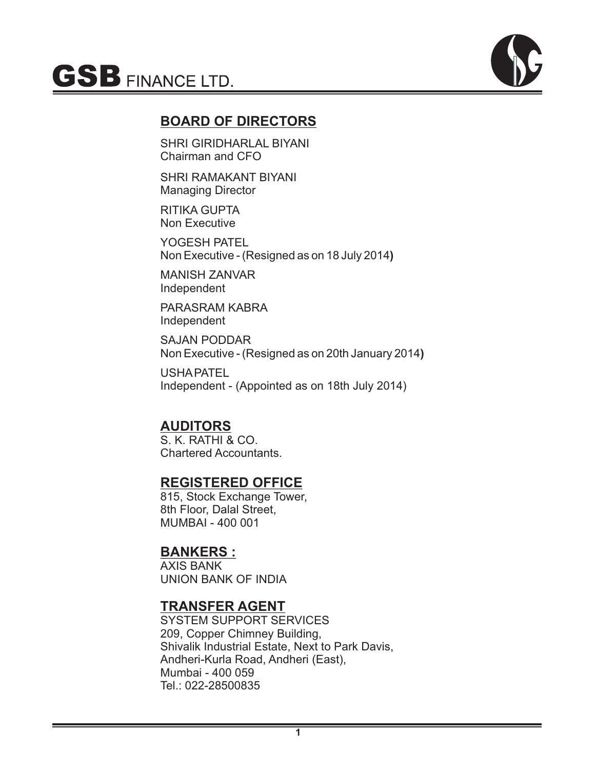# GSB FINANCE LTD.

## BOARD OF DIRECTORS

SHRI GIRIDHARLAL BIYANI
Chairman and CFO

SHRI RAMAKANT BIYANI
Managing Director

RITIKA GUPTA
Non Executive

YOGESH PATEL
Non Executive - (Resigned as on 18 July 2014**)**

MANISH ZANVAR
Independent

PARASRAM KABRA
Independent

SAJAN PODDAR
Non Executive - (Resigned as on 20th January 2014**)**

USHA PATEL
Independent - (Appointed as on 18th July 2014)

## AUDITORS

S. K. RATHI & CO.
Chartered Accountants.

## REGISTERED OFFICE

815, Stock Exchange Tower,
8th Floor, Dalal Street,
MUMBAI - 400 001

## BANKERS :

AXIS BANK
UNION BANK OF INDIA

## TRANSFER AGENT

SYSTEM SUPPORT SERVICES
209, Copper Chimney Building,
Shivalik Industrial Estate, Next to Park Davis,
Andheri-Kurla Road, Andheri (East),
Mumbai - 400 059
Tel.: 022-28500835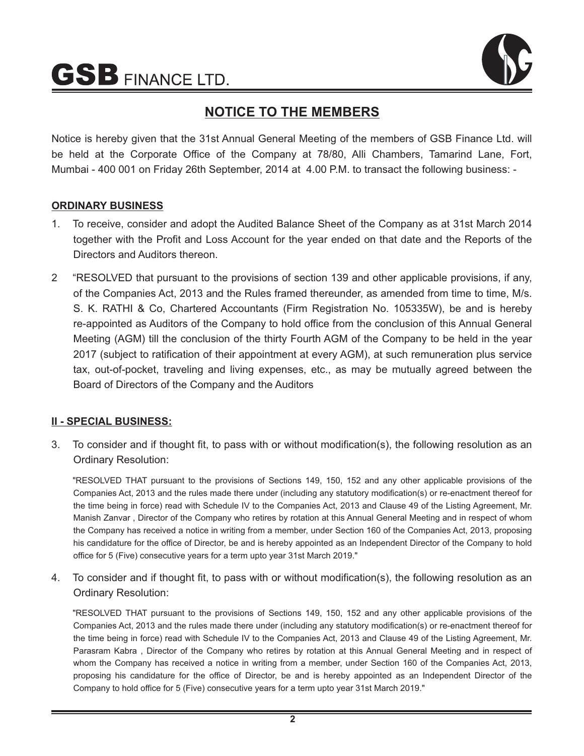## NOTICE TO THE MEMBERS

Notice is hereby given that the 31st Annual General Meeting of the members of GSB Finance Ltd. will be held at the Corporate Office of the Company at 78/80, Alli Chambers, Tamarind Lane, Fort, Mumbai - 400 001 on Friday 26th September, 2014 at 4.00 P.M. to transact the following business: -

**ORDINARY BUSINESS**

1. To receive, consider and adopt the Audited Balance Sheet of the Company as at 31st March 2014 together with the Profit and Loss Account for the year ended on that date and the Reports of the Directors and Auditors thereon.

2 "RESOLVED that pursuant to the provisions of section 139 and other applicable provisions, if any, of the Companies Act, 2013 and the Rules framed thereunder, as amended from time to time, M/s. S. K. RATHI & Co, Chartered Accountants (Firm Registration No. 105335W), be and is hereby re-appointed as Auditors of the Company to hold office from the conclusion of this Annual General Meeting (AGM) till the conclusion of the thirty Fourth AGM of the Company to be held in the year 2017 (subject to ratification of their appointment at every AGM), at such remuneration plus service tax, out-of-pocket, traveling and living expenses, etc., as may be mutually agreed between the Board of Directors of the Company and the Auditors

**II - SPECIAL BUSINESS:**

3. To consider and if thought fit, to pass with or without modification(s), the following resolution as an Ordinary Resolution:

"RESOLVED THAT pursuant to the provisions of Sections 149, 150, 152 and any other applicable provisions of the Companies Act, 2013 and the rules made there under (including any statutory modification(s) or re-enactment thereof for the time being in force) read with Schedule IV to the Companies Act, 2013 and Clause 49 of the Listing Agreement, Mr. Manish Zanvar , Director of the Company who retires by rotation at this Annual General Meeting and in respect of whom the Company has received a notice in writing from a member, under Section 160 of the Companies Act, 2013, proposing his candidature for the office of Director, be and is hereby appointed as an Independent Director of the Company to hold office for 5 (Five) consecutive years for a term upto year 31st March 2019."

4. To consider and if thought fit, to pass with or without modification(s), the following resolution as an Ordinary Resolution:

"RESOLVED THAT pursuant to the provisions of Sections 149, 150, 152 and any other applicable provisions of the Companies Act, 2013 and the rules made there under (including any statutory modification(s) or re-enactment thereof for the time being in force) read with Schedule IV to the Companies Act, 2013 and Clause 49 of the Listing Agreement, Mr. Parasram Kabra , Director of the Company who retires by rotation at this Annual General Meeting and in respect of whom the Company has received a notice in writing from a member, under Section 160 of the Companies Act, 2013, proposing his candidature for the office of Director, be and is hereby appointed as an Independent Director of the Company to hold office for 5 (Five) consecutive years for a term upto year 31st March 2019."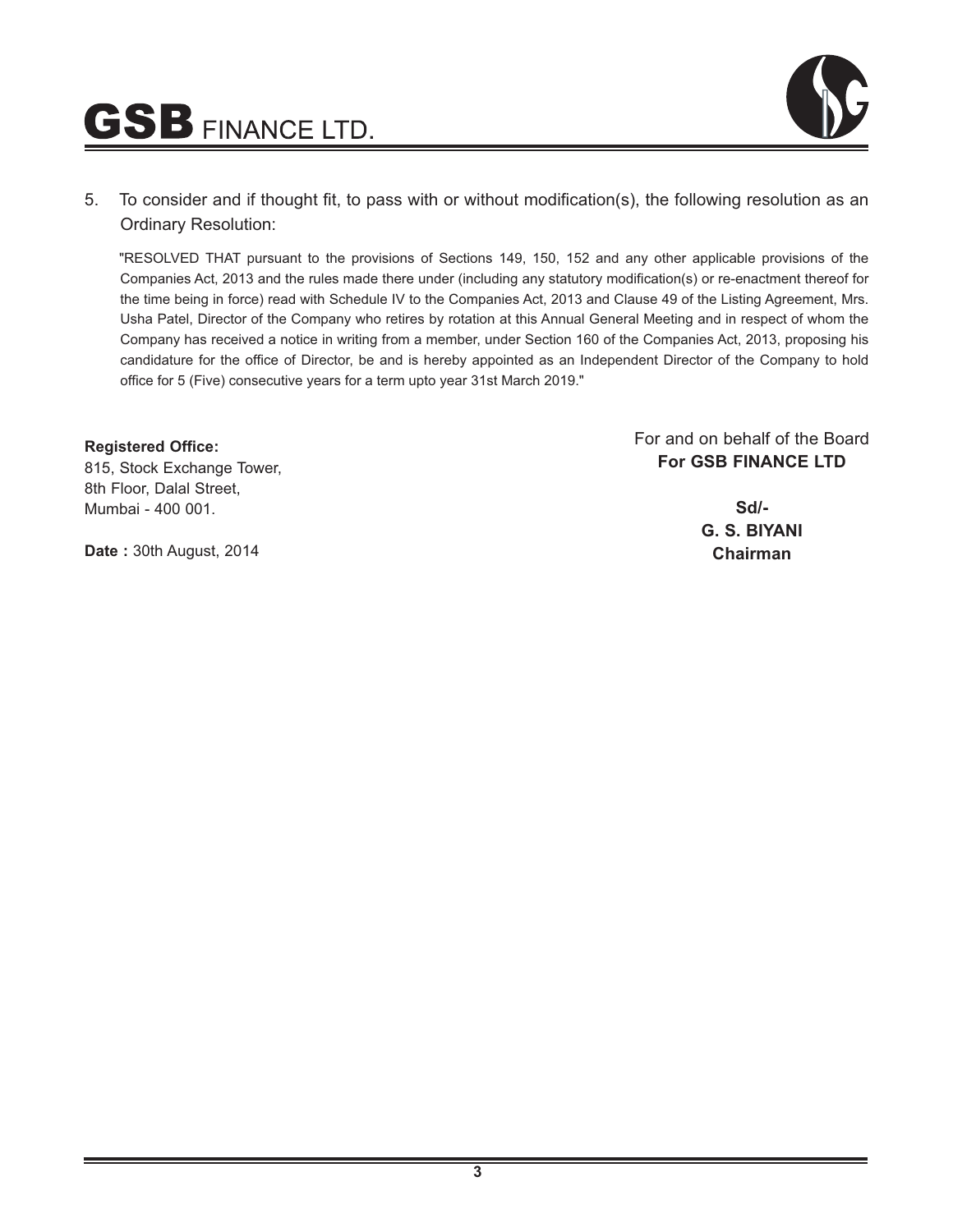5. To consider and if thought fit, to pass with or without modification(s), the following resolution as an Ordinary Resolution:

"RESOLVED THAT pursuant to the provisions of Sections 149, 150, 152 and any other applicable provisions of the Companies Act, 2013 and the rules made there under (including any statutory modification(s) or re-enactment thereof for the time being in force) read with Schedule IV to the Companies Act, 2013 and Clause 49 of the Listing Agreement, Mrs. Usha Patel, Director of the Company who retires by rotation at this Annual General Meeting and in respect of whom the Company has received a notice in writing from a member, under Section 160 of the Companies Act, 2013, proposing his candidature for the office of Director, be and is hereby appointed as an Independent Director of the Company to hold office for 5 (Five) consecutive years for a term upto year 31st March 2019."

**Registered Office:**
815, Stock Exchange Tower,
8th Floor, Dalal Street,
Mumbai - 400 001.

**Date :** 30th August, 2014

For and on behalf of the Board
**For GSB FINANCE LTD**

**Sd/-**
**G. S. BIYANI**
**Chairman**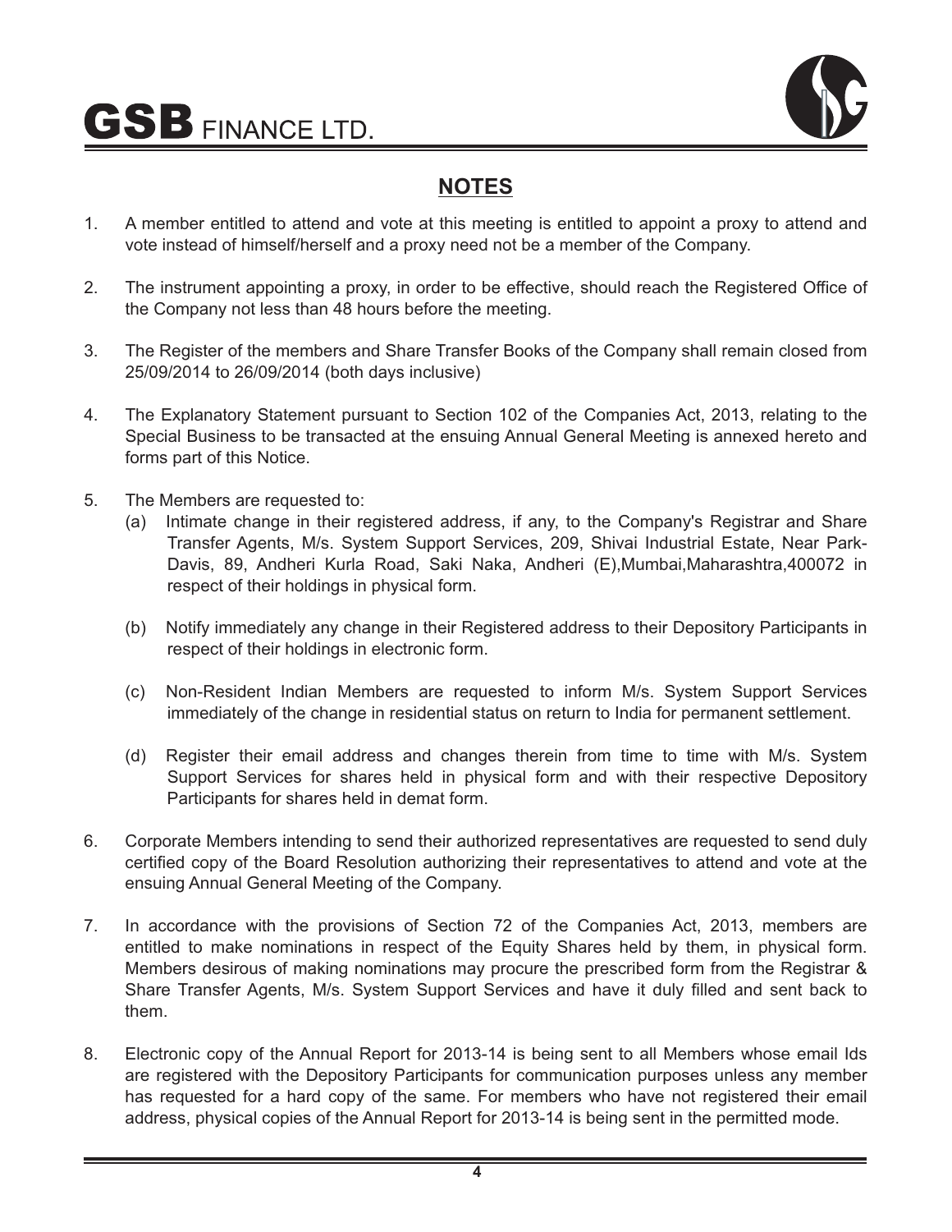## NOTES

1. A member entitled to attend and vote at this meeting is entitled to appoint a proxy to attend and vote instead of himself/herself and a proxy need not be a member of the Company.

2. The instrument appointing a proxy, in order to be effective, should reach the Registered Office of the Company not less than 48 hours before the meeting.

3. The Register of the members and Share Transfer Books of the Company shall remain closed from 25/09/2014 to 26/09/2014 (both days inclusive)

4. The Explanatory Statement pursuant to Section 102 of the Companies Act, 2013, relating to the Special Business to be transacted at the ensuing Annual General Meeting is annexed hereto and forms part of this Notice.

5. The Members are requested to:
   (a) Intimate change in their registered address, if any, to the Company's Registrar and Share Transfer Agents, M/s. System Support Services, 209, Shivai Industrial Estate, Near Park-Davis, 89, Andheri Kurla Road, Saki Naka, Andheri (E),Mumbai,Maharashtra,400072 in respect of their holdings in physical form.

   (b) Notify immediately any change in their Registered address to their Depository Participants in respect of their holdings in electronic form.

   (c) Non-Resident Indian Members are requested to inform M/s. System Support Services immediately of the change in residential status on return to India for permanent settlement.

   (d) Register their email address and changes therein from time to time with M/s. System Support Services for shares held in physical form and with their respective Depository Participants for shares held in demat form.

6. Corporate Members intending to send their authorized representatives are requested to send duly certified copy of the Board Resolution authorizing their representatives to attend and vote at the ensuing Annual General Meeting of the Company.

7. In accordance with the provisions of Section 72 of the Companies Act, 2013, members are entitled to make nominations in respect of the Equity Shares held by them, in physical form. Members desirous of making nominations may procure the prescribed form from the Registrar & Share Transfer Agents, M/s. System Support Services and have it duly filled and sent back to them.

8. Electronic copy of the Annual Report for 2013-14 is being sent to all Members whose email Ids are registered with the Depository Participants for communication purposes unless any member has requested for a hard copy of the same. For members who have not registered their email address, physical copies of the Annual Report for 2013-14 is being sent in the permitted mode.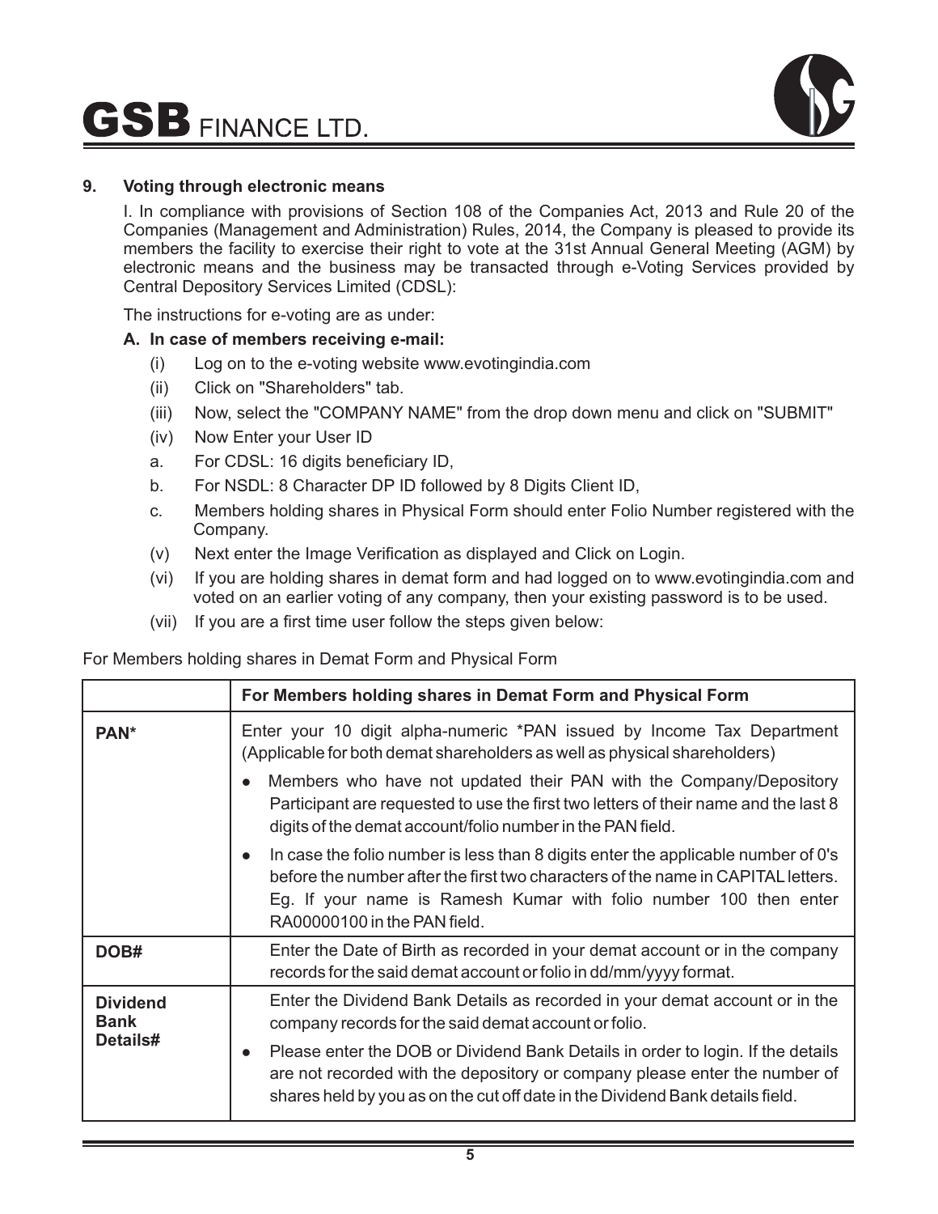## 9. Voting through electronic means

I. In compliance with provisions of Section 108 of the Companies Act, 2013 and Rule 20 of the Companies (Management and Administration) Rules, 2014, the Company is pleased to provide its members the facility to exercise their right to vote at the 31st Annual General Meeting (AGM) by electronic means and the business may be transacted through e-Voting Services provided by Central Depository Services Limited (CDSL):

The instructions for e-voting are as under:

**A. In case of members receiving e-mail:**

(i) Log on to the e-voting website www.evotingindia.com

(ii) Click on "Shareholders" tab.

(iii) Now, select the "COMPANY NAME" from the drop down menu and click on "SUBMIT"

(iv) Now Enter your User ID

a. For CDSL: 16 digits beneficiary ID,

b. For NSDL: 8 Character DP ID followed by 8 Digits Client ID,

c. Members holding shares in Physical Form should enter Folio Number registered with the Company.

(v) Next enter the Image Verification as displayed and Click on Login.

(vi) If you are holding shares in demat form and had logged on to www.evotingindia.com and voted on an earlier voting of any company, then your existing password is to be used.

(vii) If you are a first time user follow the steps given below:

For Members holding shares in Demat Form and Physical Form

| | For Members holding shares in Demat Form and Physical Form |
|---|---|
| **PAN*** | Enter your 10 digit alpha-numeric *PAN issued by Income Tax Department (Applicable for both demat shareholders as well as physical shareholders)<br>● Members who have not updated their PAN with the Company/Depository Participant are requested to use the first two letters of their name and the last 8 digits of the demat account/folio number in the PAN field.<br>● In case the folio number is less than 8 digits enter the applicable number of 0's before the number after the first two characters of the name in CAPITAL letters. Eg. If your name is Ramesh Kumar with folio number 100 then enter RA00000100 in the PAN field. |
| **DOB#** | Enter the Date of Birth as recorded in your demat account or in the company records for the said demat account or folio in dd/mm/yyyy format. |
| **Dividend Bank Details#** | Enter the Dividend Bank Details as recorded in your demat account or in the company records for the said demat account or folio.<br>● Please enter the DOB or Dividend Bank Details in order to login. If the details are not recorded with the depository or company please enter the number of shares held by you as on the cut off date in the Dividend Bank details field. |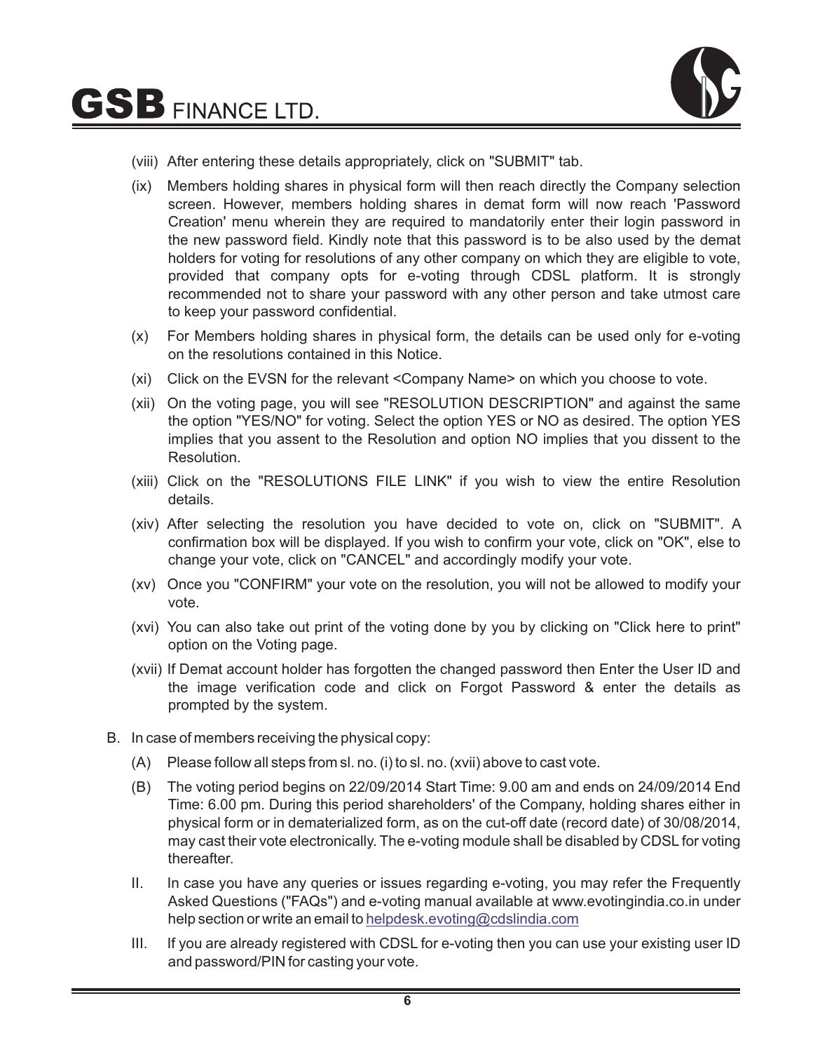(viii) After entering these details appropriately, click on "SUBMIT" tab.

(ix) Members holding shares in physical form will then reach directly the Company selection screen. However, members holding shares in demat form will now reach 'Password Creation' menu wherein they are required to mandatorily enter their login password in the new password field. Kindly note that this password is to be also used by the demat holders for voting for resolutions of any other company on which they are eligible to vote, provided that company opts for e-voting through CDSL platform. It is strongly recommended not to share your password with any other person and take utmost care to keep your password confidential.

(x) For Members holding shares in physical form, the details can be used only for e-voting on the resolutions contained in this Notice.

(xi) Click on the EVSN for the relevant <Company Name> on which you choose to vote.

(xii) On the voting page, you will see "RESOLUTION DESCRIPTION" and against the same the option "YES/NO" for voting. Select the option YES or NO as desired. The option YES implies that you assent to the Resolution and option NO implies that you dissent to the Resolution.

(xiii) Click on the "RESOLUTIONS FILE LINK" if you wish to view the entire Resolution details.

(xiv) After selecting the resolution you have decided to vote on, click on "SUBMIT". A confirmation box will be displayed. If you wish to confirm your vote, click on "OK", else to change your vote, click on "CANCEL" and accordingly modify your vote.

(xv) Once you "CONFIRM" your vote on the resolution, you will not be allowed to modify your vote.

(xvi) You can also take out print of the voting done by you by clicking on "Click here to print" option on the Voting page.

(xvii) If Demat account holder has forgotten the changed password then Enter the User ID and the image verification code and click on Forgot Password & enter the details as prompted by the system.

B. In case of members receiving the physical copy:

(A) Please follow all steps from sl. no. (i) to sl. no. (xvii) above to cast vote.

(B) The voting period begins on 22/09/2014 Start Time: 9.00 am and ends on 24/09/2014 End Time: 6.00 pm. During this period shareholders' of the Company, holding shares either in physical form or in dematerialized form, as on the cut-off date (record date) of 30/08/2014, may cast their vote electronically. The e-voting module shall be disabled by CDSL for voting thereafter.

II. In case you have any queries or issues regarding e-voting, you may refer the Frequently Asked Questions ("FAQs") and e-voting manual available at www.evotingindia.co.in under help section or write an email to helpdesk.evoting@cdslindia.com

III. If you are already registered with CDSL for e-voting then you can use your existing user ID and password/PIN for casting your vote.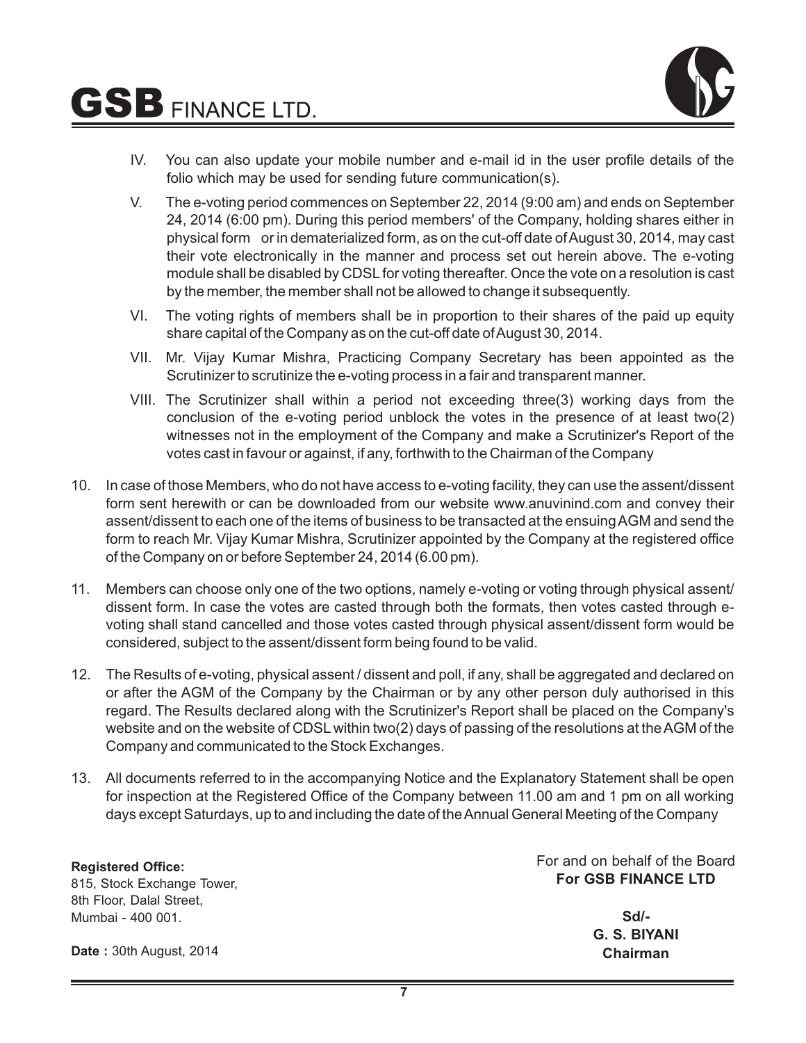IV. You can also update your mobile number and e-mail id in the user profile details of the folio which may be used for sending future communication(s).

V. The e-voting period commences on September 22, 2014 (9:00 am) and ends on September 24, 2014 (6:00 pm). During this period members' of the Company, holding shares either in physical form or in dematerialized form, as on the cut-off date of August 30, 2014, may cast their vote electronically in the manner and process set out herein above. The e-voting module shall be disabled by CDSL for voting thereafter. Once the vote on a resolution is cast by the member, the member shall not be allowed to change it subsequently.

VI. The voting rights of members shall be in proportion to their shares of the paid up equity share capital of the Company as on the cut-off date of August 30, 2014.

VII. Mr. Vijay Kumar Mishra, Practicing Company Secretary has been appointed as the Scrutinizer to scrutinize the e-voting process in a fair and transparent manner.

VIII. The Scrutinizer shall within a period not exceeding three(3) working days from the conclusion of the e-voting period unblock the votes in the presence of at least two(2) witnesses not in the employment of the Company and make a Scrutinizer's Report of the votes cast in favour or against, if any, forthwith to the Chairman of the Company

10. In case of those Members, who do not have access to e-voting facility, they can use the assent/dissent form sent herewith or can be downloaded from our website www.anuvinind.com and convey their assent/dissent to each one of the items of business to be transacted at the ensuing AGM and send the form to reach Mr. Vijay Kumar Mishra, Scrutinizer appointed by the Company at the registered office of the Company on or before September 24, 2014 (6.00 pm).

11. Members can choose only one of the two options, namely e-voting or voting through physical assent/ dissent form. In case the votes are casted through both the formats, then votes casted through e-voting shall stand cancelled and those votes casted through physical assent/dissent form would be considered, subject to the assent/dissent form being found to be valid.

12. The Results of e-voting, physical assent / dissent and poll, if any, shall be aggregated and declared on or after the AGM of the Company by the Chairman or by any other person duly authorised in this regard. The Results declared along with the Scrutinizer's Report shall be placed on the Company's website and on the website of CDSL within two(2) days of passing of the resolutions at the AGM of the Company and communicated to the Stock Exchanges.

13. All documents referred to in the accompanying Notice and the Explanatory Statement shall be open for inspection at the Registered Office of the Company between 11.00 am and 1 pm on all working days except Saturdays, up to and including the date of the Annual General Meeting of the Company

**Registered Office:**
815, Stock Exchange Tower,
8th Floor, Dalal Street,
Mumbai - 400 001.

**Date :** 30th August, 2014

For and on behalf of the Board
**For GSB FINANCE LTD**

**Sd/-**
**G. S. BIYANI**
**Chairman**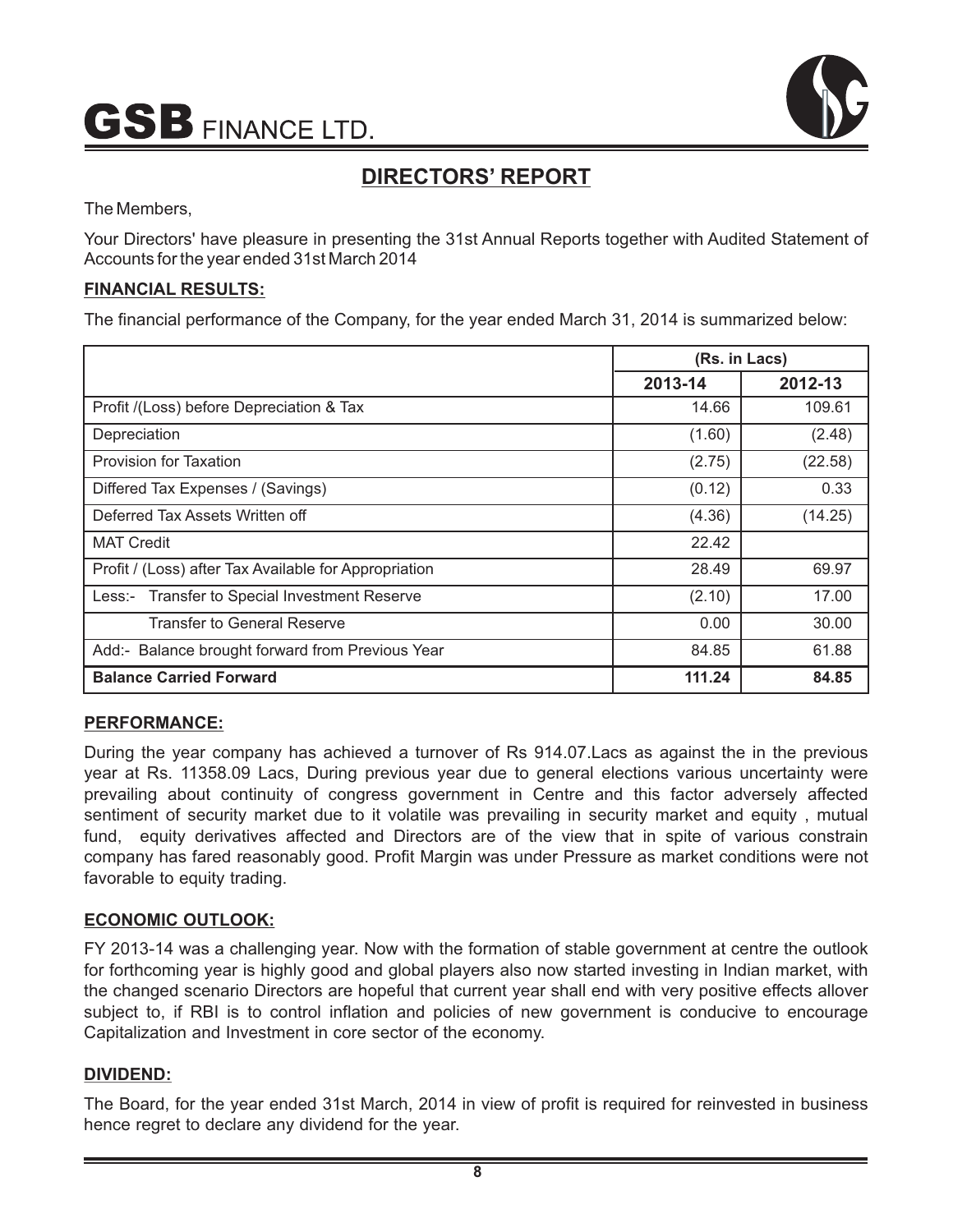# GSB FINANCE LTD.

## DIRECTORS' REPORT

The Members,

Your Directors' have pleasure in presenting the 31st Annual Reports together with Audited Statement of Accounts for the year ended 31st March 2014

### FINANCIAL RESULTS:

The financial performance of the Company, for the year ended March 31, 2014 is summarized below:

| | (Rs. in Lacs) | |
|---|---|---|
| | 2013-14 | 2012-13 |
| Profit /(Loss) before Depreciation & Tax | 14.66 | 109.61 |
| Depreciation | (1.60) | (2.48) |
| Provision for Taxation | (2.75) | (22.58) |
| Differed Tax Expenses / (Savings) | (0.12) | 0.33 |
| Deferred Tax Assets Written off | (4.36) | (14.25) |
| MAT Credit | 22.42 | |
| Profit / (Loss) after Tax Available for Appropriation | 28.49 | 69.97 |
| Less:- Transfer to Special Investment Reserve | (2.10) | 17.00 |
| Transfer to General Reserve | 0.00 | 30.00 |
| Add:- Balance brought forward from Previous Year | 84.85 | 61.88 |
| **Balance Carried Forward** | **111.24** | **84.85** |

### PERFORMANCE:

During the year company has achieved a turnover of Rs 914.07.Lacs as against the in the previous year at Rs. 11358.09 Lacs, During previous year due to general elections various uncertainty were prevailing about continuity of congress government in Centre and this factor adversely affected sentiment of security market due to it volatile was prevailing in security market and equity , mutual fund, equity derivatives affected and Directors are of the view that in spite of various constrain company has fared reasonably good. Profit Margin was under Pressure as market conditions were not favorable to equity trading.

### ECONOMIC OUTLOOK:

FY 2013-14 was a challenging year. Now with the formation of stable government at centre the outlook for forthcoming year is highly good and global players also now started investing in Indian market, with the changed scenario Directors are hopeful that current year shall end with very positive effects allover subject to, if RBI is to control inflation and policies of new government is conducive to encourage Capitalization and Investment in core sector of the economy.

### DIVIDEND:

The Board, for the year ended 31st March, 2014 in view of profit is required for reinvested in business hence regret to declare any dividend for the year.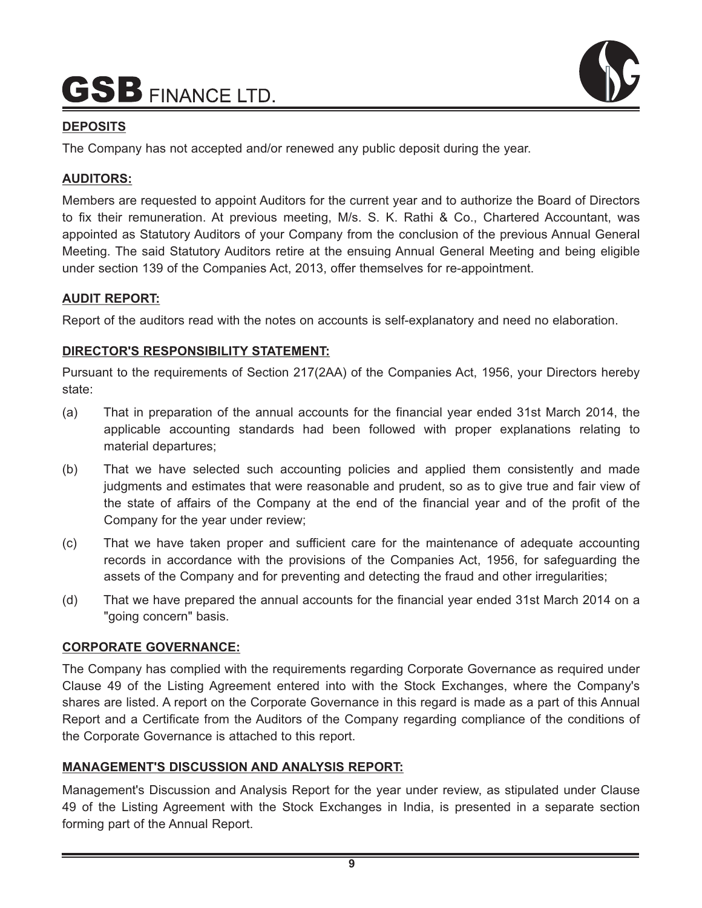## DEPOSITS

The Company has not accepted and/or renewed any public deposit during the year.

## AUDITORS:

Members are requested to appoint Auditors for the current year and to authorize the Board of Directors to fix their remuneration. At previous meeting, M/s. S. K. Rathi & Co., Chartered Accountant, was appointed as Statutory Auditors of your Company from the conclusion of the previous Annual General Meeting. The said Statutory Auditors retire at the ensuing Annual General Meeting and being eligible under section 139 of the Companies Act, 2013, offer themselves for re-appointment.

## AUDIT REPORT:

Report of the auditors read with the notes on accounts is self-explanatory and need no elaboration.

## DIRECTOR'S RESPONSIBILITY STATEMENT:

Pursuant to the requirements of Section 217(2AA) of the Companies Act, 1956, your Directors hereby state:

(a) That in preparation of the annual accounts for the financial year ended 31st March 2014, the applicable accounting standards had been followed with proper explanations relating to material departures;

(b) That we have selected such accounting policies and applied them consistently and made judgments and estimates that were reasonable and prudent, so as to give true and fair view of the state of affairs of the Company at the end of the financial year and of the profit of the Company for the year under review;

(c) That we have taken proper and sufficient care for the maintenance of adequate accounting records in accordance with the provisions of the Companies Act, 1956, for safeguarding the assets of the Company and for preventing and detecting the fraud and other irregularities;

(d) That we have prepared the annual accounts for the financial year ended 31st March 2014 on a "going concern" basis.

## CORPORATE GOVERNANCE:

The Company has complied with the requirements regarding Corporate Governance as required under Clause 49 of the Listing Agreement entered into with the Stock Exchanges, where the Company's shares are listed. A report on the Corporate Governance in this regard is made as a part of this Annual Report and a Certificate from the Auditors of the Company regarding compliance of the conditions of the Corporate Governance is attached to this report.

## MANAGEMENT'S DISCUSSION AND ANALYSIS REPORT:

Management's Discussion and Analysis Report for the year under review, as stipulated under Clause 49 of the Listing Agreement with the Stock Exchanges in India, is presented in a separate section forming part of the Annual Report.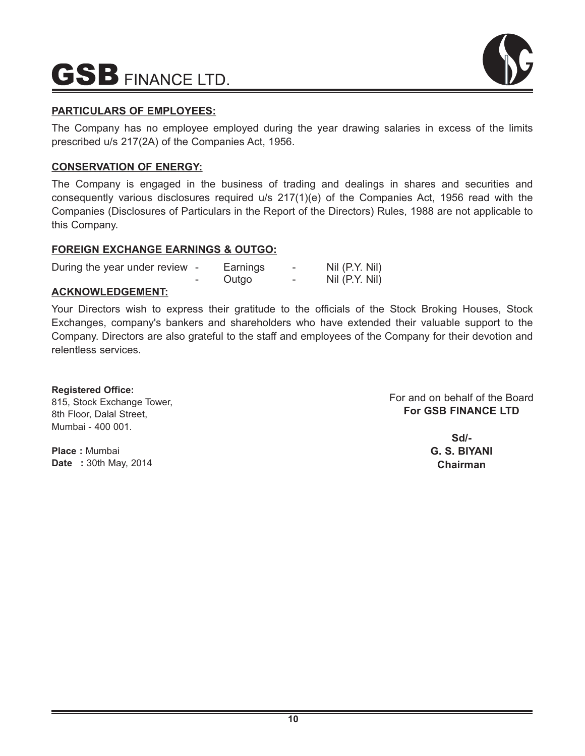**PARTICULARS OF EMPLOYEES:**

The Company has no employee employed during the year drawing salaries in excess of the limits prescribed u/s 217(2A) of the Companies Act, 1956.

**CONSERVATION OF ENERGY:**

The Company is engaged in the business of trading and dealings in shares and securities and consequently various disclosures required u/s 217(1)(e) of the Companies Act, 1956 read with the Companies (Disclosures of Particulars in the Report of the Directors) Rules, 1988 are not applicable to this Company.

**FOREIGN EXCHANGE EARNINGS & OUTGO:**

| During the year under review | - | Earnings | - | Nil (P.Y. Nil) |
|---|---|---|---|---|
| | - | Outgo | - | Nil (P.Y. Nil) |

**ACKNOWLEDGEMENT:**

Your Directors wish to express their gratitude to the officials of the Stock Broking Houses, Stock Exchanges, company's bankers and shareholders who have extended their valuable support to the Company. Directors are also grateful to the staff and employees of the Company for their devotion and relentless services.

**Registered Office:**
815, Stock Exchange Tower,
8th Floor, Dalal Street,
Mumbai - 400 001.

**Place :** Mumbai
**Date :** 30th May, 2014

For and on behalf of the Board
**For GSB FINANCE LTD**

**Sd/-**
**G. S. BIYANI**
**Chairman**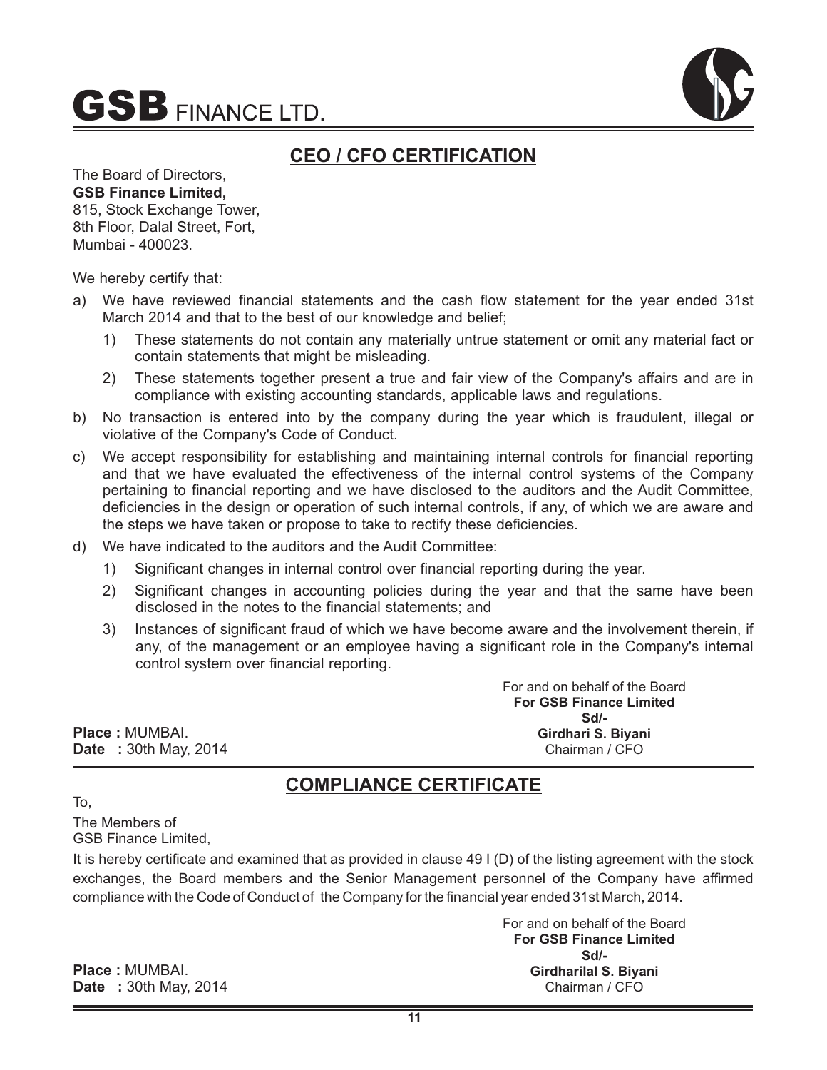## CEO / CFO CERTIFICATION

The Board of Directors,
**GSB Finance Limited,**
815, Stock Exchange Tower,
8th Floor, Dalal Street, Fort,
Mumbai - 400023.

We hereby certify that:

a) We have reviewed financial statements and the cash flow statement for the year ended 31st March 2014 and that to the best of our knowledge and belief;

   1) These statements do not contain any materially untrue statement or omit any material fact or contain statements that might be misleading.

   2) These statements together present a true and fair view of the Company's affairs and are in compliance with existing accounting standards, applicable laws and regulations.

b) No transaction is entered into by the company during the year which is fraudulent, illegal or violative of the Company's Code of Conduct.

c) We accept responsibility for establishing and maintaining internal controls for financial reporting and that we have evaluated the effectiveness of the internal control systems of the Company pertaining to financial reporting and we have disclosed to the auditors and the Audit Committee, deficiencies in the design or operation of such internal controls, if any, of which we are aware and the steps we have taken or propose to take to rectify these deficiencies.

d) We have indicated to the auditors and the Audit Committee:

   1) Significant changes in internal control over financial reporting during the year.

   2) Significant changes in accounting policies during the year and that the same have been disclosed in the notes to the financial statements; and

   3) Instances of significant fraud of which we have become aware and the involvement therein, if any, of the management or an employee having a significant role in the Company's internal control system over financial reporting.

For and on behalf of the Board
**For GSB Finance Limited**
**Sd/-**
**Girdhari S. Biyani**
Chairman / CFO

**Place :** MUMBAI.
**Date :** 30th May, 2014

---

## COMPLIANCE CERTIFICATE

To,

The Members of
GSB Finance Limited,

It is hereby certificate and examined that as provided in clause 49 I (D) of the listing agreement with the stock exchanges, the Board members and the Senior Management personnel of the Company have affirmed compliance with the Code of Conduct of the Company for the financial year ended 31st March, 2014.

For and on behalf of the Board
**For GSB Finance Limited**
**Sd/-**
**Girdharilal S. Biyani**
Chairman / CFO

**Place :** MUMBAI.
**Date :** 30th May, 2014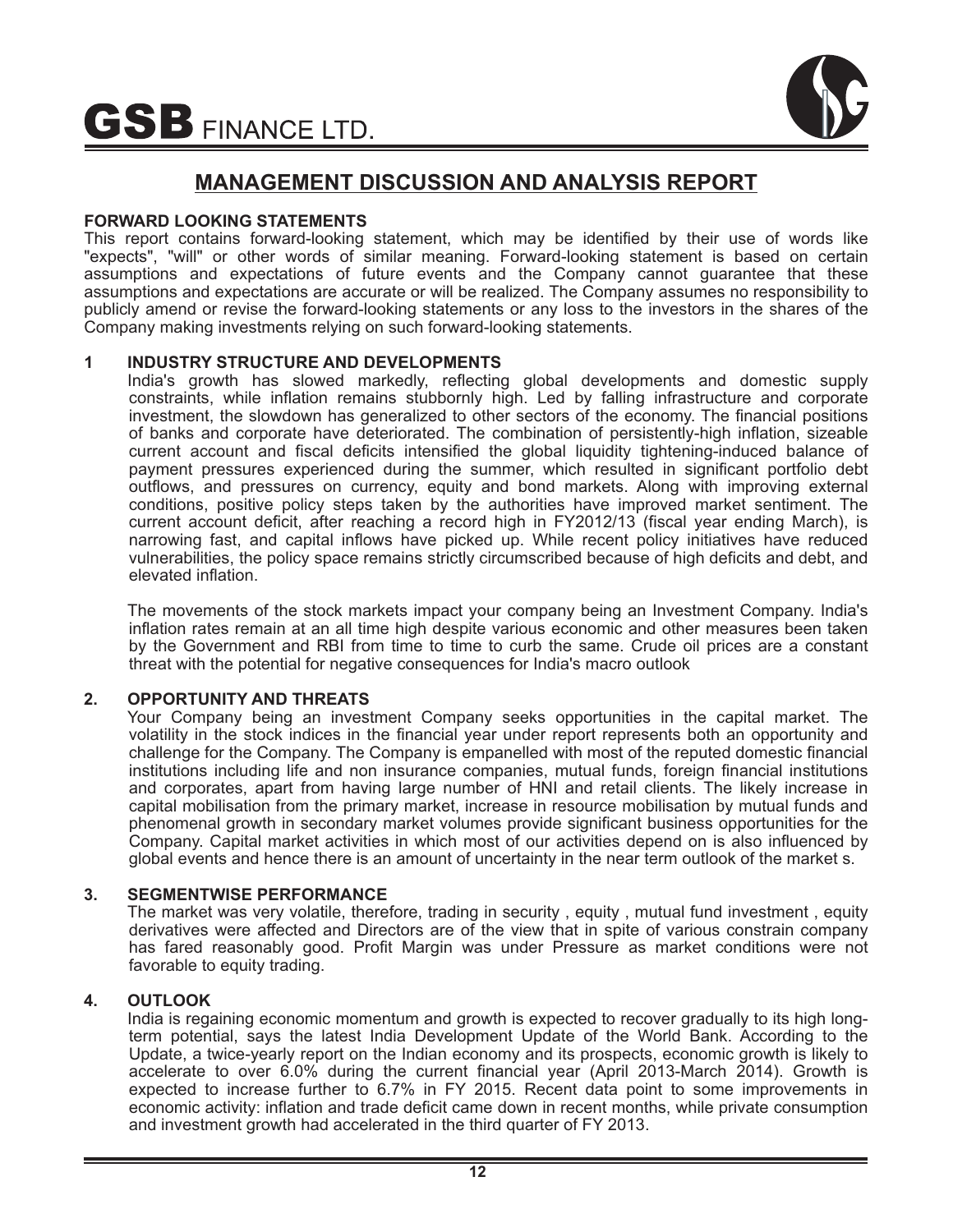# MANAGEMENT DISCUSSION AND ANALYSIS REPORT

**FORWARD LOOKING STATEMENTS**

This report contains forward-looking statement, which may be identified by their use of words like "expects", "will" or other words of similar meaning. Forward-looking statement is based on certain assumptions and expectations of future events and the Company cannot guarantee that these assumptions and expectations are accurate or will be realized. The Company assumes no responsibility to publicly amend or revise the forward-looking statements or any loss to the investors in the shares of the Company making investments relying on such forward-looking statements.

**1 INDUSTRY STRUCTURE AND DEVELOPMENTS**

India's growth has slowed markedly, reflecting global developments and domestic supply constraints, while inflation remains stubbornly high. Led by falling infrastructure and corporate investment, the slowdown has generalized to other sectors of the economy. The financial positions of banks and corporate have deteriorated. The combination of persistently-high inflation, sizeable current account and fiscal deficits intensified the global liquidity tightening-induced balance of payment pressures experienced during the summer, which resulted in significant portfolio debt outflows, and pressures on currency, equity and bond markets. Along with improving external conditions, positive policy steps taken by the authorities have improved market sentiment. The current account deficit, after reaching a record high in FY2012/13 (fiscal year ending March), is narrowing fast, and capital inflows have picked up. While recent policy initiatives have reduced vulnerabilities, the policy space remains strictly circumscribed because of high deficits and debt, and elevated inflation.

The movements of the stock markets impact your company being an Investment Company. India's inflation rates remain at an all time high despite various economic and other measures been taken by the Government and RBI from time to time to curb the same. Crude oil prices are a constant threat with the potential for negative consequences for India's macro outlook

**2. OPPORTUNITY AND THREATS**

Your Company being an investment Company seeks opportunities in the capital market. The volatility in the stock indices in the financial year under report represents both an opportunity and challenge for the Company. The Company is empanelled with most of the reputed domestic financial institutions including life and non insurance companies, mutual funds, foreign financial institutions and corporates, apart from having large number of HNI and retail clients. The likely increase in capital mobilisation from the primary market, increase in resource mobilisation by mutual funds and phenomenal growth in secondary market volumes provide significant business opportunities for the Company. Capital market activities in which most of our activities depend on is also influenced by global events and hence there is an amount of uncertainty in the near term outlook of the market s.

**3. SEGMENTWISE PERFORMANCE**

The market was very volatile, therefore, trading in security , equity , mutual fund investment , equity derivatives were affected and Directors are of the view that in spite of various constrain company has fared reasonably good. Profit Margin was under Pressure as market conditions were not favorable to equity trading.

**4. OUTLOOK**

India is regaining economic momentum and growth is expected to recover gradually to its high long-term potential, says the latest India Development Update of the World Bank. According to the Update, a twice-yearly report on the Indian economy and its prospects, economic growth is likely to accelerate to over 6.0% during the current financial year (April 2013-March 2014). Growth is expected to increase further to 6.7% in FY 2015. Recent data point to some improvements in economic activity: inflation and trade deficit came down in recent months, while private consumption and investment growth had accelerated in the third quarter of FY 2013.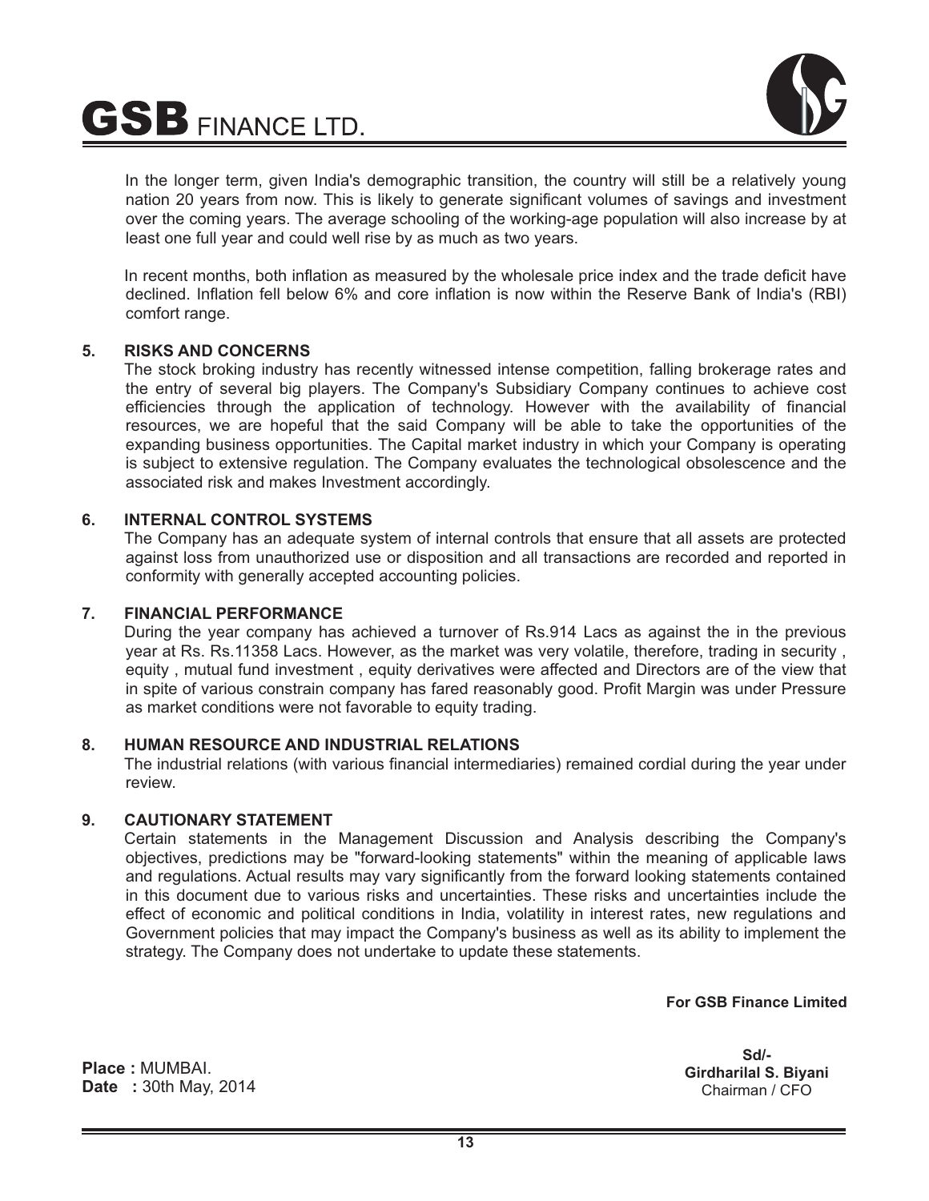In the longer term, given India's demographic transition, the country will still be a relatively young nation 20 years from now. This is likely to generate significant volumes of savings and investment over the coming years. The average schooling of the working-age population will also increase by at least one full year and could well rise by as much as two years.

In recent months, both inflation as measured by the wholesale price index and the trade deficit have declined. Inflation fell below 6% and core inflation is now within the Reserve Bank of India's (RBI) comfort range.

**5. RISKS AND CONCERNS**

The stock broking industry has recently witnessed intense competition, falling brokerage rates and the entry of several big players. The Company's Subsidiary Company continues to achieve cost efficiencies through the application of technology. However with the availability of financial resources, we are hopeful that the said Company will be able to take the opportunities of the expanding business opportunities. The Capital market industry in which your Company is operating is subject to extensive regulation. The Company evaluates the technological obsolescence and the associated risk and makes Investment accordingly.

**6. INTERNAL CONTROL SYSTEMS**

The Company has an adequate system of internal controls that ensure that all assets are protected against loss from unauthorized use or disposition and all transactions are recorded and reported in conformity with generally accepted accounting policies.

**7. FINANCIAL PERFORMANCE**

During the year company has achieved a turnover of Rs.914 Lacs as against the in the previous year at Rs. Rs.11358 Lacs. However, as the market was very volatile, therefore, trading in security , equity , mutual fund investment , equity derivatives were affected and Directors are of the view that in spite of various constrain company has fared reasonably good. Profit Margin was under Pressure as market conditions were not favorable to equity trading.

**8. HUMAN RESOURCE AND INDUSTRIAL RELATIONS**

The industrial relations (with various financial intermediaries) remained cordial during the year under review.

**9. CAUTIONARY STATEMENT**

Certain statements in the Management Discussion and Analysis describing the Company's objectives, predictions may be "forward-looking statements" within the meaning of applicable laws and regulations. Actual results may vary significantly from the forward looking statements contained in this document due to various risks and uncertainties. These risks and uncertainties include the effect of economic and political conditions in India, volatility in interest rates, new regulations and Government policies that may impact the Company's business as well as its ability to implement the strategy. The Company does not undertake to update these statements.

**For GSB Finance Limited**

**Sd/-**
**Girdharilal S. Biyani**
Chairman / CFO

**Place :** MUMBAI.
**Date :** 30th May, 2014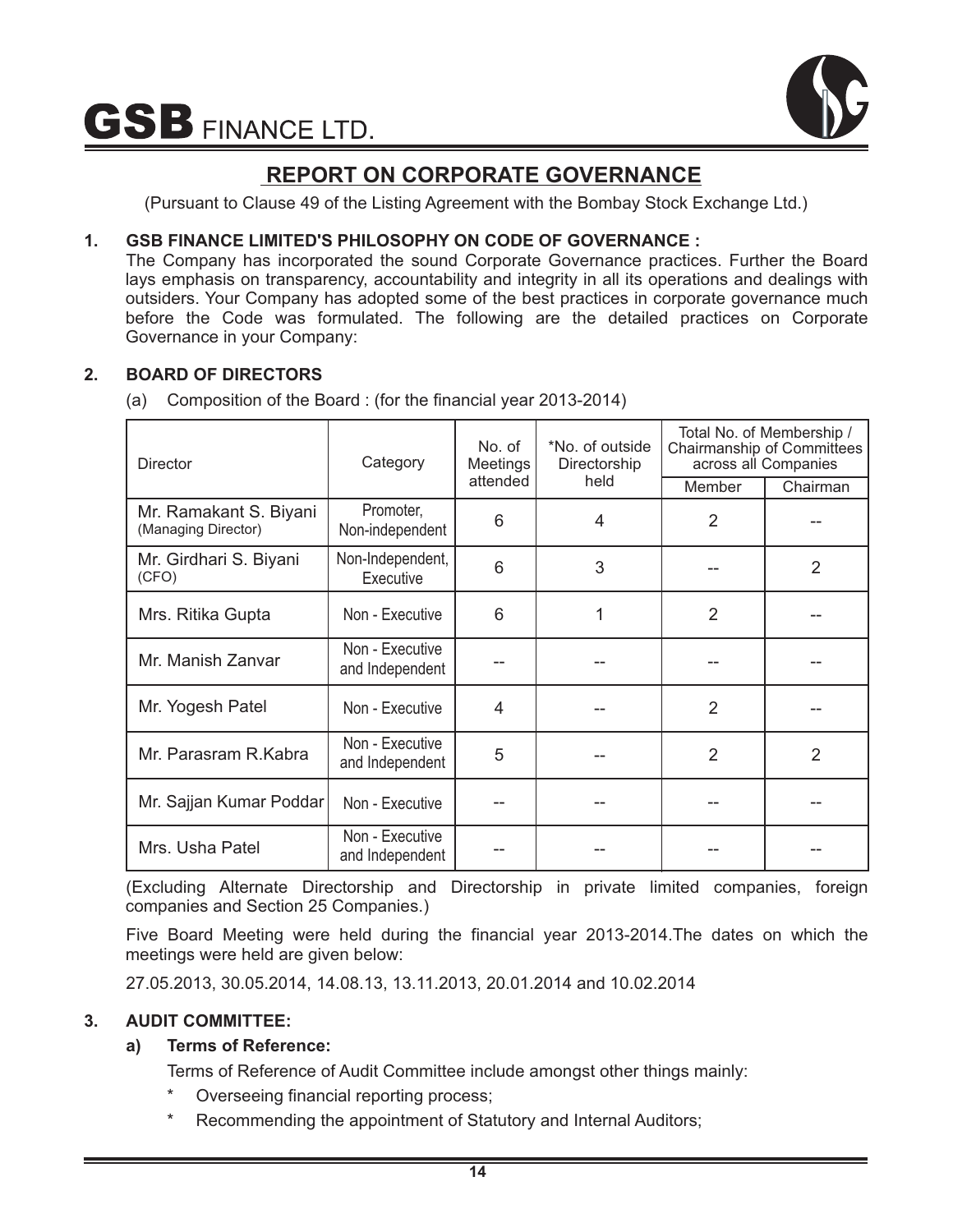# GSB FINANCE LTD.

## REPORT ON CORPORATE GOVERNANCE

(Pursuant to Clause 49 of the Listing Agreement with the Bombay Stock Exchange Ltd.)

### 1. GSB FINANCE LIMITED'S PHILOSOPHY ON CODE OF GOVERNANCE :

The Company has incorporated the sound Corporate Governance practices. Further the Board lays emphasis on transparency, accountability and integrity in all its operations and dealings with outsiders. Your Company has adopted some of the best practices in corporate governance much before the Code was formulated. The following are the detailed practices on Corporate Governance in your Company:

### 2. BOARD OF DIRECTORS

(a) Composition of the Board : (for the financial year 2013-2014)

| Director | Category | No. of Meetings attended | *No. of outside Directorship held | Total No. of Membership / Chairmanship of Committees across all Companies | |
|---|---|---|---|---|---|
| | | | | Member | Chairman |
| Mr. Ramakant S. Biyani (Managing Director) | Promoter, Non-independent | 6 | 4 | 2 | -- |
| Mr. Girdhari S. Biyani (CFO) | Non-Independent, Executive | 6 | 3 | -- | 2 |
| Mrs. Ritika Gupta | Non - Executive | 6 | 1 | 2 | -- |
| Mr. Manish Zanvar | Non - Executive and Independent | -- | -- | -- | -- |
| Mr. Yogesh Patel | Non - Executive | 4 | -- | 2 | -- |
| Mr. Parasram R.Kabra | Non - Executive and Independent | 5 | -- | 2 | 2 |
| Mr. Sajjan Kumar Poddar | Non - Executive | -- | -- | -- | -- |
| Mrs. Usha Patel | Non - Executive and Independent | -- | -- | -- | -- |

(Excluding Alternate Directorship and Directorship in private limited companies, foreign companies and Section 25 Companies.)

Five Board Meeting were held during the financial year 2013-2014.The dates on which the meetings were held are given below:

27.05.2013, 30.05.2014, 14.08.13, 13.11.2013, 20.01.2014 and 10.02.2014

### 3. AUDIT COMMITTEE:

**a) Terms of Reference:**

Terms of Reference of Audit Committee include amongst other things mainly:

- Overseeing financial reporting process;
- Recommending the appointment of Statutory and Internal Auditors;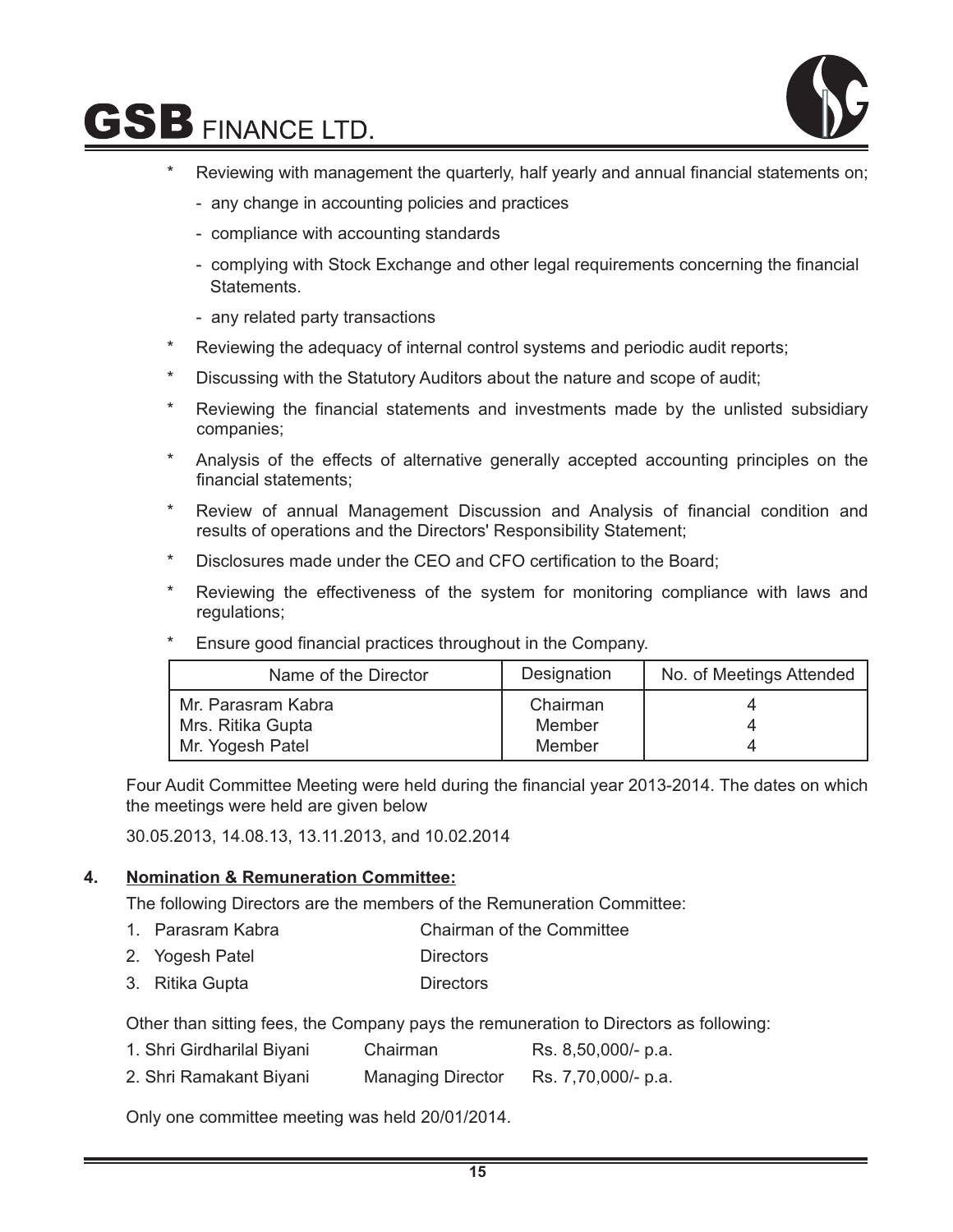* Reviewing with management the quarterly, half yearly and annual financial statements on;

  - any change in accounting policies and practices
  - compliance with accounting standards
  - complying with Stock Exchange and other legal requirements concerning the financial Statements.
  - any related party transactions

* Reviewing the adequacy of internal control systems and periodic audit reports;
* Discussing with the Statutory Auditors about the nature and scope of audit;
* Reviewing the financial statements and investments made by the unlisted subsidiary companies;
* Analysis of the effects of alternative generally accepted accounting principles on the financial statements;
* Review of annual Management Discussion and Analysis of financial condition and results of operations and the Directors' Responsibility Statement;
* Disclosures made under the CEO and CFO certification to the Board;
* Reviewing the effectiveness of the system for monitoring compliance with laws and regulations;
* Ensure good financial practices throughout in the Company.

| Name of the Director | Designation | No. of Meetings Attended |
|---|---|---|
| Mr. Parasram Kabra | Chairman | 4 |
| Mrs. Ritika Gupta | Member | 4 |
| Mr. Yogesh Patel | Member | 4 |

Four Audit Committee Meeting were held during the financial year 2013-2014. The dates on which the meetings were held are given below

30.05.2013, 14.08.13, 13.11.2013, and 10.02.2014

## 4. Nomination & Remuneration Committee:

The following Directors are the members of the Remuneration Committee:

| | |
|---|---|
| 1. Parasram Kabra | Chairman of the Committee |
| 2. Yogesh Patel | Directors |
| 3. Ritika Gupta | Directors |

Other than sitting fees, the Company pays the remuneration to Directors as following:

| | | |
|---|---|---|
| 1. Shri Girdharilal Biyani | Chairman | Rs. 8,50,000/- p.a. |
| 2. Shri Ramakant Biyani | Managing Director | Rs. 7,70,000/- p.a. |

Only one committee meeting was held 20/01/2014.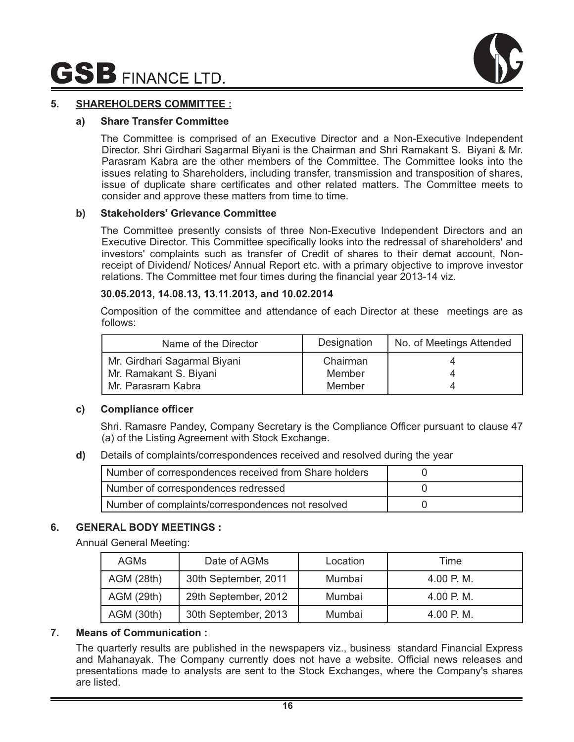## 5. SHAREHOLDERS COMMITTEE :

### a) Share Transfer Committee

The Committee is comprised of an Executive Director and a Non-Executive Independent Director. Shri Girdhari Sagarmal Biyani is the Chairman and Shri Ramakant S. Biyani & Mr. Parasram Kabra are the other members of the Committee. The Committee looks into the issues relating to Shareholders, including transfer, transmission and transposition of shares, issue of duplicate share certificates and other related matters. The Committee meets to consider and approve these matters from time to time.

### b) Stakeholders' Grievance Committee

The Committee presently consists of three Non-Executive Independent Directors and an Executive Director. This Committee specifically looks into the redressal of shareholders' and investors' complaints such as transfer of Credit of shares to their demat account, Non-receipt of Dividend/ Notices/ Annual Report etc. with a primary objective to improve investor relations. The Committee met four times during the financial year 2013-14 viz.

**30.05.2013, 14.08.13, 13.11.2013, and 10.02.2014**

Composition of the committee and attendance of each Director at these meetings are as follows:

| Name of the Director | Designation | No. of Meetings Attended |
|---|---|---|
| Mr. Girdhari Sagarmal Biyani | Chairman | 4 |
| Mr. Ramakant S. Biyani | Member | 4 |
| Mr. Parasram Kabra | Member | 4 |

### c) Compliance officer

Shri. Ramasre Pandey, Company Secretary is the Compliance Officer pursuant to clause 47 (a) of the Listing Agreement with Stock Exchange.

**d)** Details of complaints/correspondences received and resolved during the year

| | |
|---|---|
| Number of correspondences received from Share holders | 0 |
| Number of correspondences redressed | 0 |
| Number of complaints/correspondences not resolved | 0 |

## 6. GENERAL BODY MEETINGS :

Annual General Meeting:

| AGMs | Date of AGMs | Location | Time |
|---|---|---|---|
| AGM (28th) | 30th September, 2011 | Mumbai | 4.00 P. M. |
| AGM (29th) | 29th September, 2012 | Mumbai | 4.00 P. M. |
| AGM (30th) | 30th September, 2013 | Mumbai | 4.00 P. M. |

## 7. Means of Communication :

The quarterly results are published in the newspapers viz., business standard Financial Express and Mahanayak. The Company currently does not have a website. Official news releases and presentations made to analysts are sent to the Stock Exchanges, where the Company's shares are listed.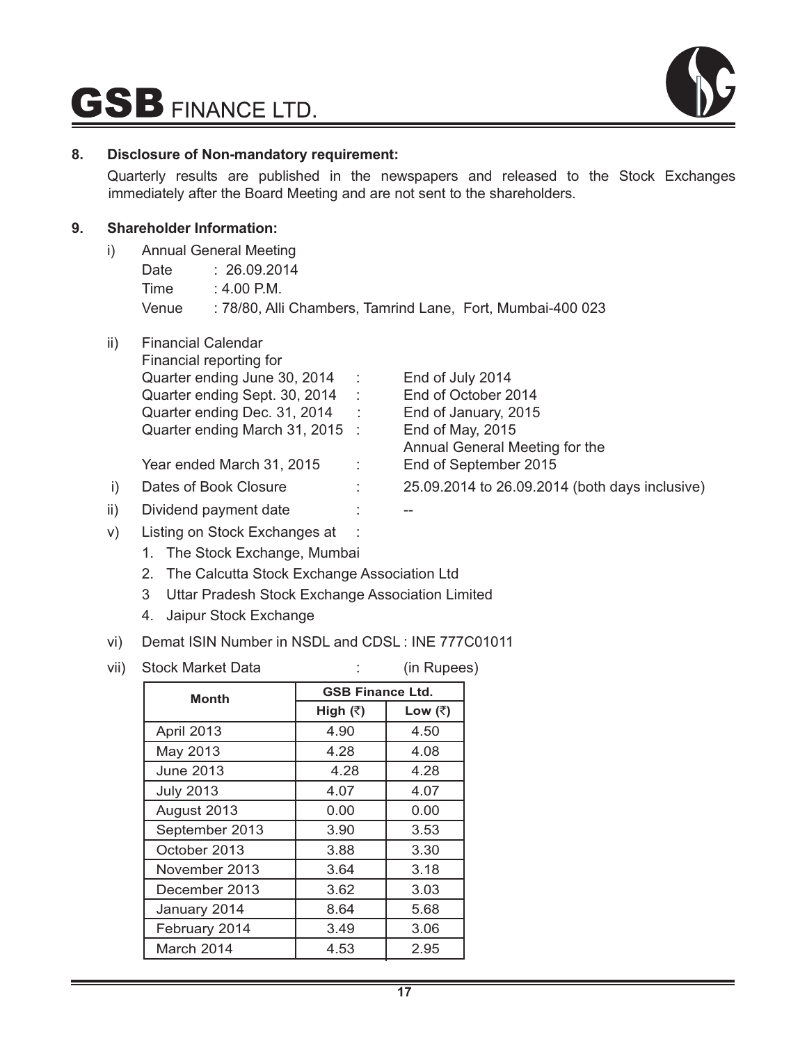**8. Disclosure of Non-mandatory requirement:**

Quarterly results are published in the newspapers and released to the Stock Exchanges immediately after the Board Meeting and are not sent to the shareholders.

**9. Shareholder Information:**

i) Annual General Meeting

Date : 26.09.2014

Time : 4.00 P.M.

Venue : 78/80, Alli Chambers, Tamrind Lane, Fort, Mumbai-400 023

ii) Financial Calendar

Financial reporting for

Quarter ending June 30, 2014 : End of July 2014

Quarter ending Sept. 30, 2014 : End of October 2014

Quarter ending Dec. 31, 2014 : End of January, 2015

Quarter ending March 31, 2015 : End of May, 2015

Annual General Meeting for the Year ended March 31, 2015 : End of September 2015

i) Dates of Book Closure : 25.09.2014 to 26.09.2014 (both days inclusive)

ii) Dividend payment date : --

v) Listing on Stock Exchanges at :

1. The Stock Exchange, Mumbai
2. The Calcutta Stock Exchange Association Ltd
3. Uttar Pradesh Stock Exchange Association Limited
4. Jaipur Stock Exchange

vi) Demat ISIN Number in NSDL and CDSL : INE 777C01011

vii) Stock Market Data : (in Rupees)

| Month | GSB Finance Ltd. | |
|---|---|---|
| | High (₹) | Low (₹) |
| April 2013 | 4.90 | 4.50 |
| May 2013 | 4.28 | 4.08 |
| June 2013 | 4.28 | 4.28 |
| July 2013 | 4.07 | 4.07 |
| August 2013 | 0.00 | 0.00 |
| September 2013 | 3.90 | 3.53 |
| October 2013 | 3.88 | 3.30 |
| November 2013 | 3.64 | 3.18 |
| December 2013 | 3.62 | 3.03 |
| January 2014 | 8.64 | 5.68 |
| February 2014 | 3.49 | 3.06 |
| March 2014 | 4.53 | 2.95 |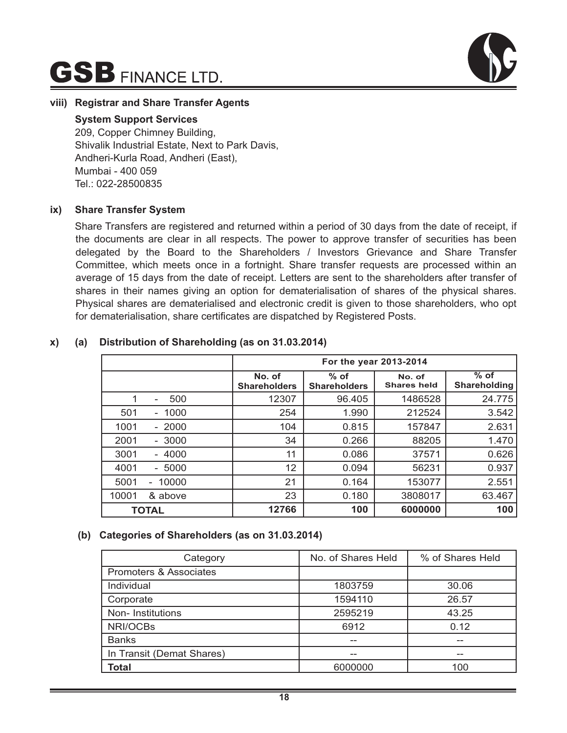### viii) Registrar and Share Transfer Agents

**System Support Services**
209, Copper Chimney Building,
Shivalik Industrial Estate, Next to Park Davis,
Andheri-Kurla Road, Andheri (East),
Mumbai - 400 059
Tel.: 022-28500835

### ix) Share Transfer System

Share Transfers are registered and returned within a period of 30 days from the date of receipt, if the documents are clear in all respects. The power to approve transfer of securities has been delegated by the Board to the Shareholders / Investors Grievance and Share Transfer Committee, which meets once in a fortnight. Share transfer requests are processed within an average of 15 days from the date of receipt. Letters are sent to the shareholders after transfer of shares in their names giving an option for dematerialisation of shares of the physical shares. Physical shares are dematerialised and electronic credit is given to those shareholders, who opt for dematerialisation, share certificates are dispatched by Registered Posts.

### x) (a) Distribution of Shareholding (as on 31.03.2014)

| | For the year 2013-2014 | | | |
|---|---|---|---|---|
| | No. of Shareholders | % of Shareholders | No. of Shares held | % of Shareholding |
| 1 - 500 | 12307 | 96.405 | 1486528 | 24.775 |
| 501 - 1000 | 254 | 1.990 | 212524 | 3.542 |
| 1001 - 2000 | 104 | 0.815 | 157847 | 2.631 |
| 2001 - 3000 | 34 | 0.266 | 88205 | 1.470 |
| 3001 - 4000 | 11 | 0.086 | 37571 | 0.626 |
| 4001 - 5000 | 12 | 0.094 | 56231 | 0.937 |
| 5001 - 10000 | 21 | 0.164 | 153077 | 2.551 |
| 10001 & above | 23 | 0.180 | 3808017 | 63.467 |
| **TOTAL** | **12766** | **100** | **6000000** | **100** |

### (b) Categories of Shareholders (as on 31.03.2014)

| Category | No. of Shares Held | % of Shares Held |
|---|---|---|
| Promoters & Associates | | |
| Individual | 1803759 | 30.06 |
| Corporate | 1594110 | 26.57 |
| Non- Institutions | 2595219 | 43.25 |
| NRI/OCBs | 6912 | 0.12 |
| Banks | -- | -- |
| In Transit (Demat Shares) | -- | -- |
| **Total** | 6000000 | 100 |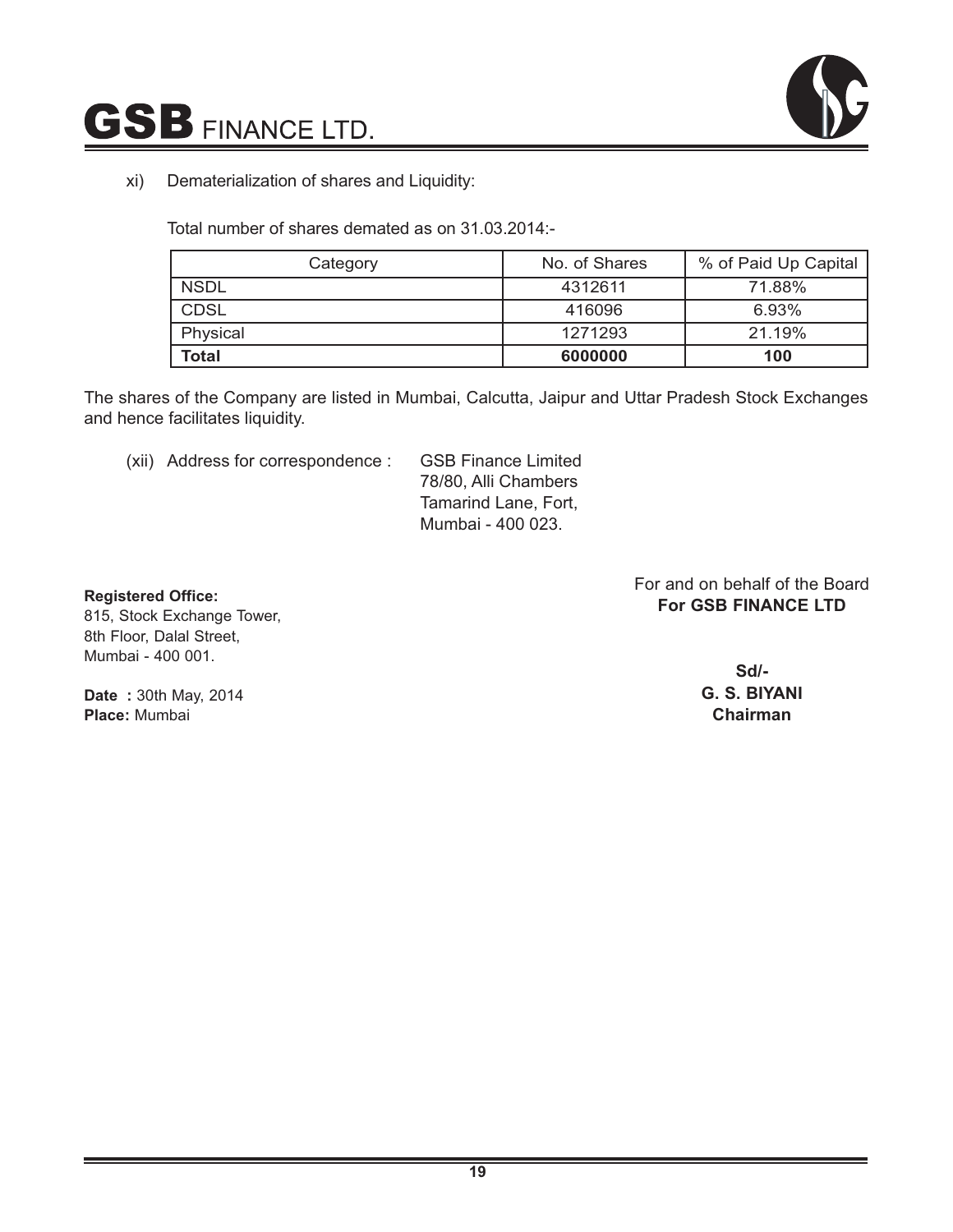xi) Dematerialization of shares and Liquidity:

Total number of shares demated as on 31.03.2014:-

| Category | No. of Shares | % of Paid Up Capital |
|---|---|---|
| NSDL | 4312611 | 71.88% |
| CDSL | 416096 | 6.93% |
| Physical | 1271293 | 21.19% |
| **Total** | **6000000** | **100** |

The shares of the Company are listed in Mumbai, Calcutta, Jaipur and Uttar Pradesh Stock Exchanges and hence facilitates liquidity.

(xii) Address for correspondence : GSB Finance Limited
78/80, Alli Chambers
Tamarind Lane, Fort,
Mumbai - 400 023.

**Registered Office:**
815, Stock Exchange Tower,
8th Floor, Dalal Street,
Mumbai - 400 001.

**Date :** 30th May, 2014
**Place:** Mumbai

For and on behalf of the Board
**For GSB FINANCE LTD**

**Sd/-**
**G. S. BIYANI**
**Chairman**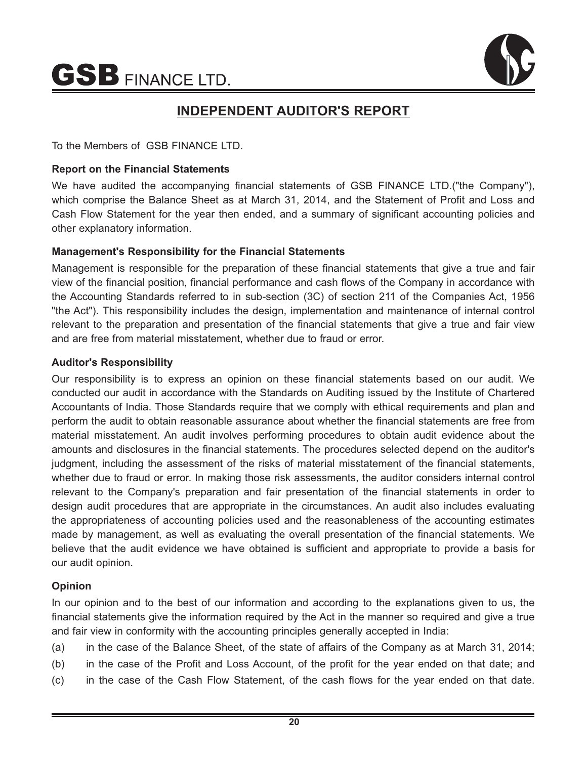# INDEPENDENT AUDITOR'S REPORT

To the Members of GSB FINANCE LTD.

### Report on the Financial Statements

We have audited the accompanying financial statements of GSB FINANCE LTD.("the Company"), which comprise the Balance Sheet as at March 31, 2014, and the Statement of Profit and Loss and Cash Flow Statement for the year then ended, and a summary of significant accounting policies and other explanatory information.

### Management's Responsibility for the Financial Statements

Management is responsible for the preparation of these financial statements that give a true and fair view of the financial position, financial performance and cash flows of the Company in accordance with the Accounting Standards referred to in sub-section (3C) of section 211 of the Companies Act, 1956 "the Act"). This responsibility includes the design, implementation and maintenance of internal control relevant to the preparation and presentation of the financial statements that give a true and fair view and are free from material misstatement, whether due to fraud or error.

### Auditor's Responsibility

Our responsibility is to express an opinion on these financial statements based on our audit. We conducted our audit in accordance with the Standards on Auditing issued by the Institute of Chartered Accountants of India. Those Standards require that we comply with ethical requirements and plan and perform the audit to obtain reasonable assurance about whether the financial statements are free from material misstatement. An audit involves performing procedures to obtain audit evidence about the amounts and disclosures in the financial statements. The procedures selected depend on the auditor's judgment, including the assessment of the risks of material misstatement of the financial statements, whether due to fraud or error. In making those risk assessments, the auditor considers internal control relevant to the Company's preparation and fair presentation of the financial statements in order to design audit procedures that are appropriate in the circumstances. An audit also includes evaluating the appropriateness of accounting policies used and the reasonableness of the accounting estimates made by management, as well as evaluating the overall presentation of the financial statements. We believe that the audit evidence we have obtained is sufficient and appropriate to provide a basis for our audit opinion.

### Opinion

In our opinion and to the best of our information and according to the explanations given to us, the financial statements give the information required by the Act in the manner so required and give a true and fair view in conformity with the accounting principles generally accepted in India:

(a) in the case of the Balance Sheet, of the state of affairs of the Company as at March 31, 2014;

(b) in the case of the Profit and Loss Account, of the profit for the year ended on that date; and

(c) in the case of the Cash Flow Statement, of the cash flows for the year ended on that date.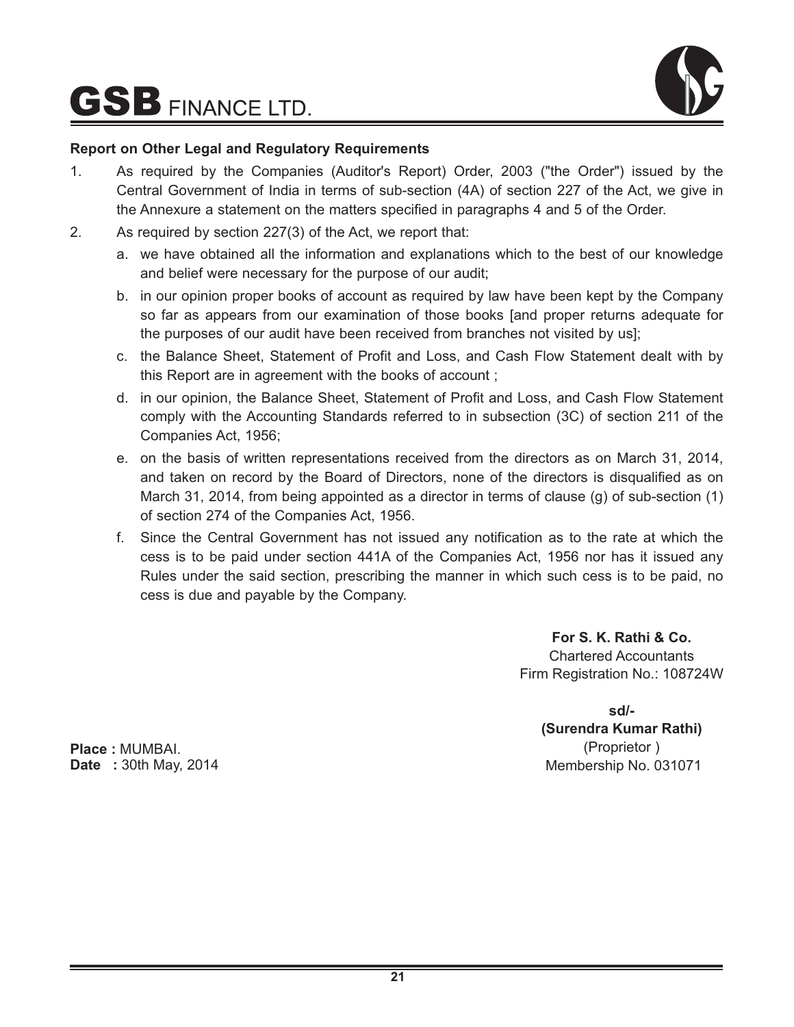#### Report on Other Legal and Regulatory Requirements

1. As required by the Companies (Auditor's Report) Order, 2003 ("the Order") issued by the Central Government of India in terms of sub-section (4A) of section 227 of the Act, we give in the Annexure a statement on the matters specified in paragraphs 4 and 5 of the Order.

2. As required by section 227(3) of the Act, we report that:

   a. we have obtained all the information and explanations which to the best of our knowledge and belief were necessary for the purpose of our audit;

   b. in our opinion proper books of account as required by law have been kept by the Company so far as appears from our examination of those books [and proper returns adequate for the purposes of our audit have been received from branches not visited by us];

   c. the Balance Sheet, Statement of Profit and Loss, and Cash Flow Statement dealt with by this Report are in agreement with the books of account ;

   d. in our opinion, the Balance Sheet, Statement of Profit and Loss, and Cash Flow Statement comply with the Accounting Standards referred to in subsection (3C) of section 211 of the Companies Act, 1956;

   e. on the basis of written representations received from the directors as on March 31, 2014, and taken on record by the Board of Directors, none of the directors is disqualified as on March 31, 2014, from being appointed as a director in terms of clause (g) of sub-section (1) of section 274 of the Companies Act, 1956.

   f. Since the Central Government has not issued any notification as to the rate at which the cess is to be paid under section 441A of the Companies Act, 1956 nor has it issued any Rules under the said section, prescribing the manner in which such cess is to be paid, no cess is due and payable by the Company.

**For S. K. Rathi & Co.**
Chartered Accountants
Firm Registration No.: 108724W

**sd/-**
**(Surendra Kumar Rathi)**
(Proprietor )
Membership No. 031071

**Place :** MUMBAI.
**Date :** 30th May, 2014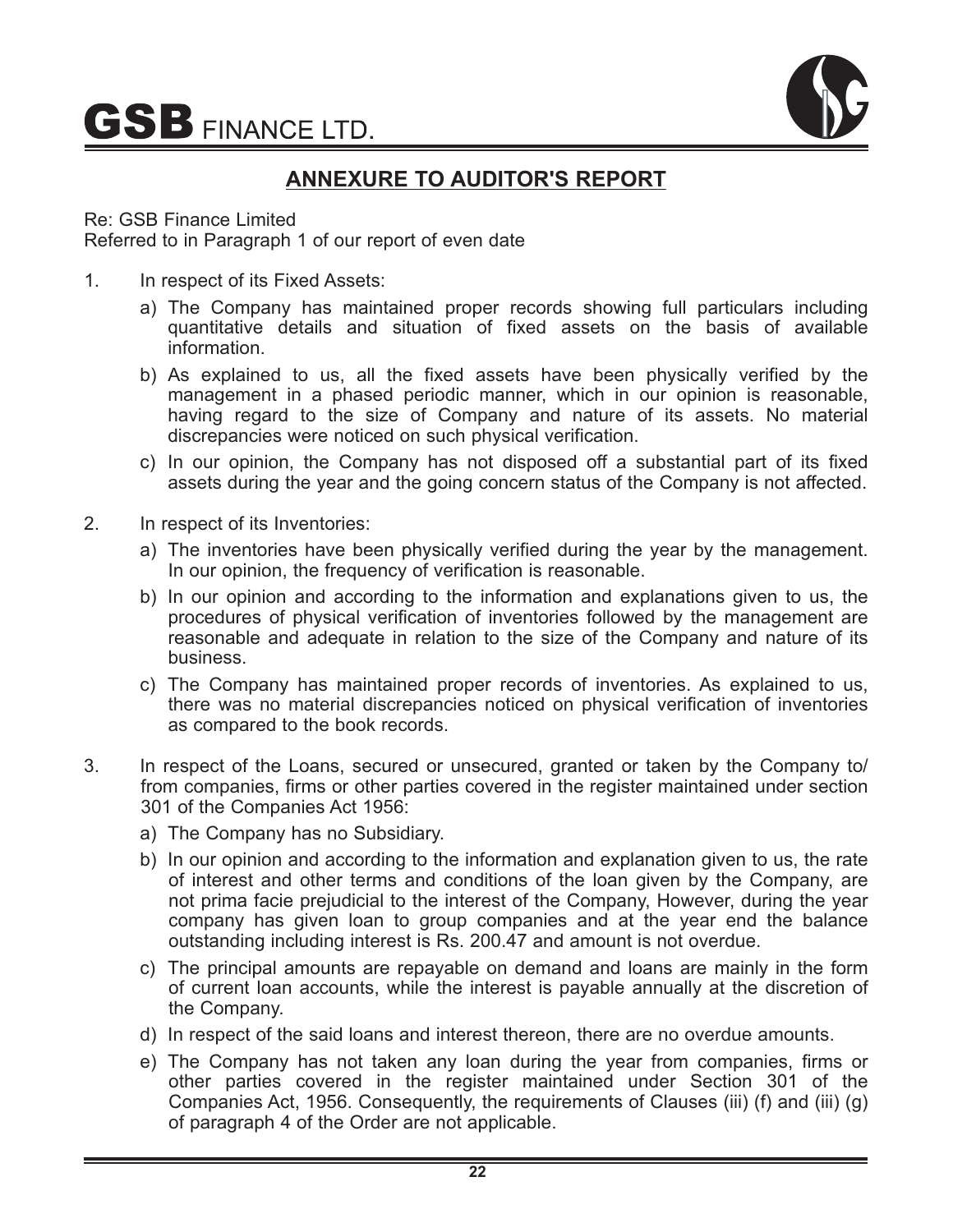## ANNEXURE TO AUDITOR'S REPORT

Re: GSB Finance Limited
Referred to in Paragraph 1 of our report of even date

1. In respect of its Fixed Assets:

   a) The Company has maintained proper records showing full particulars including quantitative details and situation of fixed assets on the basis of available information.

   b) As explained to us, all the fixed assets have been physically verified by the management in a phased periodic manner, which in our opinion is reasonable, having regard to the size of Company and nature of its assets. No material discrepancies were noticed on such physical verification.

   c) In our opinion, the Company has not disposed off a substantial part of its fixed assets during the year and the going concern status of the Company is not affected.

2. In respect of its Inventories:

   a) The inventories have been physically verified during the year by the management. In our opinion, the frequency of verification is reasonable.

   b) In our opinion and according to the information and explanations given to us, the procedures of physical verification of inventories followed by the management are reasonable and adequate in relation to the size of the Company and nature of its business.

   c) The Company has maintained proper records of inventories. As explained to us, there was no material discrepancies noticed on physical verification of inventories as compared to the book records.

3. In respect of the Loans, secured or unsecured, granted or taken by the Company to/ from companies, firms or other parties covered in the register maintained under section 301 of the Companies Act 1956:

   a) The Company has no Subsidiary.

   b) In our opinion and according to the information and explanation given to us, the rate of interest and other terms and conditions of the loan given by the Company, are not prima facie prejudicial to the interest of the Company, However, during the year company has given loan to group companies and at the year end the balance outstanding including interest is Rs. 200.47 and amount is not overdue.

   c) The principal amounts are repayable on demand and loans are mainly in the form of current loan accounts, while the interest is payable annually at the discretion of the Company.

   d) In respect of the said loans and interest thereon, there are no overdue amounts.

   e) The Company has not taken any loan during the year from companies, firms or other parties covered in the register maintained under Section 301 of the Companies Act, 1956. Consequently, the requirements of Clauses (iii) (f) and (iii) (g) of paragraph 4 of the Order are not applicable.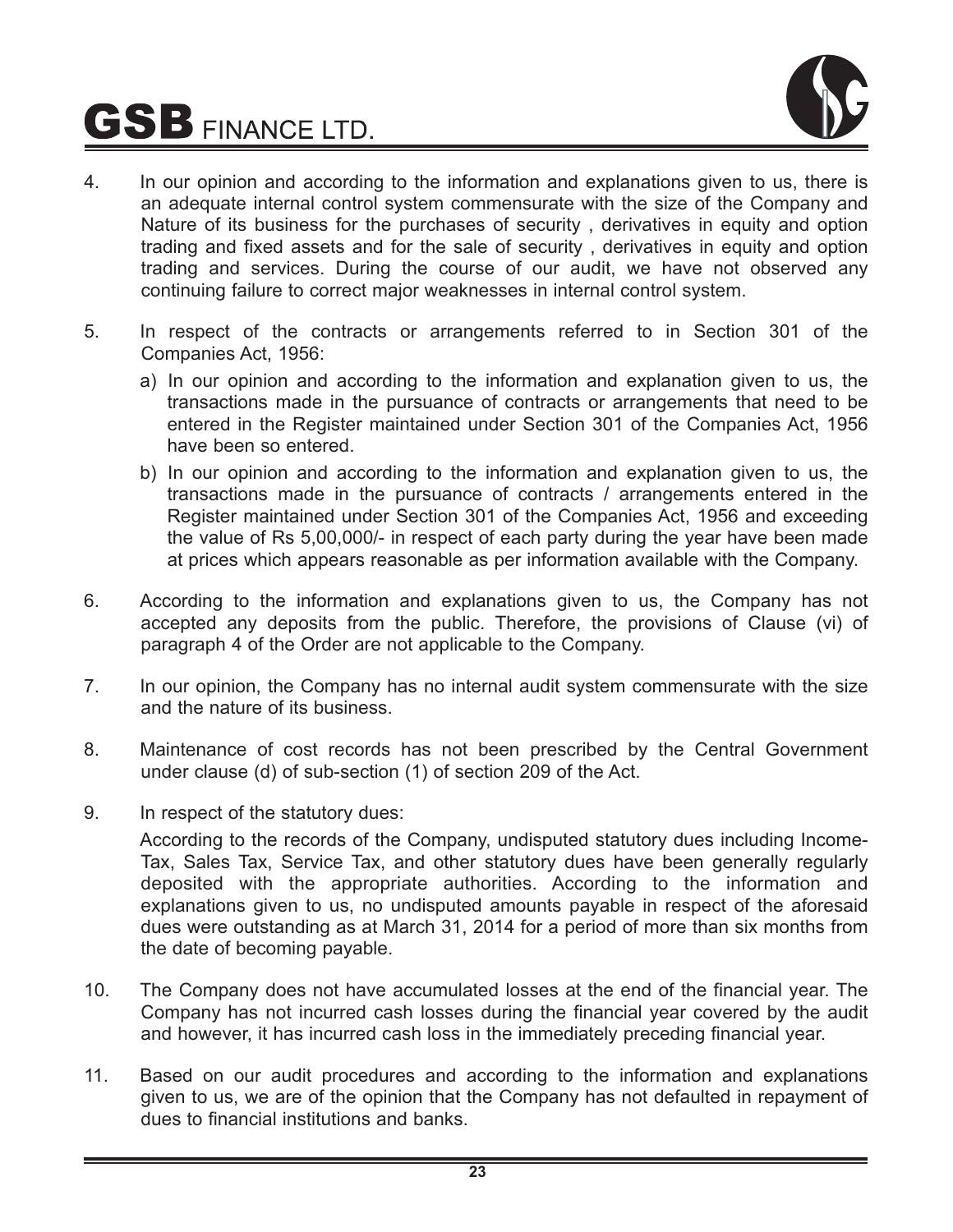4. In our opinion and according to the information and explanations given to us, there is an adequate internal control system commensurate with the size of the Company and Nature of its business for the purchases of security , derivatives in equity and option trading and fixed assets and for the sale of security , derivatives in equity and option trading and services. During the course of our audit, we have not observed any continuing failure to correct major weaknesses in internal control system.

5. In respect of the contracts or arrangements referred to in Section 301 of the Companies Act, 1956:

   a) In our opinion and according to the information and explanation given to us, the transactions made in the pursuance of contracts or arrangements that need to be entered in the Register maintained under Section 301 of the Companies Act, 1956 have been so entered.

   b) In our opinion and according to the information and explanation given to us, the transactions made in the pursuance of contracts / arrangements entered in the Register maintained under Section 301 of the Companies Act, 1956 and exceeding the value of Rs 5,00,000/- in respect of each party during the year have been made at prices which appears reasonable as per information available with the Company.

6. According to the information and explanations given to us, the Company has not accepted any deposits from the public. Therefore, the provisions of Clause (vi) of paragraph 4 of the Order are not applicable to the Company.

7. In our opinion, the Company has no internal audit system commensurate with the size and the nature of its business.

8. Maintenance of cost records has not been prescribed by the Central Government under clause (d) of sub-section (1) of section 209 of the Act.

9. In respect of the statutory dues:

   According to the records of the Company, undisputed statutory dues including Income-Tax, Sales Tax, Service Tax, and other statutory dues have been generally regularly deposited with the appropriate authorities. According to the information and explanations given to us, no undisputed amounts payable in respect of the aforesaid dues were outstanding as at March 31, 2014 for a period of more than six months from the date of becoming payable.

10. The Company does not have accumulated losses at the end of the financial year. The Company has not incurred cash losses during the financial year covered by the audit and however, it has incurred cash loss in the immediately preceding financial year.

11. Based on our audit procedures and according to the information and explanations given to us, we are of the opinion that the Company has not defaulted in repayment of dues to financial institutions and banks.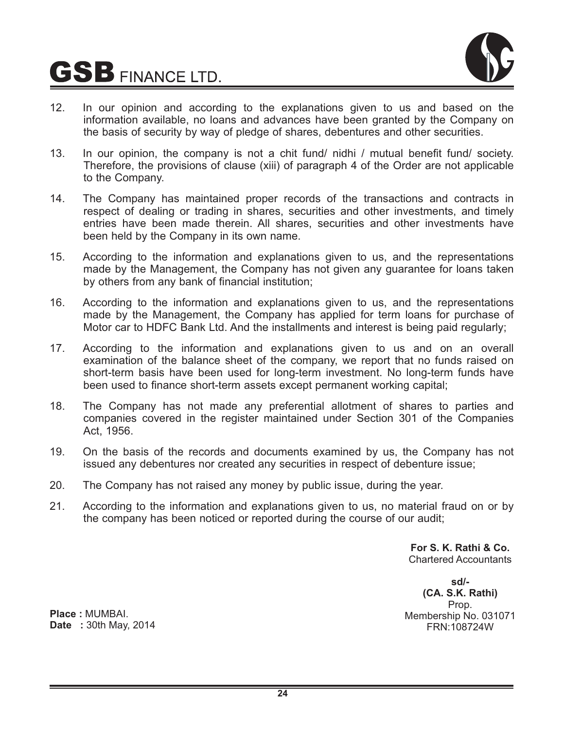12. In our opinion and according to the explanations given to us and based on the information available, no loans and advances have been granted by the Company on the basis of security by way of pledge of shares, debentures and other securities.

13. In our opinion, the company is not a chit fund/ nidhi / mutual benefit fund/ society. Therefore, the provisions of clause (xiii) of paragraph 4 of the Order are not applicable to the Company.

14. The Company has maintained proper records of the transactions and contracts in respect of dealing or trading in shares, securities and other investments, and timely entries have been made therein. All shares, securities and other investments have been held by the Company in its own name.

15. According to the information and explanations given to us, and the representations made by the Management, the Company has not given any guarantee for loans taken by others from any bank of financial institution;

16. According to the information and explanations given to us, and the representations made by the Management, the Company has applied for term loans for purchase of Motor car to HDFC Bank Ltd. And the installments and interest is being paid regularly;

17. According to the information and explanations given to us and on an overall examination of the balance sheet of the company, we report that no funds raised on short-term basis have been used for long-term investment. No long-term funds have been used to finance short-term assets except permanent working capital;

18. The Company has not made any preferential allotment of shares to parties and companies covered in the register maintained under Section 301 of the Companies Act, 1956.

19. On the basis of the records and documents examined by us, the Company has not issued any debentures nor created any securities in respect of debenture issue;

20. The Company has not raised any money by public issue, during the year.

21. According to the information and explanations given to us, no material fraud on or by the company has been noticed or reported during the course of our audit;

**For S. K. Rathi & Co.**
Chartered Accountants

**sd/-**
**(CA. S.K. Rathi)**
Prop.
Membership No. 031071
FRN:108724W

**Place :** MUMBAI.
**Date :** 30th May, 2014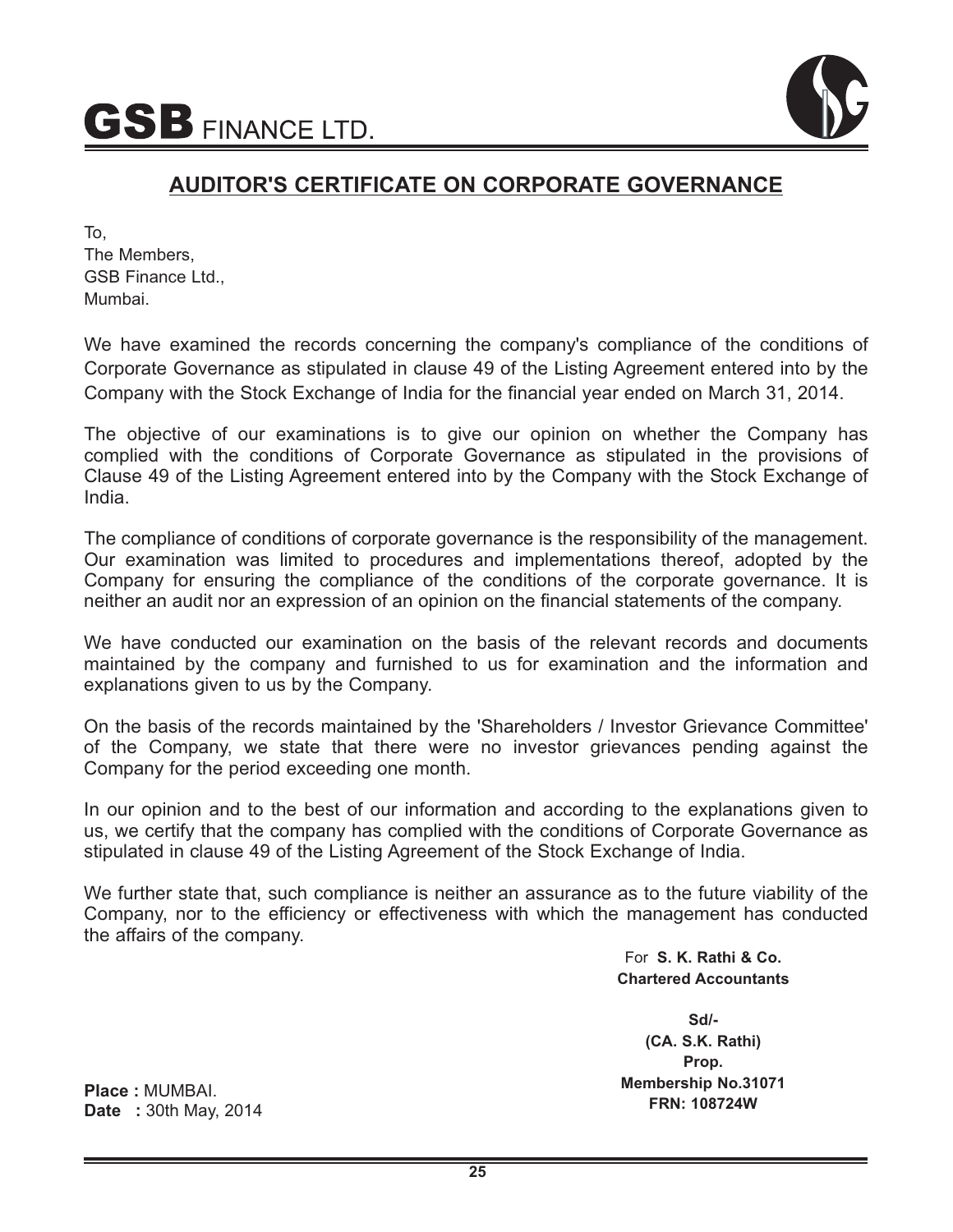## AUDITOR'S CERTIFICATE ON CORPORATE GOVERNANCE

To,
The Members,
GSB Finance Ltd.,
Mumbai.

We have examined the records concerning the company's compliance of the conditions of Corporate Governance as stipulated in clause 49 of the Listing Agreement entered into by the Company with the Stock Exchange of India for the financial year ended on March 31, 2014.

The objective of our examinations is to give our opinion on whether the Company has complied with the conditions of Corporate Governance as stipulated in the provisions of Clause 49 of the Listing Agreement entered into by the Company with the Stock Exchange of India.

The compliance of conditions of corporate governance is the responsibility of the management. Our examination was limited to procedures and implementations thereof, adopted by the Company for ensuring the compliance of the conditions of the corporate governance. It is neither an audit nor an expression of an opinion on the financial statements of the company.

We have conducted our examination on the basis of the relevant records and documents maintained by the company and furnished to us for examination and the information and explanations given to us by the Company.

On the basis of the records maintained by the 'Shareholders / Investor Grievance Committee' of the Company, we state that there were no investor grievances pending against the Company for the period exceeding one month.

In our opinion and to the best of our information and according to the explanations given to us, we certify that the company has complied with the conditions of Corporate Governance as stipulated in clause 49 of the Listing Agreement of the Stock Exchange of India.

We further state that, such compliance is neither an assurance as to the future viability of the Company, nor to the efficiency or effectiveness with which the management has conducted the affairs of the company.

For **S. K. Rathi & Co.**
**Chartered Accountants**

**Sd/-**
**(CA. S.K. Rathi)**
**Prop.**
**Membership No.31071**
**FRN: 108724W**

**Place :** MUMBAI.
**Date :** 30th May, 2014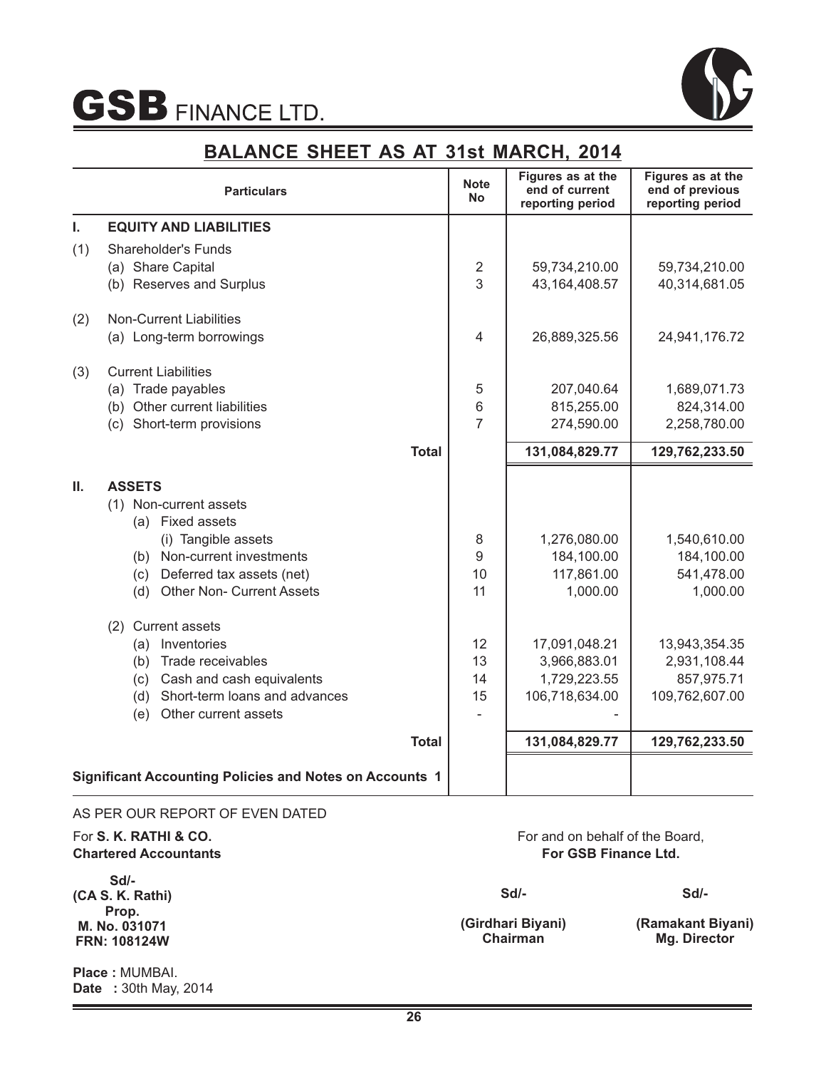# GSB FINANCE LTD.

## BALANCE SHEET AS AT 31st MARCH, 2014

| | Particulars | Note No | Figures as at the end of current reporting period | Figures as at the end of previous reporting period |
|---|---|---|---|---|
| **I.** | **EQUITY AND LIABILITIES** | | | |
| (1) | Shareholder's Funds | | | |
| | (a) Share Capital | 2 | 59,734,210.00 | 59,734,210.00 |
| | (b) Reserves and Surplus | 3 | 43,164,408.57 | 40,314,681.05 |
| (2) | Non-Current Liabilities | | | |
| | (a) Long-term borrowings | 4 | 26,889,325.56 | 24,941,176.72 |
| (3) | Current Liabilities | | | |
| | (a) Trade payables | 5 | 207,040.64 | 1,689,071.73 |
| | (b) Other current liabilities | 6 | 815,255.00 | 824,314.00 |
| | (c) Short-term provisions | 7 | 274,590.00 | 2,258,780.00 |
| | **Total** | | **131,084,829.77** | **129,762,233.50** |
| **II.** | **ASSETS** | | | |
| | (1) Non-current assets | | | |
| | (a) Fixed assets | | | |
| | (i) Tangible assets | 8 | 1,276,080.00 | 1,540,610.00 |
| | (b) Non-current investments | 9 | 184,100.00 | 184,100.00 |
| | (c) Deferred tax assets (net) | 10 | 117,861.00 | 541,478.00 |
| | (d) Other Non- Current Assets | 11 | 1,000.00 | 1,000.00 |
| | (2) Current assets | | | |
| | (a) Inventories | 12 | 17,091,048.21 | 13,943,354.35 |
| | (b) Trade receivables | 13 | 3,966,883.01 | 2,931,108.44 |
| | (c) Cash and cash equivalents | 14 | 1,729,223.55 | 857,975.71 |
| | (d) Short-term loans and advances | 15 | 106,718,634.00 | 109,762,607.00 |
| | (e) Other current assets | - | - | |
| | **Total** | | **131,084,829.77** | **129,762,233.50** |
| | **Significant Accounting Policies and Notes on Accounts 1** | | | |

AS PER OUR REPORT OF EVEN DATED

For **S. K. RATHI & CO.**
**Chartered Accountants**

**Sd/-**
**(CA S. K. Rathi)**
**Prop.**
**M. No. 031071**
**FRN: 108124W**

**Place :** MUMBAI.
**Date :** 30th May, 2014

For and on behalf of the Board,
**For GSB Finance Ltd.**

| Sd/- | Sd/- |
|---|---|
| **(Girdhari Biyani)** | **(Ramakant Biyani)** |
| **Chairman** | **Mg. Director** |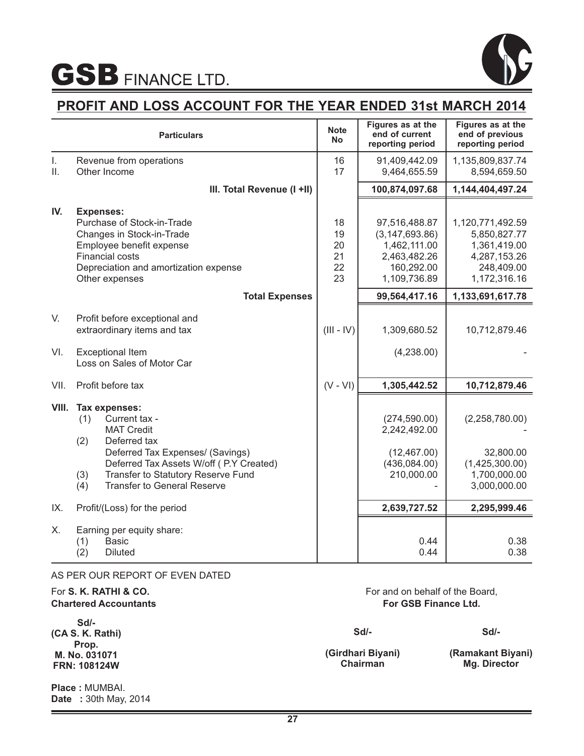# GSB FINANCE LTD.

## PROFIT AND LOSS ACCOUNT FOR THE YEAR ENDED 31st MARCH 2014

| | Particulars | Note No | Figures as at the end of current reporting period | Figures as at the end of previous reporting period |
|---|---|---|---|---|
| I. | Revenue from operations | 16 | 91,409,442.09 | 1,135,809,837.74 |
| II. | Other Income | 17 | 9,464,655.59 | 8,594,659.50 |
| | **III. Total Revenue (I +II)** | | **100,874,097.68** | **1,144,404,497.24** |
| **IV.** | **Expenses:** | | | |
| | Purchase of Stock-in-Trade | 18 | 97,516,488.87 | 1,120,771,492.59 |
| | Changes in Stock-in-Trade | 19 | (3,147,693.86) | 5,850,827.77 |
| | Employee benefit expense | 20 | 1,462,111.00 | 1,361,419.00 |
| | Financial costs | 21 | 2,463,482.26 | 4,287,153.26 |
| | Depreciation and amortization expense | 22 | 160,292.00 | 248,409.00 |
| | Other expenses | 23 | 1,109,736.89 | 1,172,316.16 |
| | **Total Expenses** | | **99,564,417.16** | **1,133,691,617.78** |
| V. | Profit before exceptional and extraordinary items and tax | (III - IV) | 1,309,680.52 | 10,712,879.46 |
| VI. | Exceptional Item<br>Loss on Sales of Motor Car | | (4,238.00) | - |
| VII. | Profit before tax | (V - VI) | **1,305,442.52** | **10,712,879.46** |
| **VIII.** | **Tax expenses:** | | | |
| | (1) Current tax - | | (274,590.00) | (2,258,780.00) |
| | MAT Credit | | 2,242,492.00 | - |
| | (2) Deferred tax | | | |
| | Deferred Tax Expenses/ (Savings) | | (12,467.00) | 32,800.00 |
| | Deferred Tax Assets W/off ( P.Y Created) | | (436,084.00) | (1,425,300.00) |
| | (3) Transfer to Statutory Reserve Fund | | 210,000.00 | 1,700,000.00 |
| | (4) Transfer to General Reserve | | - | 3,000,000.00 |
| IX. | Profit/(Loss) for the period | | **2,639,727.52** | **2,295,999.46** |
| X. | Earning per equity share: | | | |
| | (1) Basic | | 0.44 | 0.38 |
| | (2) Diluted | | 0.44 | 0.38 |

AS PER OUR REPORT OF EVEN DATED

For **S. K. RATHI & CO.**
**Chartered Accountants**

**Sd/-**
**(CA S. K. Rathi)**
**Prop.**
**M. No. 031071**
**FRN: 108124W**

**Place :** MUMBAI.
**Date :** 30th May, 2014

For and on behalf of the Board,
**For GSB Finance Ltd.**

**Sd/-**
**(Girdhari Biyani)**
**Chairman**

**Sd/-**
**(Ramakant Biyani)**
**Mg. Director**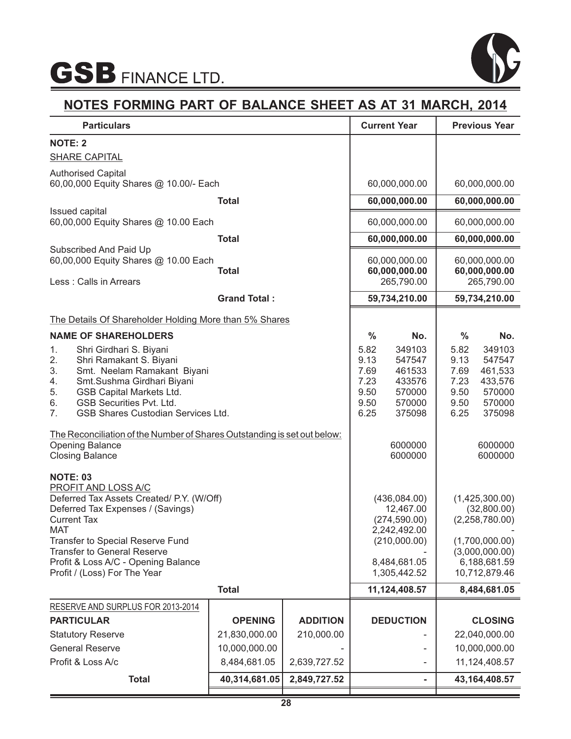# GSB FINANCE LTD.

## NOTES FORMING PART OF BALANCE SHEET AS AT 31 MARCH, 2014

| Particulars | | Current Year | | Previous Year | |
|---|---|---|---|---|---|
| **NOTE: 2** | | | | | |
| SHARE CAPITAL | | | | | |
| Authorised Capital<br>60,00,000 Equity Shares @ 10.00/- Each | | | 60,000,000.00 | | 60,000,000.00 |
| | **Total** | | **60,000,000.00** | | **60,000,000.00** |
| Issued capital<br>60,00,000 Equity Shares @ 10.00 Each | | | 60,000,000.00 | | 60,000,000.00 |
| | **Total** | | **60,000,000.00** | | **60,000,000.00** |
| Subscribed And Paid Up<br>60,00,000 Equity Shares @ 10.00 Each | | | 60,000,000.00 | | 60,000,000.00 |
| | **Total** | | **60,000,000.00** | | **60,000,000.00** |
| Less : Calls in Arrears | | | 265,790.00 | | 265,790.00 |
| | **Grand Total :** | | **59,734,210.00** | | **59,734,210.00** |
| The Details Of Shareholder Holding More than 5% Shares | | | | | |
| **NAME OF SHAREHOLDERS** | | **%** | **No.** | **%** | **No.** |
| 1. Shri Girdhari S. Biyani | | 5.82 | 349103 | 5.82 | 349103 |
| 2. Shri Ramakant S. Biyani | | 9.13 | 547547 | 9.13 | 547547 |
| 3. Smt. Neelam Ramakant Biyani | | 7.69 | 461533 | 7.69 | 461,533 |
| 4. Smt.Sushma Girdhari Biyani | | 7.23 | 433576 | 7.23 | 433,576 |
| 5. GSB Capital Markets Ltd. | | 9.50 | 570000 | 9.50 | 570000 |
| 6. GSB Securities Pvt. Ltd. | | 9.50 | 570000 | 9.50 | 570000 |
| 7. GSB Shares Custodian Services Ltd. | | 6.25 | 375098 | 6.25 | 375098 |
| The Reconciliation of the Number of Shares Outstanding is set out below: | | | | | |
| Opening Balance | | | 6000000 | | 6000000 |
| Closing Balance | | | 6000000 | | 6000000 |
| **NOTE: 03** | | | | | |
| PROFIT AND LOSS A/C | | | | | |
| Deferred Tax Assets Created/ P.Y. (W/Off) | | | (436,084.00) | | (1,425,300.00) |
| Deferred Tax Expenses / (Savings) | | | 12,467.00 | | (32,800.00) |
| Current Tax | | | (274,590.00) | | (2,258,780.00) |
| MAT | | | 2,242,492.00 | | - |
| Transfer to Special Reserve Fund | | | (210,000.00) | | (1,700,000.00) |
| Transfer to General Reserve | | | - | | (3,000,000.00) |
| Profit & Loss A/C - Opening Balance | | | 8,484,681.05 | | 6,188,681.59 |
| Profit / (Loss) For The Year | | | 1,305,442.52 | | 10,712,879.46 |
| | **Total** | | **11,124,408.57** | | **8,484,681.05** |

RESERVE AND SURPLUS FOR 2013-2014

| PARTICULAR | OPENING | ADDITION | DEDUCTION | CLOSING |
|---|---|---|---|---|
| Statutory Reserve | 21,830,000.00 | 210,000.00 | - | 22,040,000.00 |
| General Reserve | 10,000,000.00 | - | - | 10,000,000.00 |
| Profit & Loss A/c | 8,484,681.05 | 2,639,727.52 | - | 11,124,408.57 |
| **Total** | **40,314,681.05** | **2,849,727.52** | **-** | **43,164,408.57** |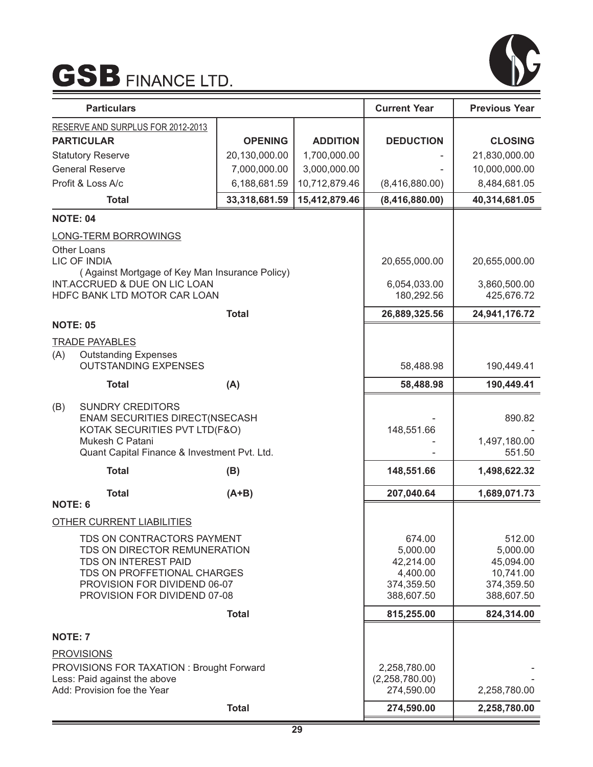# GSB FINANCE LTD.

| Particulars | | | Current Year | Previous Year |
|---|---|---|---|---|
| RESERVE AND SURPLUS FOR 2012-2013 | | | | |
| **PARTICULAR** | **OPENING** | **ADDITION** | **DEDUCTION** | **CLOSING** |
| Statutory Reserve | 20,130,000.00 | 1,700,000.00 | - | 21,830,000.00 |
| General Reserve | 7,000,000.00 | 3,000,000.00 | - | 10,000,000.00 |
| Profit & Loss A/c | 6,188,681.59 | 10,712,879.46 | (8,416,880.00) | 8,484,681.05 |
| **Total** | **33,318,681.59** | **15,412,879.46** | **(8,416,880.00)** | **40,314,681.05** |

**NOTE: 04**

| LONG-TERM BORROWINGS | Current Year | Previous Year |
|---|---|---|
| Other Loans | | |
| LIC OF INDIA | 20,655,000.00 | 20,655,000.00 |
| ( Against Mortgage of Key Man Insurance Policy) | | |
| INT.ACCRUED & DUE ON LIC LOAN | 6,054,033.00 | 3,860,500.00 |
| HDFC BANK LTD MOTOR CAR LOAN | 180,292.56 | 425,676.72 |
| **Total** | **26,889,325.56** | **24,941,176.72** |

**NOTE: 05**

| TRADE PAYABLES | Current Year | Previous Year |
|---|---|---|
| (A) Outstanding Expenses | | |
| OUTSTANDING EXPENSES | 58,488.98 | 190,449.41 |
| **Total (A)** | **58,488.98** | **190,449.41** |
| (B) SUNDRY CREDITORS | | |
| ENAM SECURITIES DIRECT(NSECASH | - | 890.82 |
| KOTAK SECURITIES PVT LTD(F&O) | 148,551.66 | - |
| Mukesh C Patani | - | 1,497,180.00 |
| Quant Capital Finance & Investment Pvt. Ltd. | - | 551.50 |
| **Total (B)** | **148,551.66** | **1,498,622.32** |
| **Total (A+B)** | **207,040.64** | **1,689,071.73** |

**NOTE: 6**

| OTHER CURRENT LIABILITIES | Current Year | Previous Year |
|---|---|---|
| TDS ON CONTRACTORS PAYMENT | 674.00 | 512.00 |
| TDS ON DIRECTOR REMUNERATION | 5,000.00 | 5,000.00 |
| TDS ON INTEREST PAID | 42,214.00 | 45,094.00 |
| TDS ON PROFFETIONAL CHARGES | 4,400.00 | 10,741.00 |
| PROVISION FOR DIVIDEND 06-07 | 374,359.50 | 374,359.50 |
| PROVISION FOR DIVIDEND 07-08 | 388,607.50 | 388,607.50 |
| **Total** | **815,255.00** | **824,314.00** |

**NOTE: 7**

| PROVISIONS | Current Year | Previous Year |
|---|---|---|
| PROVISIONS FOR TAXATION : Brought Forward | 2,258,780.00 | - |
| Less: Paid against the above | (2,258,780.00) | - |
| Add: Provision foe the Year | 274,590.00 | 2,258,780.00 |
| **Total** | **274,590.00** | **2,258,780.00** |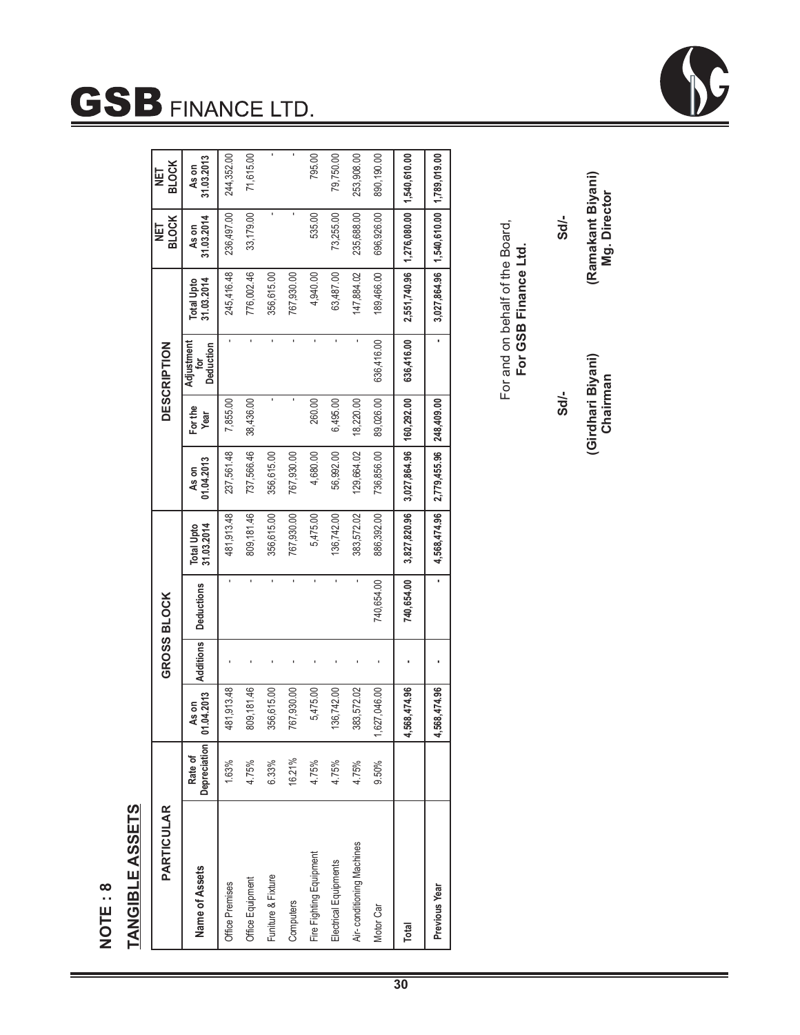## NOTE : 8

## TANGIBLE ASSETS

| PARTICULAR | | GROSS BLOCK | | | | DESCRIPTION | | | | NET BLOCK | NET BLOCK |
|---|---|---|---|---|---|---|---|---|---|---|---|
| Name of Assets | Rate of Depreciation | As on 01.04.2013 | Additions | Deductions | Total Upto 31.03.2014 | As on 01.04.2013 | For the Year | Adjustment for Deduction | Total Upto 31.03.2014 | As on 31.03.2014 | As on 31.03.2013 |
| Office Premises | 1.63% | 481,913.48 | - | - | 481,913.48 | 237,561.48 | 7,855.00 | - | 245,416.48 | 236,497.00 | 244,352.00 |
| Office Equipment | 4.75% | 809,181.46 | - | - | 809,181.46 | 737,566.46 | 38,436.00 | - | 776,002.46 | 33,179.00 | 71,615.00 |
| Funiture & Fixture | 6.33% | 356,615.00 | - | - | 356,615.00 | 356,615.00 | - | - | 356,615.00 | - | - |
| Computers | 16.21% | 767,930.00 | - | - | 767,930.00 | 767,930.00 | - | - | 767,930.00 | - | - |
| Fire Fighting Equipment | 4.75% | 5,475.00 | - | - | 5,475.00 | 4,680.00 | 260.00 | - | 4,940.00 | 535.00 | 795.00 |
| Electrical Equipments | 4.75% | 136,742.00 | - | - | 136,742.00 | 56,992.00 | 6,495.00 | - | 63,487.00 | 73,255.00 | 79,750.00 |
| Air- conditioning Machines | 4.75% | 383,572.02 | - | - | 383,572.02 | 129,664.02 | 18,220.00 | - | 147,884.02 | 235,688.00 | 253,908.00 |
| Motor Car | 9.50% | 1,627,046.00 | - | 740,654.00 | 886,392.00 | 736,856.00 | 89,026.00 | 636,416.00 | 189,466.00 | 696,926.00 | 890,190.00 |
| **Total** | | **4,568,474.96** | **-** | **740,654.00** | **3,827,820.96** | **3,027,864.96** | **160,292.00** | **636,416.00** | **2,551,740.96** | **1,276,080.00** | **1,540,610.00** |
| **Previous Year** | | **4,568,474.96** | **-** | **-** | **4,568,474.96** | **2,779,455.96** | **248,409.00** | **-** | **3,027,864.96** | **1,540,610.00** | **1,789,019.00** |

For and on behalf of the Board,
**For GSB Finance Ltd.**

| **Sd/-** | **Sd/-** |
|---|---|
| **(Girdhari Biyani)** | **(Ramakant Biyani)** |
| **Chairman** | **Mg. Director** |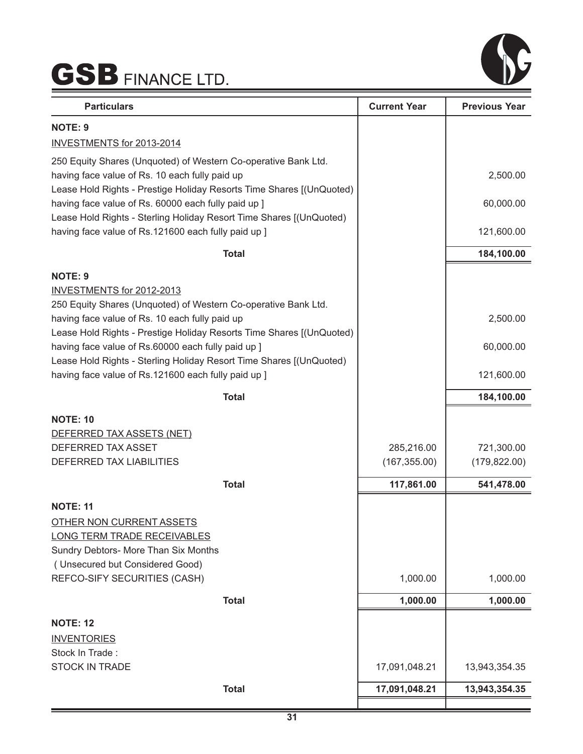| Particulars | Current Year | Previous Year |
|---|---|---|
| **NOTE: 9** | | |
| INVESTMENTS for 2013-2014 | | |
| 250 Equity Shares (Unquoted) of Western Co-operative Bank Ltd. having face value of Rs. 10 each fully paid up | | 2,500.00 |
| Lease Hold Rights - Prestige Holiday Resorts Time Shares [(UnQuoted) having face value of Rs. 60000 each fully paid up ] | | 60,000.00 |
| Lease Hold Rights - Sterling Holiday Resort Time Shares [(UnQuoted) having face value of Rs.121600 each fully paid up ] | | 121,600.00 |
| **Total** | | **184,100.00** |
| **NOTE: 9** | | |
| INVESTMENTS for 2012-2013 | | |
| 250 Equity Shares (Unquoted) of Western Co-operative Bank Ltd. having face value of Rs. 10 each fully paid up | | 2,500.00 |
| Lease Hold Rights - Prestige Holiday Resorts Time Shares [(UnQuoted) having face value of Rs.60000 each fully paid up ] | | 60,000.00 |
| Lease Hold Rights - Sterling Holiday Resort Time Shares [(UnQuoted) having face value of Rs.121600 each fully paid up ] | | 121,600.00 |
| **Total** | | **184,100.00** |
| **NOTE: 10** | | |
| DEFERRED TAX ASSETS (NET) | | |
| DEFERRED TAX ASSET | 285,216.00 | 721,300.00 |
| DEFERRED TAX LIABILITIES | (167,355.00) | (179,822.00) |
| **Total** | **117,861.00** | **541,478.00** |
| **NOTE: 11** | | |
| OTHER NON CURRENT ASSETS | | |
| LONG TERM TRADE RECEIVABLES | | |
| Sundry Debtors- More Than Six Months | | |
| ( Unsecured but Considered Good) | | |
| REFCO-SIFY SECURITIES (CASH) | 1,000.00 | 1,000.00 |
| **Total** | **1,000.00** | **1,000.00** |
| **NOTE: 12** | | |
| INVENTORIES | | |
| Stock In Trade : | | |
| STOCK IN TRADE | 17,091,048.21 | 13,943,354.35 |
| **Total** | **17,091,048.21** | **13,943,354.35** |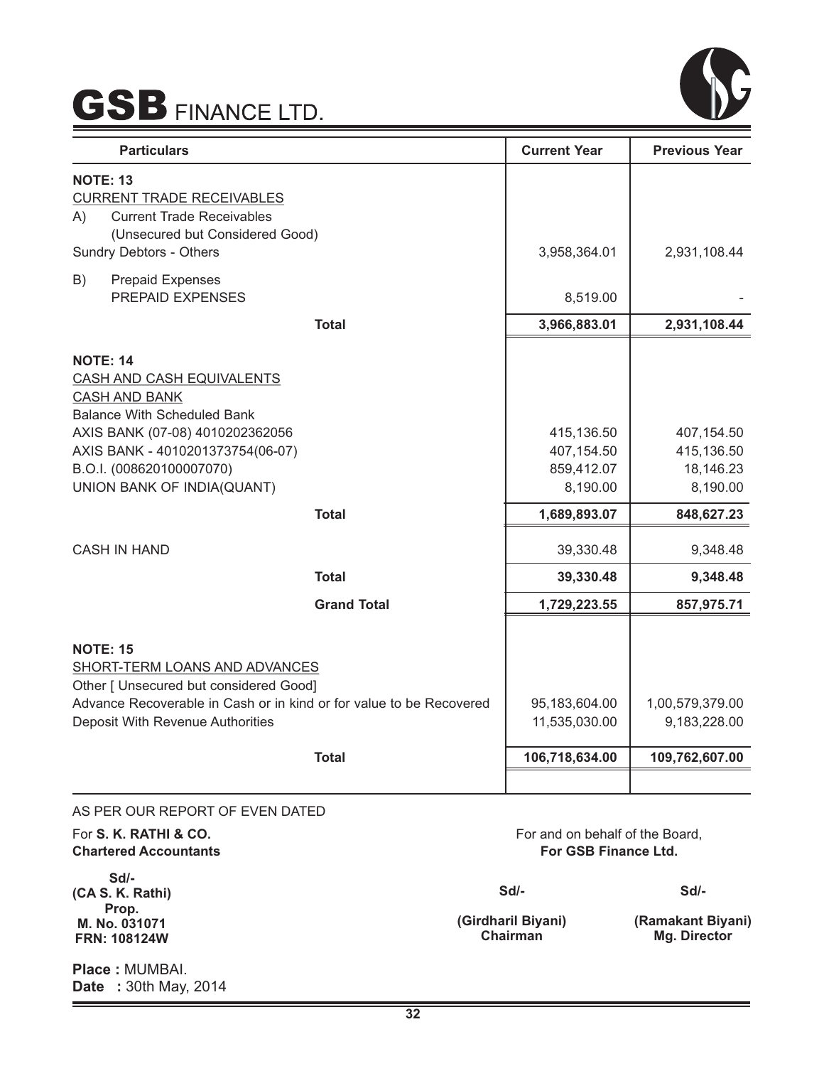# GSB FINANCE LTD.

| Particulars | Current Year | Previous Year |
|---|---|---|
| **NOTE: 13** | | |
| CURRENT TRADE RECEIVABLES | | |
| A) Current Trade Receivables (Unsecured but Considered Good) | | |
| Sundry Debtors - Others | 3,958,364.01 | 2,931,108.44 |
| B) Prepaid Expenses | | |
| PREPAID EXPENSES | 8,519.00 | - |
| **Total** | **3,966,883.01** | **2,931,108.44** |
| **NOTE: 14** | | |
| CASH AND CASH EQUIVALENTS | | |
| CASH AND BANK | | |
| Balance With Scheduled Bank | | |
| AXIS BANK (07-08) 4010202362056 | 415,136.50 | 407,154.50 |
| AXIS BANK - 4010201373754(06-07) | 407,154.50 | 415,136.50 |
| B.O.I. (008620100007070) | 859,412.07 | 18,146.23 |
| UNION BANK OF INDIA(QUANT) | 8,190.00 | 8,190.00 |
| **Total** | **1,689,893.07** | **848,627.23** |
| CASH IN HAND | 39,330.48 | 9,348.48 |
| **Total** | **39,330.48** | **9,348.48** |
| **Grand Total** | **1,729,223.55** | **857,975.71** |
| **NOTE: 15** | | |
| SHORT-TERM LOANS AND ADVANCES | | |
| Other [ Unsecured but considered Good] | | |
| Advance Recoverable in Cash or in kind or for value to be Recovered | 95,183,604.00 | 1,00,579,379.00 |
| Deposit With Revenue Authorities | 11,535,030.00 | 9,183,228.00 |
| **Total** | **106,718,634.00** | **109,762,607.00** |

AS PER OUR REPORT OF EVEN DATED

For **S. K. RATHI & CO.**
**Chartered Accountants**

**Sd/-**
**(CA S. K. Rathi)**
**Prop.**
**M. No. 031071**
**FRN: 108124W**

**Place :** MUMBAI.
**Date :** 30th May, 2014

For and on behalf of the Board,
**For GSB Finance Ltd.**

**Sd/-**
**(Girdharil Biyani)**
**Chairman**

**Sd/-**
**(Ramakant Biyani)**
**Mg. Director**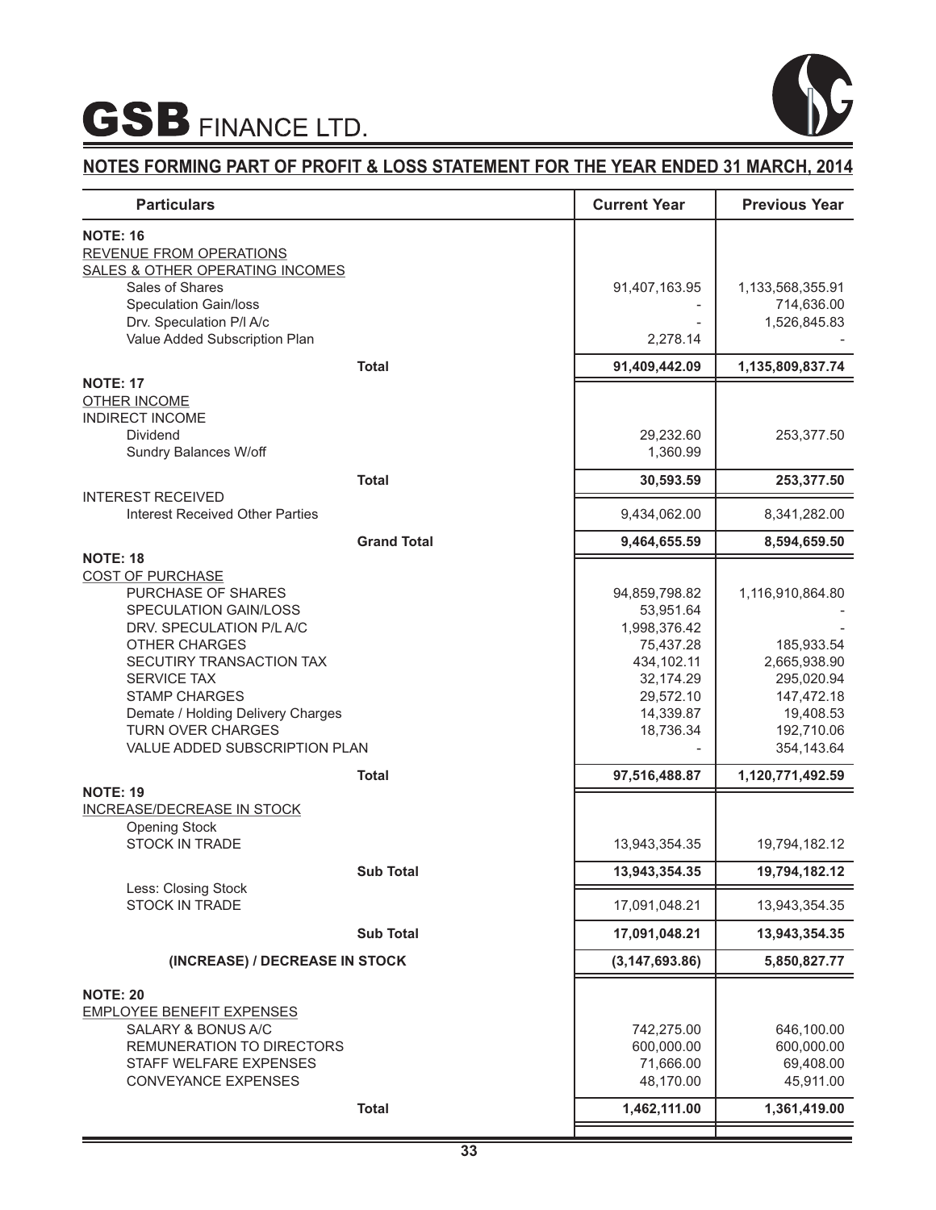# GSB FINANCE LTD.

## NOTES FORMING PART OF PROFIT & LOSS STATEMENT FOR THE YEAR ENDED 31 MARCH, 2014

| Particulars | Current Year | Previous Year |
|---|---|---|
| **NOTE: 16** | | |
| REVENUE FROM OPERATIONS | | |
| SALES & OTHER OPERATING INCOMES | | |
| Sales of Shares | 91,407,163.95 | 1,133,568,355.91 |
| Speculation Gain/loss | - | 714,636.00 |
| Drv. Speculation P/l A/c | - | 1,526,845.83 |
| Value Added Subscription Plan | 2,278.14 | - |
| **Total** | **91,409,442.09** | **1,135,809,837.74** |
| **NOTE: 17** | | |
| OTHER INCOME | | |
| INDIRECT INCOME | | |
| Dividend | 29,232.60 | 253,377.50 |
| Sundry Balances W/off | 1,360.99 | |
| **Total** | **30,593.59** | **253,377.50** |
| INTEREST RECEIVED | | |
| Interest Received Other Parties | 9,434,062.00 | 8,341,282.00 |
| **Grand Total** | **9,464,655.59** | **8,594,659.50** |
| **NOTE: 18** | | |
| COST OF PURCHASE | | |
| PURCHASE OF SHARES | 94,859,798.82 | 1,116,910,864.80 |
| SPECULATION GAIN/LOSS | 53,951.64 | - |
| DRV. SPECULATION P/L A/C | 1,998,376.42 | - |
| OTHER CHARGES | 75,437.28 | 185,933.54 |
| SECUTIRY TRANSACTION TAX | 434,102.11 | 2,665,938.90 |
| SERVICE TAX | 32,174.29 | 295,020.94 |
| STAMP CHARGES | 29,572.10 | 147,472.18 |
| Demate / Holding Delivery Charges | 14,339.87 | 19,408.53 |
| TURN OVER CHARGES | 18,736.34 | 192,710.06 |
| VALUE ADDED SUBSCRIPTION PLAN | - | 354,143.64 |
| **Total** | **97,516,488.87** | **1,120,771,492.59** |
| **NOTE: 19** | | |
| INCREASE/DECREASE IN STOCK | | |
| Opening Stock | | |
| STOCK IN TRADE | 13,943,354.35 | 19,794,182.12 |
| **Sub Total** | **13,943,354.35** | **19,794,182.12** |
| Less: Closing Stock | | |
| STOCK IN TRADE | 17,091,048.21 | 13,943,354.35 |
| **Sub Total** | **17,091,048.21** | **13,943,354.35** |
| **(INCREASE) / DECREASE IN STOCK** | **(3,147,693.86)** | **5,850,827.77** |
| **NOTE: 20** | | |
| EMPLOYEE BENEFIT EXPENSES | | |
| SALARY & BONUS A/C | 742,275.00 | 646,100.00 |
| REMUNERATION TO DIRECTORS | 600,000.00 | 600,000.00 |
| STAFF WELFARE EXPENSES | 71,666.00 | 69,408.00 |
| CONVEYANCE EXPENSES | 48,170.00 | 45,911.00 |
| **Total** | **1,462,111.00** | **1,361,419.00** |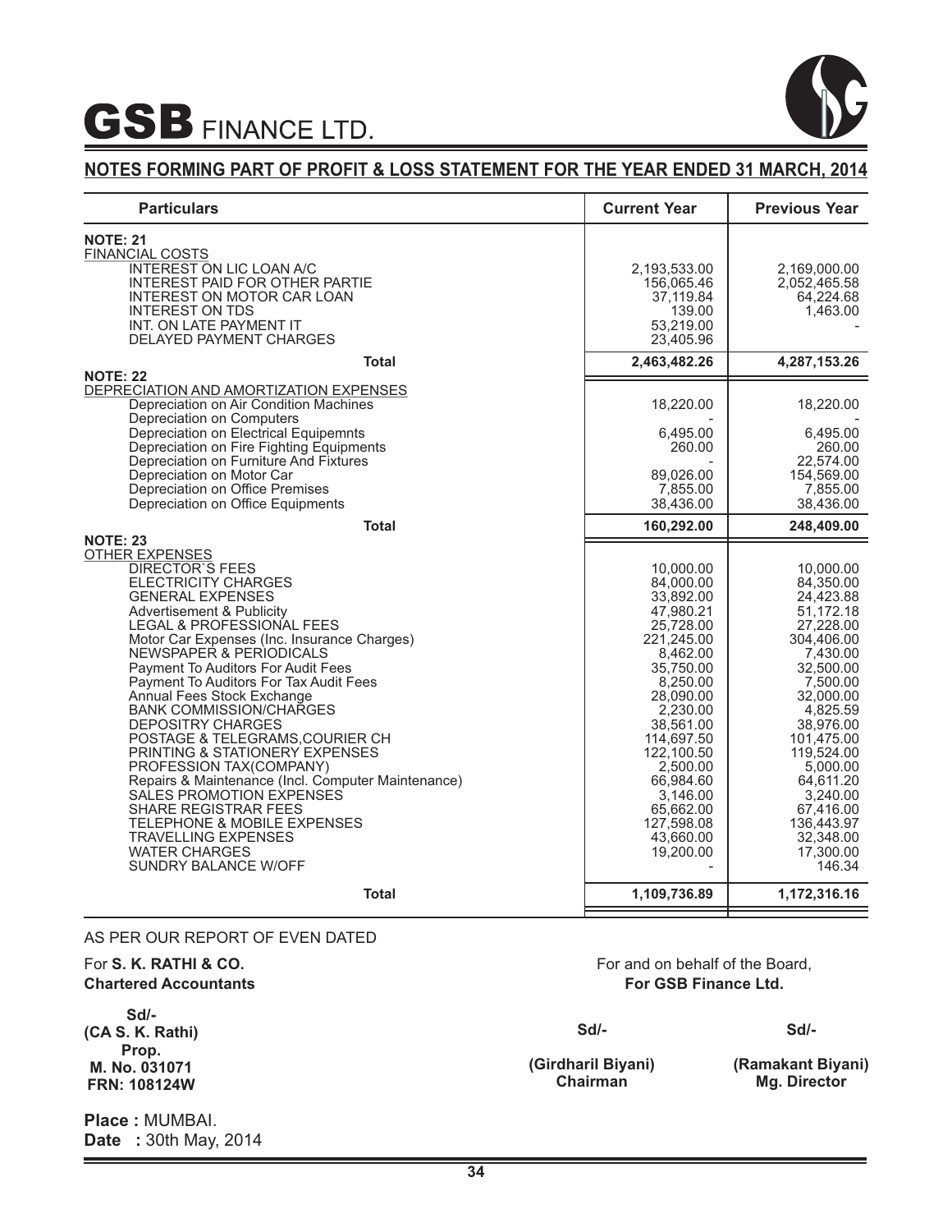# GSB FINANCE LTD.

## NOTES FORMING PART OF PROFIT & LOSS STATEMENT FOR THE YEAR ENDED 31 MARCH, 2014

| Particulars | Current Year | Previous Year |
|---|---|---|
| **NOTE: 21** | | |
| FINANCIAL COSTS | | |
| INTEREST ON LIC LOAN A/C | 2,193,533.00 | 2,169,000.00 |
| INTEREST PAID FOR OTHER PARTIE | 156,065.46 | 2,052,465.58 |
| INTEREST ON MOTOR CAR LOAN | 37,119.84 | 64,224.68 |
| INTEREST ON TDS | 139.00 | 1,463.00 |
| INT. ON LATE PAYMENT IT | 53,219.00 | - |
| DELAYED PAYMENT CHARGES | 23,405.96 | |
| **Total** | **2,463,482.26** | **4,287,153.26** |
| **NOTE: 22** | | |
| DEPRECIATION AND AMORTIZATION EXPENSES | | |
| Depreciation on Air Condition Machines | 18,220.00 | 18,220.00 |
| Depreciation on Computers | - | - |
| Depreciation on Electrical Equipemnts | 6,495.00 | 6,495.00 |
| Depreciation on Fire Fighting Equipments | 260.00 | 260.00 |
| Depreciation on Furniture And Fixtures | - | 22,574.00 |
| Depreciation on Motor Car | 89,026.00 | 154,569.00 |
| Depreciation on Office Premises | 7,855.00 | 7,855.00 |
| Depreciation on Office Equipments | 38,436.00 | 38,436.00 |
| **Total** | **160,292.00** | **248,409.00** |
| **NOTE: 23** | | |
| OTHER EXPENSES | | |
| DIRECTOR`S FEES | 10,000.00 | 10,000.00 |
| ELECTRICITY CHARGES | 84,000.00 | 84,350.00 |
| GENERAL EXPENSES | 33,892.00 | 24,423.88 |
| Advertisement & Publicity | 47,980.21 | 51,172.18 |
| LEGAL & PROFESSIONAL FEES | 25,728.00 | 27,228.00 |
| Motor Car Expenses (Inc. Insurance Charges) | 221,245.00 | 304,406.00 |
| NEWSPAPER & PERIODICALS | 8,462.00 | 7,430.00 |
| Payment To Auditors For Audit Fees | 35,750.00 | 32,500.00 |
| Payment To Auditors For Tax Audit Fees | 8,250.00 | 7,500.00 |
| Annual Fees Stock Exchange | 28,090.00 | 32,000.00 |
| BANK COMMISSION/CHARGES | 2,230.00 | 4,825.59 |
| DEPOSITRY CHARGES | 38,561.00 | 38,976.00 |
| POSTAGE & TELEGRAMS,COURIER CH | 114,697.50 | 101,475.00 |
| PRINTING & STATIONERY EXPENSES | 122,100.50 | 119,524.00 |
| PROFESSION TAX(COMPANY) | 2,500.00 | 5,000.00 |
| Repairs & Maintenance (Incl. Computer Maintenance) | 66,984.60 | 64,611.20 |
| SALES PROMOTION EXPENSES | 3,146.00 | 3,240.00 |
| SHARE REGISTRAR FEES | 65,662.00 | 67,416.00 |
| TELEPHONE & MOBILE EXPENSES | 127,598.08 | 136,443.97 |
| TRAVELLING EXPENSES | 43,660.00 | 32,348.00 |
| WATER CHARGES | 19,200.00 | 17,300.00 |
| SUNDRY BALANCE W/OFF | - | 146.34 |
| **Total** | **1,109,736.89** | **1,172,316.16** |

AS PER OUR REPORT OF EVEN DATED

For **S. K. RATHI & CO.**
**Chartered Accountants**

**Sd/-**
**(CA S. K. Rathi)**
**Prop.**
**M. No. 031071**
**FRN: 108124W**

For and on behalf of the Board,
**For GSB Finance Ltd.**

| Sd/- | Sd/- |
|---|---|
| **(Girdharil Biyani)** | **(Ramakant Biyani)** |
| **Chairman** | **Mg. Director** |

**Place :** MUMBAI.
**Date :** 30th May, 2014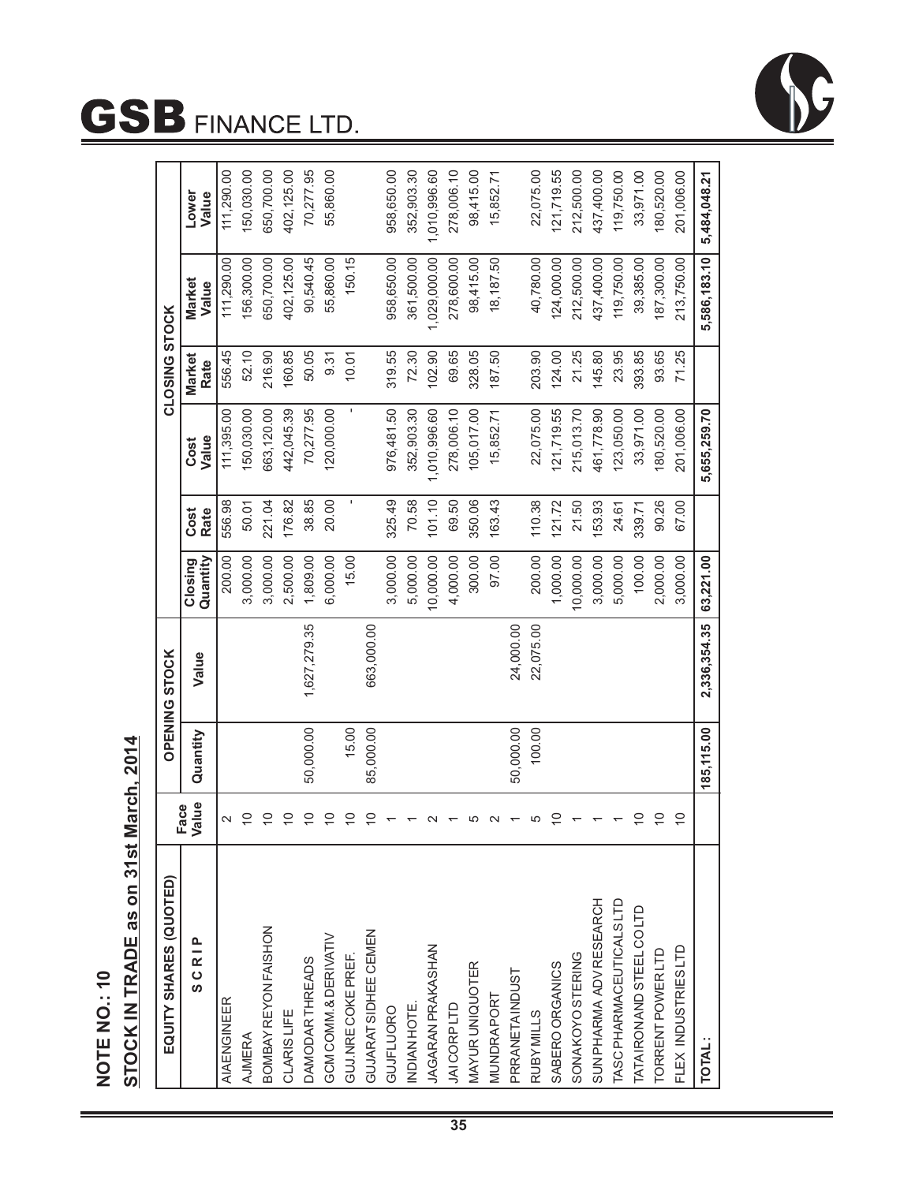# NOTE NO : 10

## STOCK IN TRADE as on 31st March, 2014

| EQUITY SHARES (QUOTED) | | OPENING STOCK | | | | | CLOSING STOCK | | | |
|---|---|---|---|---|---|---|---|---|---|---|
| S C R I P | Face Value | Quantity | Value | Closing Quantity | Cost Rate | Cost Value | Market Rate | Market Value | Lower Value |
| AIAENGINEER | 2 | | | 200.00 | 556.98 | 111,395.00 | 556.45 | 111,290.00 | 111,290.00 |
| AJMERA | 10 | | | 3,000.00 | 50.01 | 150,030.00 | 52.10 | 156,300.00 | 150,030.00 |
| BOMBAY REYON FAISHON | 10 | | | 3,000.00 | 221.04 | 663,120.00 | 216.90 | 650,700.00 | 650,700.00 |
| CLARIS LIFE | 10 | | | 2,500.00 | 176.82 | 442,045.39 | 160.85 | 402,125.00 | 402,125.00 |
| DAMODAR THREADS | 10 | 50,000.00 | 1,627,279.35 | 1,809.00 | 38.85 | 70,277.95 | 50.05 | 90,540.45 | 70,277.95 |
| GCM COMM.& DERIVATIV | 10 | | | 6,000.00 | 20.00 | 120,000.00 | 9.31 | 55,860.00 | 55,860.00 |
| GUJ.NRE COKE PREF. | 10 | 15.00 | | 15.00 | - | - | 10.01 | 150.15 | |
| GUJARAT SIDHEE CEMEN | 10 | 85,000.00 | 663,000.00 | | | | | | |
| GUJFLUORO | 1 | | | 3,000.00 | 325.49 | 976,481.50 | 319.55 | 958,650.00 | 958,650.00 |
| INDIAN HOTE. | 1 | | | 5,000.00 | 70.58 | 352,903.30 | 72.30 | 361,500.00 | 352,903.30 |
| JAGARAN PRAKASHAN | 2 | | | 10,000.00 | 101.10 | 1,010,996.60 | 102.90 | 1,029,000.00 | 1,010,996.60 |
| JAI CORP LTD | 1 | | | 4,000.00 | 69.50 | 278,006.10 | 69.65 | 278,600.00 | 278,006.10 |
| MAYUR UNIQUOTER | 5 | | | 300.00 | 350.06 | 105,017.00 | 328.05 | 98,415.00 | 98,415.00 |
| MUNDRAPORT | 2 | | | 97.00 | 163.43 | 15,852.71 | 187.50 | 18,187.50 | 15,852.71 |
| PRRANETA INDUST | 1 | 50,000.00 | 24,000.00 | | | | | | |
| RUBY MILLS | 5 | 100.00 | 22,075.00 | 200.00 | 110.38 | 22,075.00 | 203.90 | 40,780.00 | 22,075.00 |
| SABERO ORGANICS | 10 | | | 1,000.00 | 121.72 | 121,719.55 | 124.00 | 124,000.00 | 121,719.55 |
| SONA KOYO STERING | 1 | | | 10,000.00 | 21.50 | 215,013.70 | 21.25 | 212,500.00 | 212,500.00 |
| SUN PHARMA ADV RESEARCH | 1 | | | 3,000.00 | 153.93 | 461,778.90 | 145.80 | 437,400.00 | 437,400.00 |
| TASC PHARMACEUTICALS LTD | 1 | | | 5,000.00 | 24.61 | 123,050.00 | 23.95 | 119,750.00 | 119,750.00 |
| TATA IRON AND STEEL CO LTD | 10 | | | 100.00 | 339.71 | 33,971.00 | 393.85 | 39,385.00 | 33,971.00 |
| TORRENT POWER LTD | 10 | | | 2,000.00 | 90.26 | 180,520.00 | 93.65 | 187,300.00 | 180,520.00 |
| FLEX INDUSTRIES LTD | 10 | | | 3,000.00 | 67.00 | 201,006.00 | 71.25 | 213,750.00 | 201,006.00 |
| TOTAL : | | 185,115.00 | 2,336,354.35 | 63,221.00 | | 5,655,259.70 | | 5,586,183.10 | 5,484,048.21 |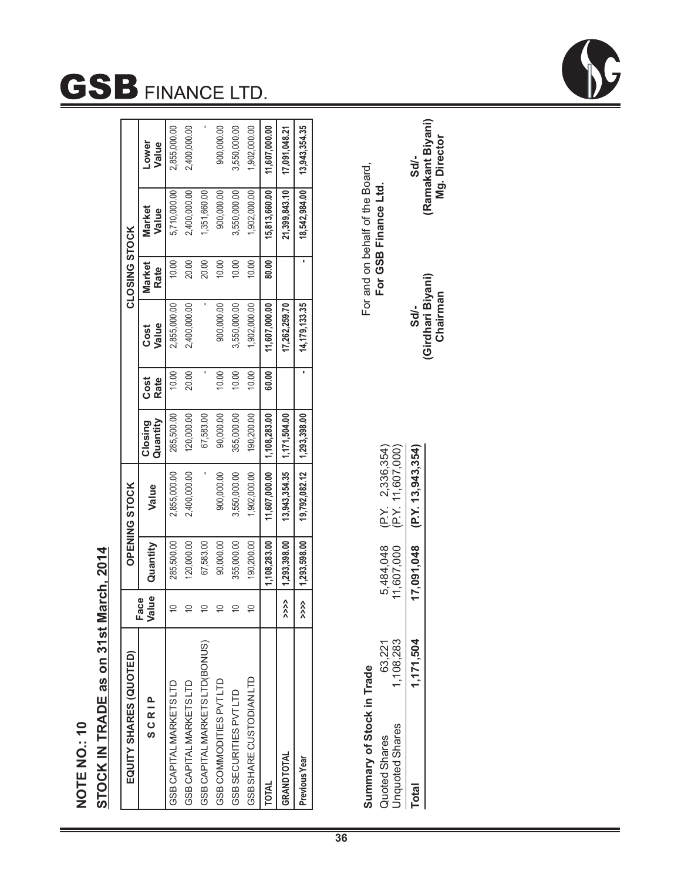## NOTE NO.: 10

## STOCK IN TRADE as on 31st March, 2014

| EQUITY SHARES (QUOTED) | | OPENING STOCK | | | | | CLOSING STOCK | | |
|---|---|---|---|---|---|---|---|---|---|
| SCRIP | Face Value | Quantity | Value | Closing Quantity | Cost Rate | Cost Value | Market Rate | Market Value | Lower Value |
| GSB CAPITAL MARKETS LTD | 10 | 285,500.00 | 2,855,000.00 | 285,500.00 | 10.00 | 2,855,000.00 | 10.00 | 5,710,000.00 | 2,855,000.00 |
| GSB CAPITAL MARKETS LTD | 10 | 120,000.00 | 2,400,000.00 | 120,000.00 | 20.00 | 2,400,000.00 | 20.00 | 2,400,000.00 | 2,400,000.00 |
| GSB CAPITAL MARKETS LTD(BONUS) | 10 | 67,583.00 | - | 67,583.00 | - | - | 20.00 | 1,351,660.00 | - |
| GSB COMMODITIES PVT LTD | 10 | 90,000.00 | 900,000.00 | 90,000.00 | 10.00 | 900,000.00 | 10.00 | 900,000.00 | 900,000.00 |
| GSB SECURITIES PVT LTD | 10 | 355,000.00 | 3,550,000.00 | 355,000.00 | 10.00 | 3,550,000.00 | 10.00 | 3,550,000.00 | 3,550,000.00 |
| GSB SHARE CUSTODIAN LTD | 10 | 190,200.00 | 1,902,000.00 | 190,200.00 | 10.00 | 1,902,000.00 | 10.00 | 1,902,000.00 | 1,902,000.00 |
| **TOTAL** | | **1,108,283.00** | **11,607,000.00** | **1,108,283.00** | **60.00** | **11,607,000.00** | **80.00** | **15,813,660.00** | **11,607,000.00** |
| **GRAND TOTAL** | >>>> | **1,293,398.00** | **13,943,354.35** | **1,171,504.00** | | **17,262,259.70** | | **21,399,843.10** | **17,091,048.21** |
| **Previous Year** | >>>> | **1,293,598.00** | **19,792,082.12** | **1,293,398.00** | - | **14,179,133.35** | - | **18,542,984.00** | **13,943,354.35** |

**Summary of Stock in Trade**

| | | | |
|---|---|---|---|
| Quoted Shares | 63,221 | 5,484,048 | (P.Y. 2,336,354) |
| Unquoted Shares | 1,108,283 | 11,607,000 | (P.Y. 11,607,000) |
| **Total** | **1,171,504** | **17,091,048** | **(P.Y. 13,943,354)** |

For and on behalf of the Board,
**For GSB Finance Ltd.**

**Sd/-**
**(Girdhari Biyani)**
**Chairman**

**Sd/-**
**(Ramakant Biyani)**
**Mg. Director**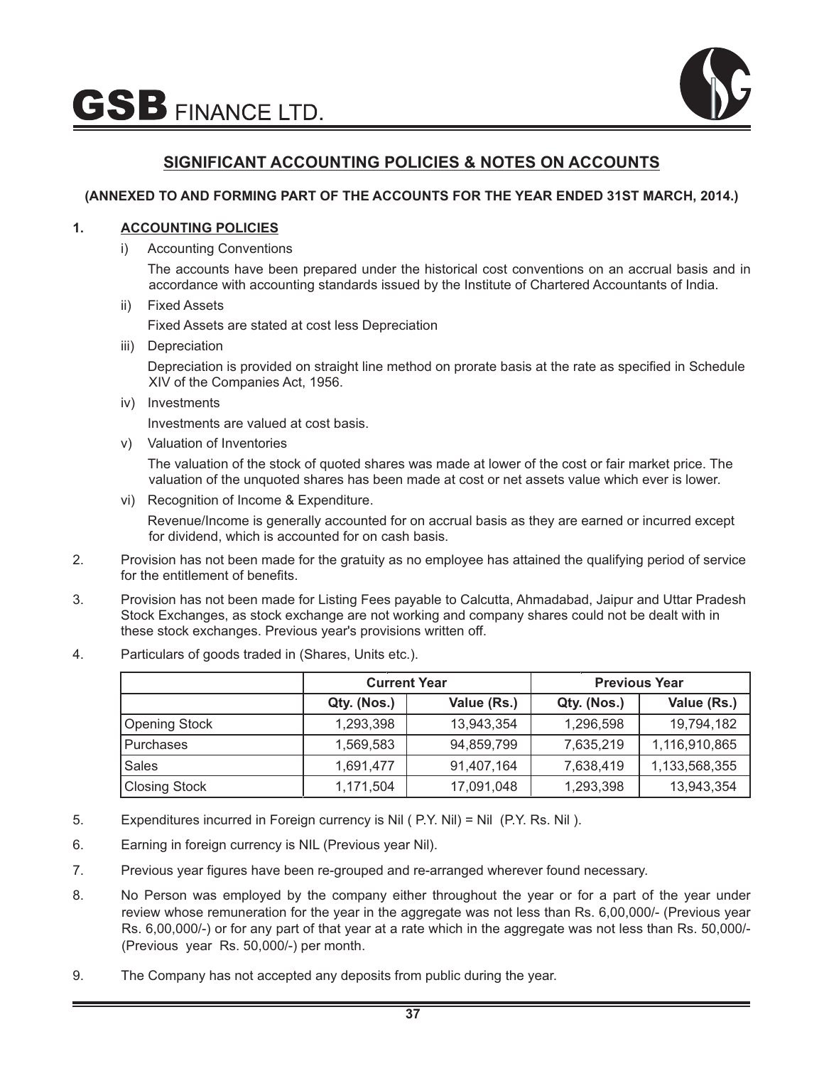## SIGNIFICANT ACCOUNTING POLICIES & NOTES ON ACCOUNTS

**(ANNEXED TO AND FORMING PART OF THE ACCOUNTS FOR THE YEAR ENDED 31ST MARCH, 2014.)**

1. **ACCOUNTING POLICIES**

   i) Accounting Conventions

   The accounts have been prepared under the historical cost conventions on an accrual basis and in accordance with accounting standards issued by the Institute of Chartered Accountants of India.

   ii) Fixed Assets

   Fixed Assets are stated at cost less Depreciation

   iii) Depreciation

   Depreciation is provided on straight line method on prorate basis at the rate as specified in Schedule XIV of the Companies Act, 1956.

   iv) Investments

   Investments are valued at cost basis.

   v) Valuation of Inventories

   The valuation of the stock of quoted shares was made at lower of the cost or fair market price. The valuation of the unquoted shares has been made at cost or net assets value which ever is lower.

   vi) Recognition of Income & Expenditure.

   Revenue/Income is generally accounted for on accrual basis as they are earned or incurred except for dividend, which is accounted for on cash basis.

2. Provision has not been made for the gratuity as no employee has attained the qualifying period of service for the entitlement of benefits.

3. Provision has not been made for Listing Fees payable to Calcutta, Ahmadabad, Jaipur and Uttar Pradesh Stock Exchanges, as stock exchange are not working and company shares could not be dealt with in these stock exchanges. Previous year's provisions written off.

4. Particulars of goods traded in (Shares, Units etc.).

| | Current Year | | Previous Year | |
|---|---|---|---|---|
| | Qty. (Nos.) | Value (Rs.) | Qty. (Nos.) | Value (Rs.) |
| Opening Stock | 1,293,398 | 13,943,354 | 1,296,598 | 19,794,182 |
| Purchases | 1,569,583 | 94,859,799 | 7,635,219 | 1,116,910,865 |
| Sales | 1,691,477 | 91,407,164 | 7,638,419 | 1,133,568,355 |
| Closing Stock | 1,171,504 | 17,091,048 | 1,293,398 | 13,943,354 |

5. Expenditures incurred in Foreign currency is Nil ( P.Y. Nil) = Nil (P.Y. Rs. Nil ).

6. Earning in foreign currency is NIL (Previous year Nil).

7. Previous year figures have been re-grouped and re-arranged wherever found necessary.

8. No Person was employed by the company either throughout the year or for a part of the year under review whose remuneration for the year in the aggregate was not less than Rs. 6,00,000/- (Previous year Rs. 6,00,000/-) or for any part of that year at a rate which in the aggregate was not less than Rs. 50,000/- (Previous year Rs. 50,000/-) per month.

9. The Company has not accepted any deposits from public during the year.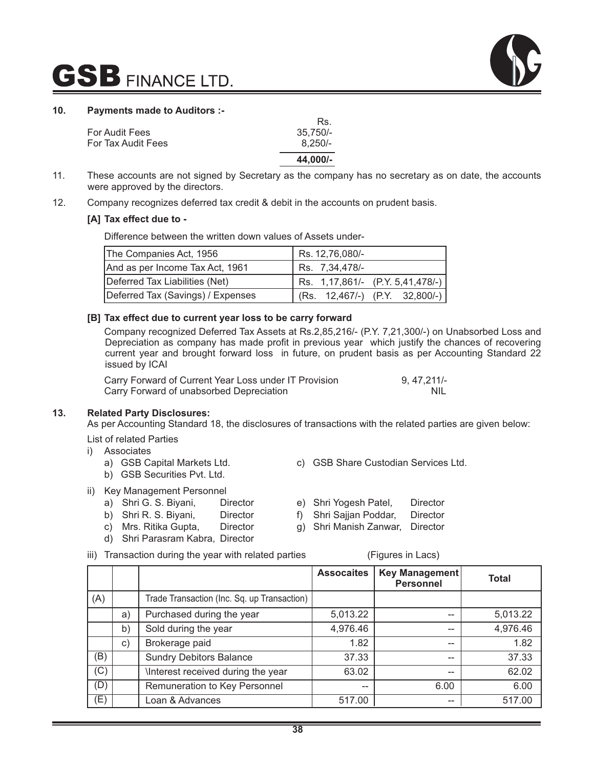**10. Payments made to Auditors :-**

| | Rs. |
|---|---|
| For Audit Fees | 35,750/- |
| For Tax Audit Fees | 8,250/- |
| | **44,000/-** |

11. These accounts are not signed by Secretary as the company has no secretary as on date, the accounts were approved by the directors.

12. Company recognizes deferred tax credit & debit in the accounts on prudent basis.

**[A] Tax effect due to -**

Difference between the written down values of Assets under-

| | |
|---|---|
| The Companies Act, 1956 | Rs. 12,76,080/- |
| And as per Income Tax Act, 1961 | Rs. 7,34,478/- |
| Deferred Tax Liabilities (Net) | Rs. 1,17,861/- (P.Y. 5,41,478/-) |
| Deferred Tax (Savings) / Expenses | (Rs. 12,467/-) (P.Y. 32,800/-) |

**[B] Tax effect due to current year loss to be carry forward**

Company recognized Deferred Tax Assets at Rs.2,85,216/- (P.Y. 7,21,300/-) on Unabsorbed Loss and Depreciation as company has made profit in previous year which justify the chances of recovering current year and brought forward loss in future, on prudent basis as per Accounting Standard 22 issued by ICAI

| | |
|---|---|
| Carry Forward of Current Year Loss under IT Provision | 9, 47,211/- |
| Carry Forward of unabsorbed Depreciation | NIL |

**13. Related Party Disclosures:**

As per Accounting Standard 18, the disclosures of transactions with the related parties are given below:

List of related Parties

i) Associates
   a) GSB Capital Markets Ltd.
   b) GSB Securities Pvt. Ltd.
   c) GSB Share Custodian Services Ltd.

ii) Key Management Personnel
   a) Shri G. S. Biyani, Director
   b) Shri R. S. Biyani, Director
   c) Mrs. Ritika Gupta, Director
   d) Shri Parasram Kabra, Director
   e) Shri Yogesh Patel, Director
   f) Shri Sajjan Poddar, Director
   g) Shri Manish Zanwar, Director

iii) Transaction during the year with related parties (Figures in Lacs)

| | | | Assocaites | Key Management Personnel | Total |
|---|---|---|---|---|---|
| (A) | | Trade Transaction (Inc. Sq. up Transaction) | | | |
| | a) | Purchased during the year | 5,013.22 | -- | 5,013.22 |
| | b) | Sold during the year | 4,976.46 | -- | 4,976.46 |
| | c) | Brokerage paid | 1.82 | -- | 1.82 |
| (B) | | Sundry Debitors Balance | 37.33 | -- | 37.33 |
| (C) | | \Interest received during the year | 63.02 | -- | 62.02 |
| (D) | | Remuneration to Key Personnel | -- | 6.00 | 6.00 |
| (E) | | Loan & Advances | 517.00 | -- | 517.00 |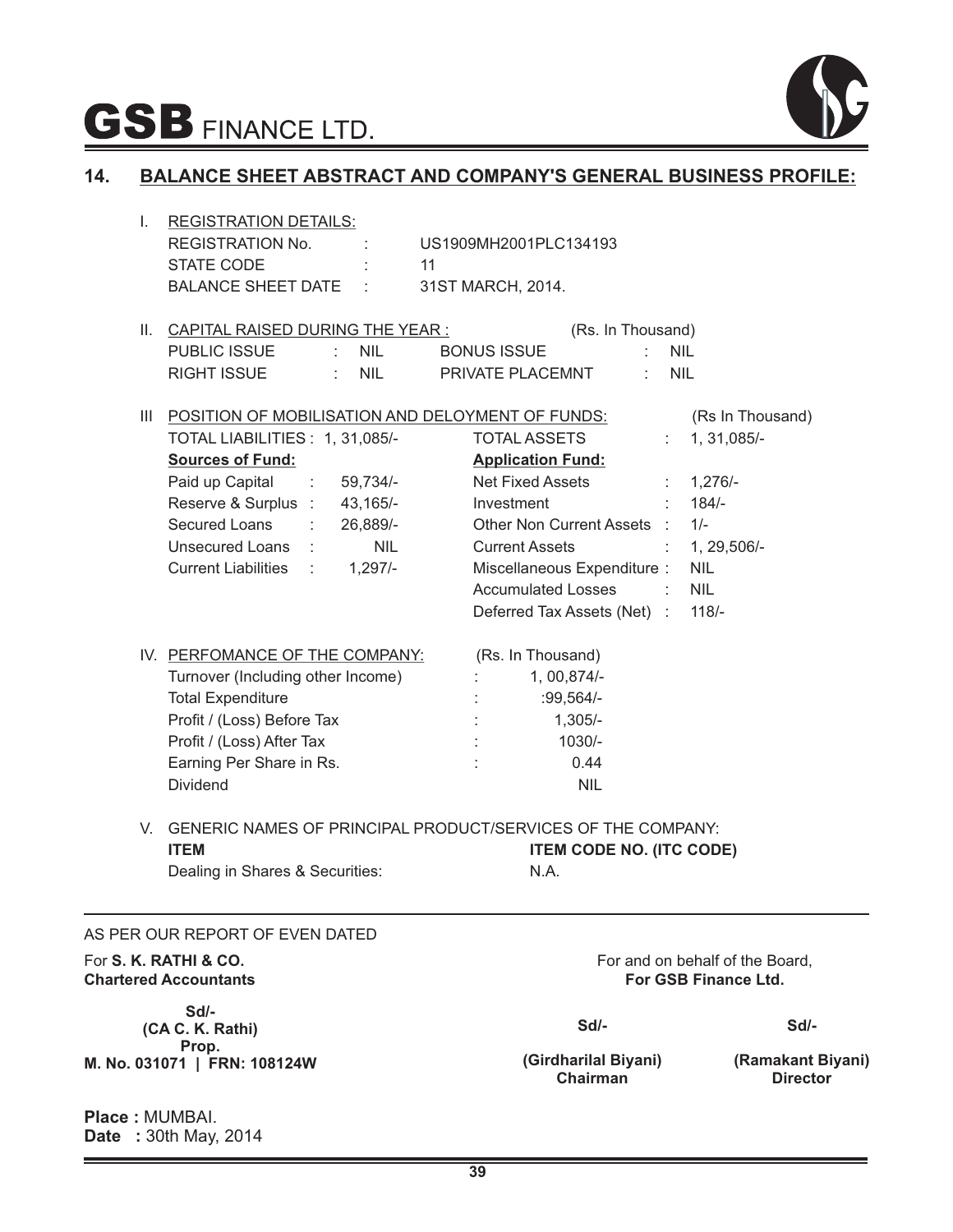# GSB FINANCE LTD.

## 14. BALANCE SHEET ABSTRACT AND COMPANY'S GENERAL BUSINESS PROFILE:

I. REGISTRATION DETAILS:

| | | |
|---|---|---|
| REGISTRATION No. | : | US1909MH2001PLC134193 |
| STATE CODE | : | 11 |
| BALANCE SHEET DATE | : | 31ST MARCH, 2014. |

II. CAPITAL RAISED DURING THE YEAR : (Rs. In Thousand)

| | | | | | |
|---|---|---|---|---|---|
| PUBLIC ISSUE | : | NIL | BONUS ISSUE | : | NIL |
| RIGHT ISSUE | : | NIL | PRIVATE PLACEMNT | : | NIL |

III POSITION OF MOBILISATION AND DELOYMENT OF FUNDS: (Rs In Thousand)

| | | | | | |
|---|---|---|---|---|---|
| TOTAL LIABILITIES : | | 1, 31,085/- | TOTAL ASSETS | : | 1, 31,085/- |
| **Sources of Fund:** | | | **Application Fund:** | | |
| Paid up Capital | : | 59,734/- | Net Fixed Assets | : | 1,276/- |
| Reserve & Surplus | : | 43,165/- | Investment | : | 184/- |
| Secured Loans | : | 26,889/- | Other Non Current Assets | : | 1/- |
| Unsecured Loans | : | NIL | Current Assets | : | 1, 29,506/- |
| Current Liabilities | : | 1,297/- | Miscellaneous Expenditure | : | NIL |
| | | | Accumulated Losses | : | NIL |
| | | | Deferred Tax Assets (Net) | : | 118/- |

IV. PERFOMANCE OF THE COMPANY: (Rs. In Thousand)

| | | |
|---|---|---|
| Turnover (Including other Income) | : | 1, 00,874/- |
| Total Expenditure | : | :99,564/- |
| Profit / (Loss) Before Tax | : | 1,305/- |
| Profit / (Loss) After Tax | : | 1030/- |
| Earning Per Share in Rs. | : | 0.44 |
| Dividend | | NIL |

V. GENERIC NAMES OF PRINCIPAL PRODUCT/SERVICES OF THE COMPANY:

| **ITEM** | **ITEM CODE NO. (ITC CODE)** |
|---|---|
| Dealing in Shares & Securities: | N.A. |

AS PER OUR REPORT OF EVEN DATED

For **S. K. RATHI & CO.**
**Chartered Accountants**

**Sd/-**
**(CA C. K. Rathi)**
**Prop.**
**M. No. 031071 | FRN: 108124W**

For and on behalf of the Board,
**For GSB Finance Ltd.**

| **Sd/-** | **Sd/-** |
|---|---|
| **(Girdharilal Biyani)** | **(Ramakant Biyani)** |
| **Chairman** | **Director** |

**Place :** MUMBAI.
**Date :** 30th May, 2014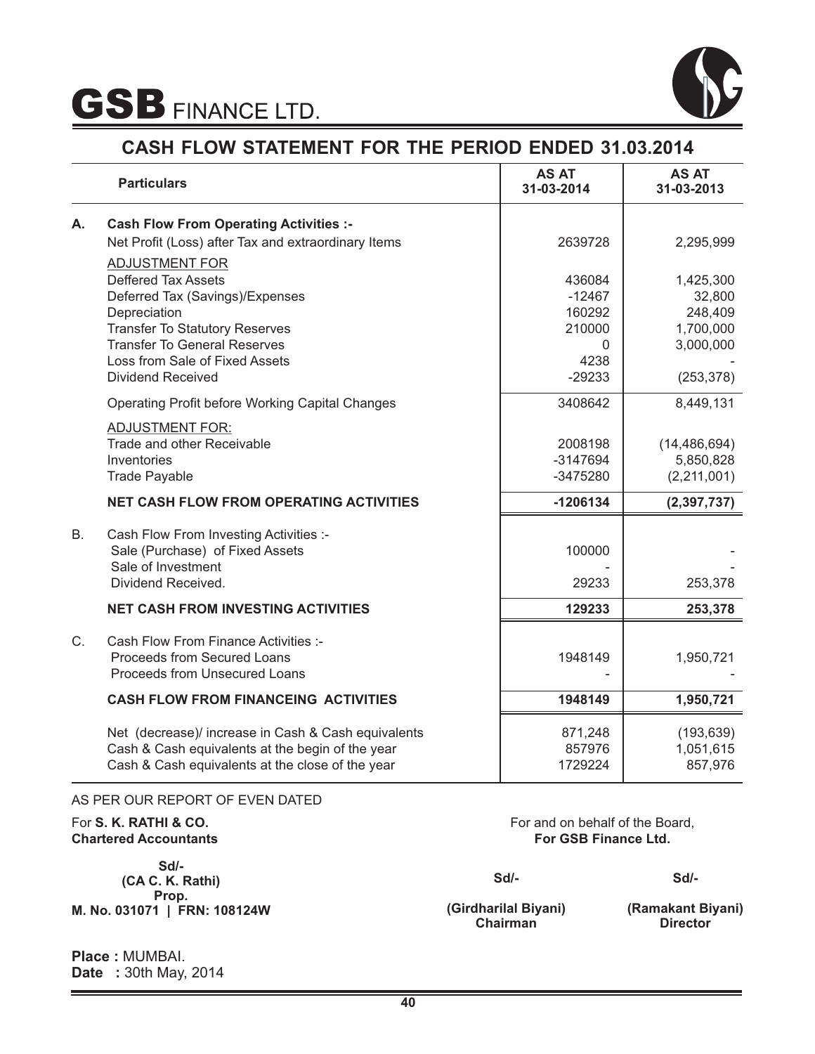# GSB FINANCE LTD.

## CASH FLOW STATEMENT FOR THE PERIOD ENDED 31.03.2014

| | Particulars | AS AT 31-03-2014 | AS AT 31-03-2013 |
|---|---|---|---|
| **A.** | **Cash Flow From Operating Activities :-** | | |
| | Net Profit (Loss) after Tax and extraordinary Items | 2639728 | 2,295,999 |
| | ADJUSTMENT FOR | | |
| | Deffered Tax Assets | 436084 | 1,425,300 |
| | Deferred Tax (Savings)/Expenses | -12467 | 32,800 |
| | Depreciation | 160292 | 248,409 |
| | Transfer To Statutory Reserves | 210000 | 1,700,000 |
| | Transfer To General Reserves | 0 | 3,000,000 |
| | Loss from Sale of Fixed Assets | 4238 | - |
| | Dividend Received | -29233 | (253,378) |
| | Operating Profit before Working Capital Changes | 3408642 | 8,449,131 |
| | ADJUSTMENT FOR: | | |
| | Trade and other Receivable | 2008198 | (14,486,694) |
| | Inventories | -3147694 | 5,850,828 |
| | Trade Payable | -3475280 | (2,211,001) |
| | **NET CASH FLOW FROM OPERATING ACTIVITIES** | **-1206134** | **(2,397,737)** |
| B. | Cash Flow From Investing Activities :- | | |
| | Sale (Purchase) of Fixed Assets | 100000 | - |
| | Sale of Investment | - | - |
| | Dividend Received. | 29233 | 253,378 |
| | **NET CASH FROM INVESTING ACTIVITIES** | **129233** | **253,378** |
| C. | Cash Flow From Finance Activities :- | | |
| | Proceeds from Secured Loans | 1948149 | 1,950,721 |
| | Proceeds from Unsecured Loans | - | - |
| | **CASH FLOW FROM FINANCEING ACTIVITIES** | **1948149** | **1,950,721** |
| | Net (decrease)/ increase in Cash & Cash equivalents | 871,248 | (193,639) |
| | Cash & Cash equivalents at the begin of the year | 857976 | 1,051,615 |
| | Cash & Cash equivalents at the close of the year | 1729224 | 857,976 |

AS PER OUR REPORT OF EVEN DATED

For **S. K. RATHI & CO.**
**Chartered Accountants**

**Sd/-**
**(CA C. K. Rathi)**
**Prop.**
**M. No. 031071 | FRN: 108124W**

For and on behalf of the Board,
**For GSB Finance Ltd.**

**Sd/-**
**(Girdharilal Biyani)**
**Chairman**

**Sd/-**
**(Ramakant Biyani)**
**Director**

**Place :** MUMBAI.
**Date :** 30th May, 2014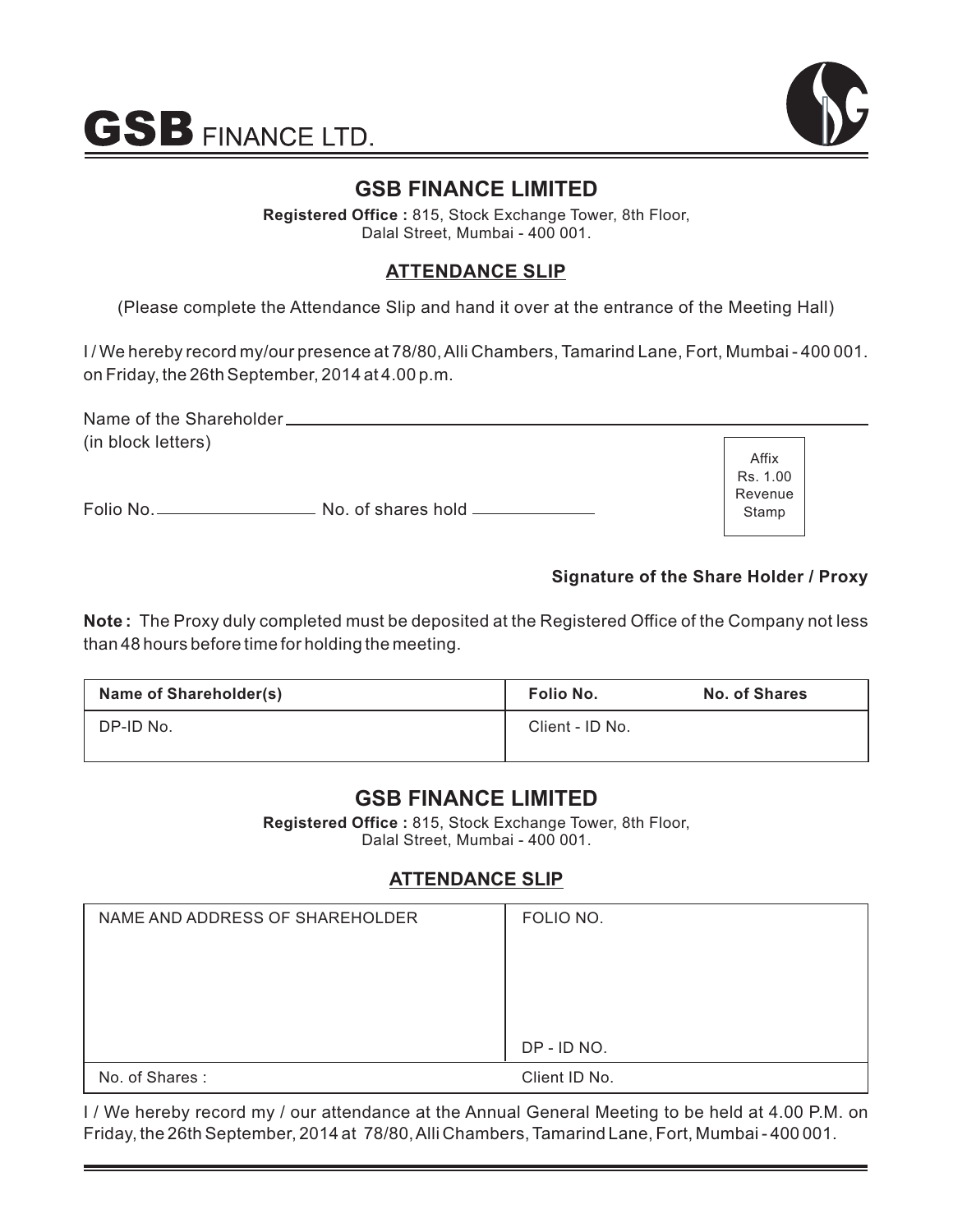# GSB FINANCE LTD.

## GSB FINANCE LIMITED

**Registered Office :** 815, Stock Exchange Tower, 8th Floor,
Dalal Street, Mumbai - 400 001.

### ATTENDANCE SLIP

(Please complete the Attendance Slip and hand it over at the entrance of the Meeting Hall)

I / We hereby record my/our presence at 78/80, Alli Chambers, Tamarind Lane, Fort, Mumbai - 400 001. on Friday, the 26th September, 2014 at 4.00 p.m.

Name of the Shareholder ____________________
(in block letters)

Folio No. ____________ No. of shares hold ____________

Affix
Rs. 1.00
Revenue
Stamp

**Signature of the Share Holder / Proxy**

**Note :** The Proxy duly completed must be deposited at the Registered Office of the Company not less than 48 hours before time for holding the meeting.

| Name of Shareholder(s) | Folio No. | No. of Shares |
|---|---|---|
| DP-ID No. | Client - ID No. | |

## GSB FINANCE LIMITED

**Registered Office :** 815, Stock Exchange Tower, 8th Floor,
Dalal Street, Mumbai - 400 001.

### ATTENDANCE SLIP

| NAME AND ADDRESS OF SHAREHOLDER | FOLIO NO.<br><br>DP - ID NO. |
|---|---|
| No. of Shares : | Client ID No. |

I / We hereby record my / our attendance at the Annual General Meeting to be held at 4.00 P.M. on Friday, the 26th September, 2014 at 78/80, Alli Chambers, Tamarind Lane, Fort, Mumbai - 400 001.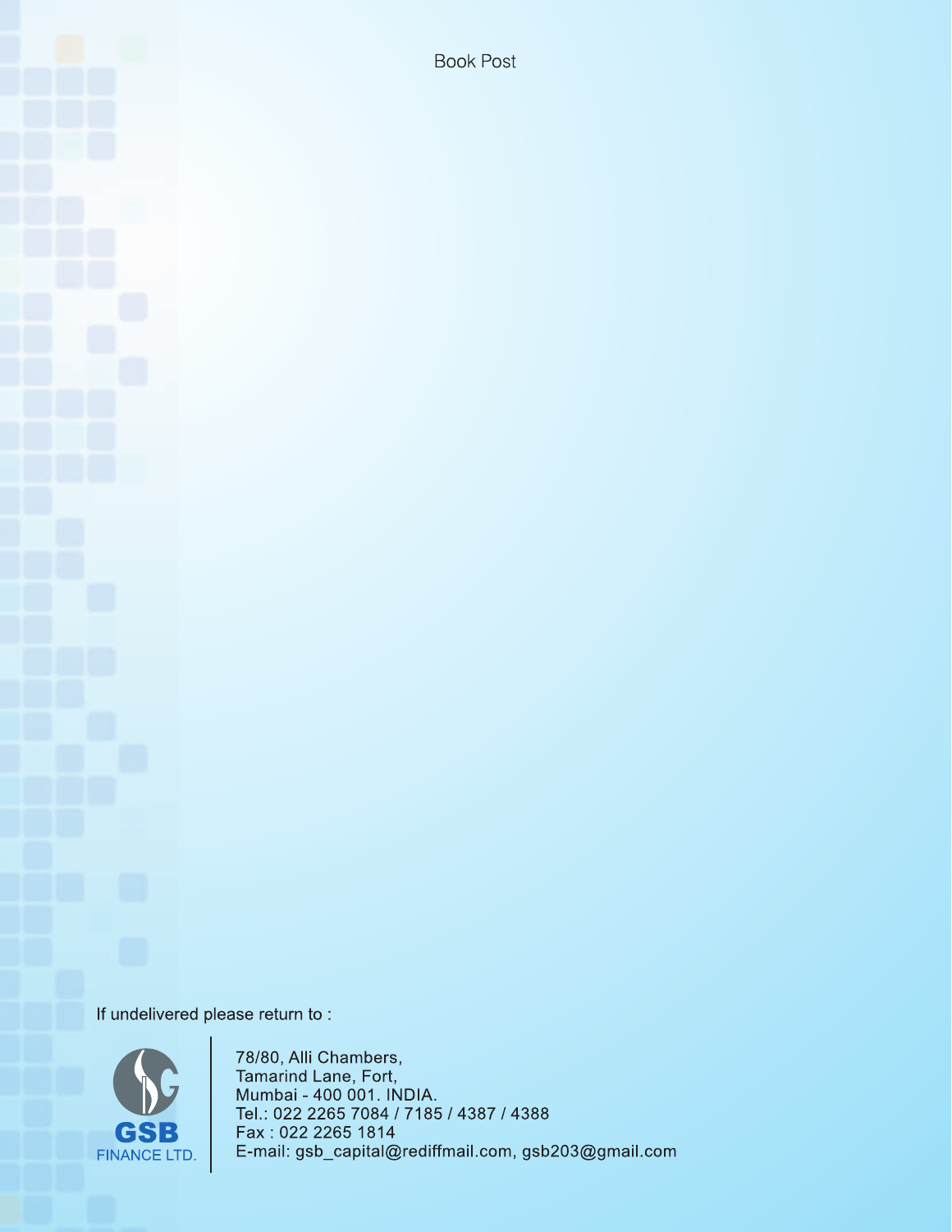Book Post

If undelivered please return to :

GSB
FINANCE LTD.

78/80, Alli Chambers,
Tamarind Lane, Fort,
Mumbai - 400 001. INDIA.
Tel.: 022 2265 7084 / 7185 / 4387 / 4388
Fax : 022 2265 1814
E-mail: gsb_capital@rediffmail.com, gsb203@gmail.com